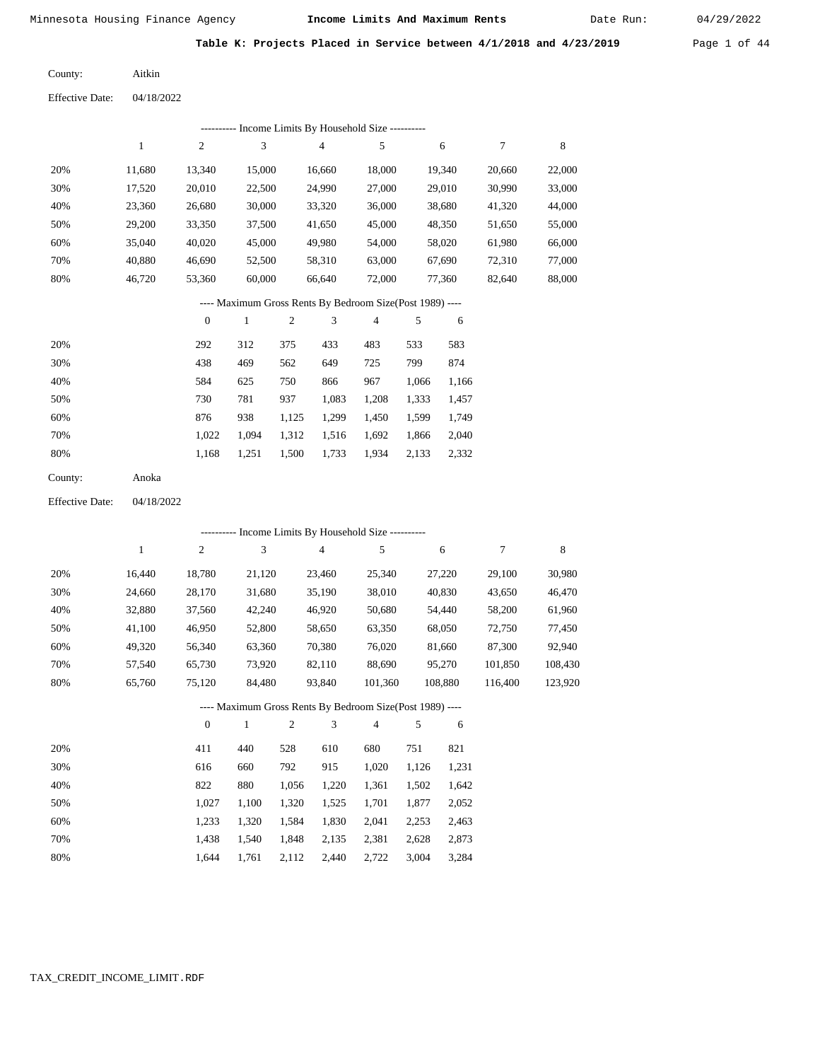# Income Limits And Maximum Rents

## Table K: Projects Placed in Service between 4/1/2018 and 4/23/2019

County: Aitkin

Effective Date: 04/18/2022

---------- Income Limits By Household Size ----------

| | 1 | 2 | 3 | 4 | 5 | 6 | 7 | 8 |
|---|---|---|---|---|---|---|---|---|
| 20% | 11,680 | 13,340 | 15,000 | 16,660 | 18,000 | 19,340 | 20,660 | 22,000 |
| 30% | 17,520 | 20,010 | 22,500 | 24,990 | 27,000 | 29,010 | 30,990 | 33,000 |
| 40% | 23,360 | 26,680 | 30,000 | 33,320 | 36,000 | 38,680 | 41,320 | 44,000 |
| 50% | 29,200 | 33,350 | 37,500 | 41,650 | 45,000 | 48,350 | 51,650 | 55,000 |
| 60% | 35,040 | 40,020 | 45,000 | 49,980 | 54,000 | 58,020 | 61,980 | 66,000 |
| 70% | 40,880 | 46,690 | 52,500 | 58,310 | 63,000 | 67,690 | 72,310 | 77,000 |
| 80% | 46,720 | 53,360 | 60,000 | 66,640 | 72,000 | 77,360 | 82,640 | 88,000 |

---- Maximum Gross Rents By Bedroom Size(Post 1989) ----

| | 0 | 1 | 2 | 3 | 4 | 5 | 6 |
|---|---|---|---|---|---|---|---|
| 20% | 292 | 312 | 375 | 433 | 483 | 533 | 583 |
| 30% | 438 | 469 | 562 | 649 | 725 | 799 | 874 |
| 40% | 584 | 625 | 750 | 866 | 967 | 1,066 | 1,166 |
| 50% | 730 | 781 | 937 | 1,083 | 1,208 | 1,333 | 1,457 |
| 60% | 876 | 938 | 1,125 | 1,299 | 1,450 | 1,599 | 1,749 |
| 70% | 1,022 | 1,094 | 1,312 | 1,516 | 1,692 | 1,866 | 2,040 |
| 80% | 1,168 | 1,251 | 1,500 | 1,733 | 1,934 | 2,133 | 2,332 |

County: Anoka

Effective Date: 04/18/2022

---------- Income Limits By Household Size ----------

| | 1 | 2 | 3 | 4 | 5 | 6 | 7 | 8 |
|---|---|---|---|---|---|---|---|---|
| 20% | 16,440 | 18,780 | 21,120 | 23,460 | 25,340 | 27,220 | 29,100 | 30,980 |
| 30% | 24,660 | 28,170 | 31,680 | 35,190 | 38,010 | 40,830 | 43,650 | 46,470 |
| 40% | 32,880 | 37,560 | 42,240 | 46,920 | 50,680 | 54,440 | 58,200 | 61,960 |
| 50% | 41,100 | 46,950 | 52,800 | 58,650 | 63,350 | 68,050 | 72,750 | 77,450 |
| 60% | 49,320 | 56,340 | 63,360 | 70,380 | 76,020 | 81,660 | 87,300 | 92,940 |
| 70% | 57,540 | 65,730 | 73,920 | 82,110 | 88,690 | 95,270 | 101,850 | 108,430 |
| 80% | 65,760 | 75,120 | 84,480 | 93,840 | 101,360 | 108,880 | 116,400 | 123,920 |

---- Maximum Gross Rents By Bedroom Size(Post 1989) ----

| | 0 | 1 | 2 | 3 | 4 | 5 | 6 |
|---|---|---|---|---|---|---|---|
| 20% | 411 | 440 | 528 | 610 | 680 | 751 | 821 |
| 30% | 616 | 660 | 792 | 915 | 1,020 | 1,126 | 1,231 |
| 40% | 822 | 880 | 1,056 | 1,220 | 1,361 | 1,502 | 1,642 |
| 50% | 1,027 | 1,100 | 1,320 | 1,525 | 1,701 | 1,877 | 2,052 |
| 60% | 1,233 | 1,320 | 1,584 | 1,830 | 2,041 | 2,253 | 2,463 |
| 70% | 1,438 | 1,540 | 1,848 | 2,135 | 2,381 | 2,628 | 2,873 |
| 80% | 1,644 | 1,761 | 2,112 | 2,440 | 2,722 | 3,004 | 3,284 |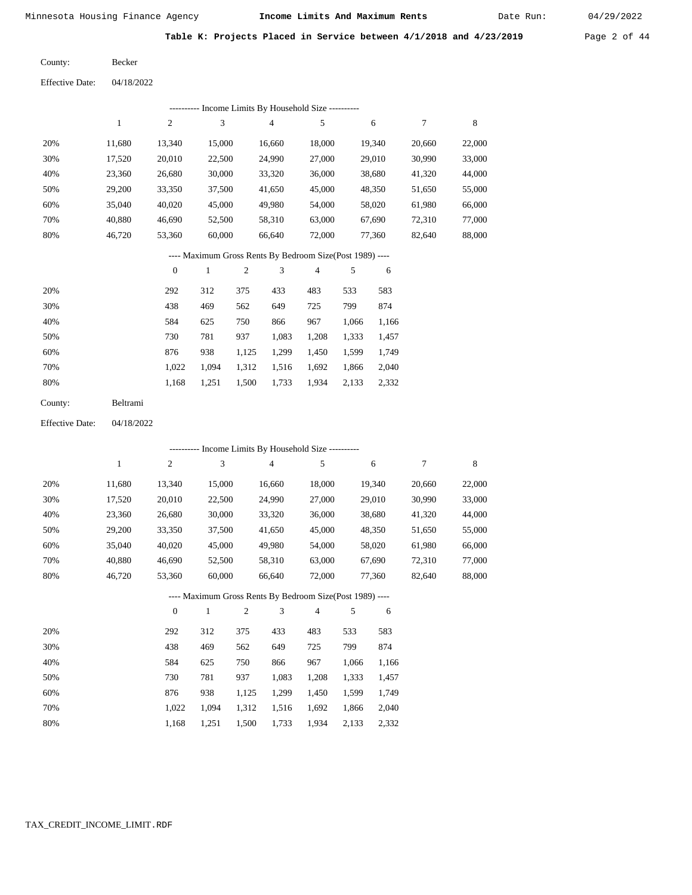**Table K: Projects Placed in Service between 4/1/2018 and 4/23/2019**

County: Becker

Effective Date: 04/18/2022

---------- Income Limits By Household Size ----------

| | 1 | 2 | 3 | 4 | 5 | 6 | 7 | 8 |
|---|---|---|---|---|---|---|---|---|
| 20% | 11,680 | 13,340 | 15,000 | 16,660 | 18,000 | 19,340 | 20,660 | 22,000 |
| 30% | 17,520 | 20,010 | 22,500 | 24,990 | 27,000 | 29,010 | 30,990 | 33,000 |
| 40% | 23,360 | 26,680 | 30,000 | 33,320 | 36,000 | 38,680 | 41,320 | 44,000 |
| 50% | 29,200 | 33,350 | 37,500 | 41,650 | 45,000 | 48,350 | 51,650 | 55,000 |
| 60% | 35,040 | 40,020 | 45,000 | 49,980 | 54,000 | 58,020 | 61,980 | 66,000 |
| 70% | 40,880 | 46,690 | 52,500 | 58,310 | 63,000 | 67,690 | 72,310 | 77,000 |
| 80% | 46,720 | 53,360 | 60,000 | 66,640 | 72,000 | 77,360 | 82,640 | 88,000 |

---- Maximum Gross Rents By Bedroom Size(Post 1989) ----

| | 0 | 1 | 2 | 3 | 4 | 5 | 6 |
|---|---|---|---|---|---|---|---|
| 20% | 292 | 312 | 375 | 433 | 483 | 533 | 583 |
| 30% | 438 | 469 | 562 | 649 | 725 | 799 | 874 |
| 40% | 584 | 625 | 750 | 866 | 967 | 1,066 | 1,166 |
| 50% | 730 | 781 | 937 | 1,083 | 1,208 | 1,333 | 1,457 |
| 60% | 876 | 938 | 1,125 | 1,299 | 1,450 | 1,599 | 1,749 |
| 70% | 1,022 | 1,094 | 1,312 | 1,516 | 1,692 | 1,866 | 2,040 |
| 80% | 1,168 | 1,251 | 1,500 | 1,733 | 1,934 | 2,133 | 2,332 |

County: Beltrami

Effective Date: 04/18/2022

---------- Income Limits By Household Size ----------

| | 1 | 2 | 3 | 4 | 5 | 6 | 7 | 8 |
|---|---|---|---|---|---|---|---|---|
| 20% | 11,680 | 13,340 | 15,000 | 16,660 | 18,000 | 19,340 | 20,660 | 22,000 |
| 30% | 17,520 | 20,010 | 22,500 | 24,990 | 27,000 | 29,010 | 30,990 | 33,000 |
| 40% | 23,360 | 26,680 | 30,000 | 33,320 | 36,000 | 38,680 | 41,320 | 44,000 |
| 50% | 29,200 | 33,350 | 37,500 | 41,650 | 45,000 | 48,350 | 51,650 | 55,000 |
| 60% | 35,040 | 40,020 | 45,000 | 49,980 | 54,000 | 58,020 | 61,980 | 66,000 |
| 70% | 40,880 | 46,690 | 52,500 | 58,310 | 63,000 | 67,690 | 72,310 | 77,000 |
| 80% | 46,720 | 53,360 | 60,000 | 66,640 | 72,000 | 77,360 | 82,640 | 88,000 |

---- Maximum Gross Rents By Bedroom Size(Post 1989) ----

| | 0 | 1 | 2 | 3 | 4 | 5 | 6 |
|---|---|---|---|---|---|---|---|
| 20% | 292 | 312 | 375 | 433 | 483 | 533 | 583 |
| 30% | 438 | 469 | 562 | 649 | 725 | 799 | 874 |
| 40% | 584 | 625 | 750 | 866 | 967 | 1,066 | 1,166 |
| 50% | 730 | 781 | 937 | 1,083 | 1,208 | 1,333 | 1,457 |
| 60% | 876 | 938 | 1,125 | 1,299 | 1,450 | 1,599 | 1,749 |
| 70% | 1,022 | 1,094 | 1,312 | 1,516 | 1,692 | 1,866 | 2,040 |
| 80% | 1,168 | 1,251 | 1,500 | 1,733 | 1,934 | 2,133 | 2,332 |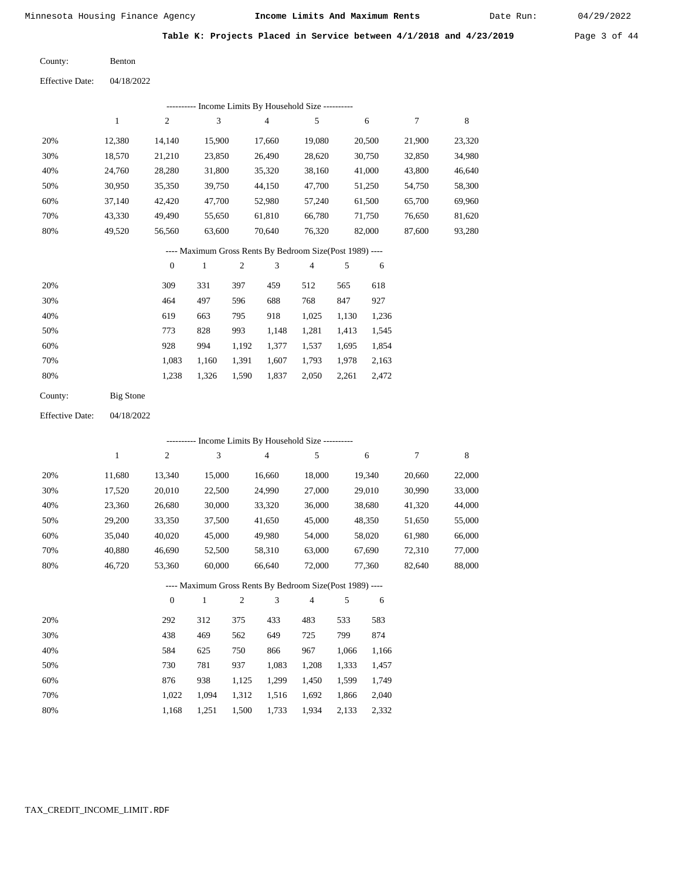Minnesota Housing Finance Agency **Income Limits And Maximum Rents** Date Run: 04/29/2022

**Table K: Projects Placed in Service between 4/1/2018 and 4/23/2019**

County: Benton

Effective Date: 04/18/2022

---------- Income Limits By Household Size ----------

| | 1 | 2 | 3 | 4 | 5 | 6 | 7 | 8 |
|---|---|---|---|---|---|---|---|---|
| 20% | 12,380 | 14,140 | 15,900 | 17,660 | 19,080 | 20,500 | 21,900 | 23,320 |
| 30% | 18,570 | 21,210 | 23,850 | 26,490 | 28,620 | 30,750 | 32,850 | 34,980 |
| 40% | 24,760 | 28,280 | 31,800 | 35,320 | 38,160 | 41,000 | 43,800 | 46,640 |
| 50% | 30,950 | 35,350 | 39,750 | 44,150 | 47,700 | 51,250 | 54,750 | 58,300 |
| 60% | 37,140 | 42,420 | 47,700 | 52,980 | 57,240 | 61,500 | 65,700 | 69,960 |
| 70% | 43,330 | 49,490 | 55,650 | 61,810 | 66,780 | 71,750 | 76,650 | 81,620 |
| 80% | 49,520 | 56,560 | 63,600 | 70,640 | 76,320 | 82,000 | 87,600 | 93,280 |

---- Maximum Gross Rents By Bedroom Size(Post 1989) ----

| | 0 | 1 | 2 | 3 | 4 | 5 | 6 |
|---|---|---|---|---|---|---|---|
| 20% | 309 | 331 | 397 | 459 | 512 | 565 | 618 |
| 30% | 464 | 497 | 596 | 688 | 768 | 847 | 927 |
| 40% | 619 | 663 | 795 | 918 | 1,025 | 1,130 | 1,236 |
| 50% | 773 | 828 | 993 | 1,148 | 1,281 | 1,413 | 1,545 |
| 60% | 928 | 994 | 1,192 | 1,377 | 1,537 | 1,695 | 1,854 |
| 70% | 1,083 | 1,160 | 1,391 | 1,607 | 1,793 | 1,978 | 2,163 |
| 80% | 1,238 | 1,326 | 1,590 | 1,837 | 2,050 | 2,261 | 2,472 |

County: Big Stone

Effective Date: 04/18/2022

---------- Income Limits By Household Size ----------

| | 1 | 2 | 3 | 4 | 5 | 6 | 7 | 8 |
|---|---|---|---|---|---|---|---|---|
| 20% | 11,680 | 13,340 | 15,000 | 16,660 | 18,000 | 19,340 | 20,660 | 22,000 |
| 30% | 17,520 | 20,010 | 22,500 | 24,990 | 27,000 | 29,010 | 30,990 | 33,000 |
| 40% | 23,360 | 26,680 | 30,000 | 33,320 | 36,000 | 38,680 | 41,320 | 44,000 |
| 50% | 29,200 | 33,350 | 37,500 | 41,650 | 45,000 | 48,350 | 51,650 | 55,000 |
| 60% | 35,040 | 40,020 | 45,000 | 49,980 | 54,000 | 58,020 | 61,980 | 66,000 |
| 70% | 40,880 | 46,690 | 52,500 | 58,310 | 63,000 | 67,690 | 72,310 | 77,000 |
| 80% | 46,720 | 53,360 | 60,000 | 66,640 | 72,000 | 77,360 | 82,640 | 88,000 |

---- Maximum Gross Rents By Bedroom Size(Post 1989) ----

| | 0 | 1 | 2 | 3 | 4 | 5 | 6 |
|---|---|---|---|---|---|---|---|
| 20% | 292 | 312 | 375 | 433 | 483 | 533 | 583 |
| 30% | 438 | 469 | 562 | 649 | 725 | 799 | 874 |
| 40% | 584 | 625 | 750 | 866 | 967 | 1,066 | 1,166 |
| 50% | 730 | 781 | 937 | 1,083 | 1,208 | 1,333 | 1,457 |
| 60% | 876 | 938 | 1,125 | 1,299 | 1,450 | 1,599 | 1,749 |
| 70% | 1,022 | 1,094 | 1,312 | 1,516 | 1,692 | 1,866 | 2,040 |
| 80% | 1,168 | 1,251 | 1,500 | 1,733 | 1,934 | 2,133 | 2,332 |

TAX_CREDIT_INCOME_LIMIT.RDF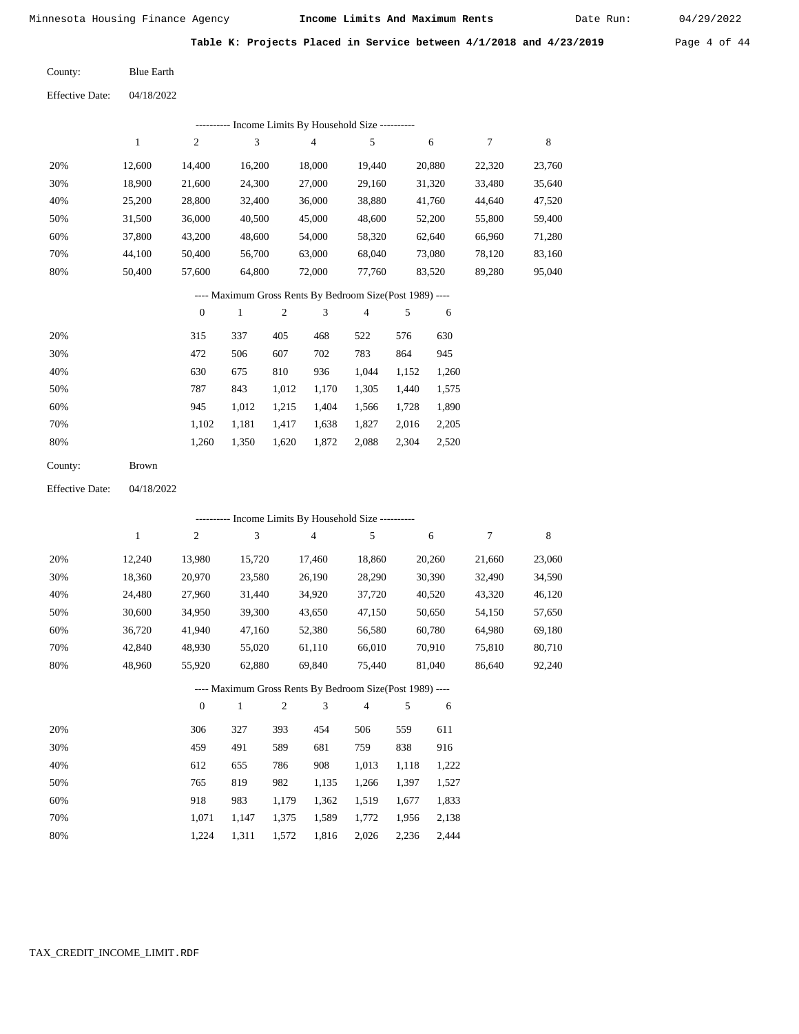### Table K: Projects Placed in Service between 4/1/2018 and 4/23/2019

County: Blue Earth

Effective Date: 04/18/2022

---------- Income Limits By Household Size ----------

| | 1 | 2 | 3 | 4 | 5 | 6 | 7 | 8 |
|---|---|---|---|---|---|---|---|---|
| 20% | 12,600 | 14,400 | 16,200 | 18,000 | 19,440 | 20,880 | 22,320 | 23,760 |
| 30% | 18,900 | 21,600 | 24,300 | 27,000 | 29,160 | 31,320 | 33,480 | 35,640 |
| 40% | 25,200 | 28,800 | 32,400 | 36,000 | 38,880 | 41,760 | 44,640 | 47,520 |
| 50% | 31,500 | 36,000 | 40,500 | 45,000 | 48,600 | 52,200 | 55,800 | 59,400 |
| 60% | 37,800 | 43,200 | 48,600 | 54,000 | 58,320 | 62,640 | 66,960 | 71,280 |
| 70% | 44,100 | 50,400 | 56,700 | 63,000 | 68,040 | 73,080 | 78,120 | 83,160 |
| 80% | 50,400 | 57,600 | 64,800 | 72,000 | 77,760 | 83,520 | 89,280 | 95,040 |

---- Maximum Gross Rents By Bedroom Size(Post 1989) ----

| | 0 | 1 | 2 | 3 | 4 | 5 | 6 |
|---|---|---|---|---|---|---|---|
| 20% | 315 | 337 | 405 | 468 | 522 | 576 | 630 |
| 30% | 472 | 506 | 607 | 702 | 783 | 864 | 945 |
| 40% | 630 | 675 | 810 | 936 | 1,044 | 1,152 | 1,260 |
| 50% | 787 | 843 | 1,012 | 1,170 | 1,305 | 1,440 | 1,575 |
| 60% | 945 | 1,012 | 1,215 | 1,404 | 1,566 | 1,728 | 1,890 |
| 70% | 1,102 | 1,181 | 1,417 | 1,638 | 1,827 | 2,016 | 2,205 |
| 80% | 1,260 | 1,350 | 1,620 | 1,872 | 2,088 | 2,304 | 2,520 |

County: Brown

Effective Date: 04/18/2022

---------- Income Limits By Household Size ----------

| | 1 | 2 | 3 | 4 | 5 | 6 | 7 | 8 |
|---|---|---|---|---|---|---|---|---|
| 20% | 12,240 | 13,980 | 15,720 | 17,460 | 18,860 | 20,260 | 21,660 | 23,060 |
| 30% | 18,360 | 20,970 | 23,580 | 26,190 | 28,290 | 30,390 | 32,490 | 34,590 |
| 40% | 24,480 | 27,960 | 31,440 | 34,920 | 37,720 | 40,520 | 43,320 | 46,120 |
| 50% | 30,600 | 34,950 | 39,300 | 43,650 | 47,150 | 50,650 | 54,150 | 57,650 |
| 60% | 36,720 | 41,940 | 47,160 | 52,380 | 56,580 | 60,780 | 64,980 | 69,180 |
| 70% | 42,840 | 48,930 | 55,020 | 61,110 | 66,010 | 70,910 | 75,810 | 80,710 |
| 80% | 48,960 | 55,920 | 62,880 | 69,840 | 75,440 | 81,040 | 86,640 | 92,240 |

---- Maximum Gross Rents By Bedroom Size(Post 1989) ----

| | 0 | 1 | 2 | 3 | 4 | 5 | 6 |
|---|---|---|---|---|---|---|---|
| 20% | 306 | 327 | 393 | 454 | 506 | 559 | 611 |
| 30% | 459 | 491 | 589 | 681 | 759 | 838 | 916 |
| 40% | 612 | 655 | 786 | 908 | 1,013 | 1,118 | 1,222 |
| 50% | 765 | 819 | 982 | 1,135 | 1,266 | 1,397 | 1,527 |
| 60% | 918 | 983 | 1,179 | 1,362 | 1,519 | 1,677 | 1,833 |
| 70% | 1,071 | 1,147 | 1,375 | 1,589 | 1,772 | 1,956 | 2,138 |
| 80% | 1,224 | 1,311 | 1,572 | 1,816 | 2,026 | 2,236 | 2,444 |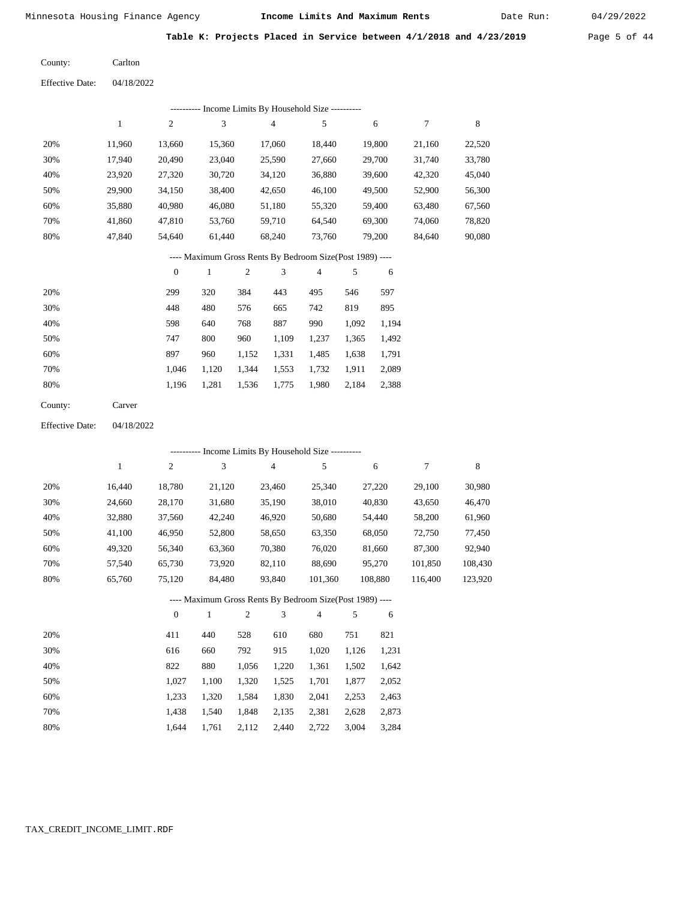Minnesota Housing Finance Agency **Income Limits And Maximum Rents** Date Run: 04/29/2022

**Table K: Projects Placed in Service between 4/1/2018 and 4/23/2019**

County: Carlton

Effective Date: 04/18/2022

---------- Income Limits By Household Size ----------

| | 1 | 2 | 3 | 4 | 5 | 6 | 7 | 8 |
|---|---|---|---|---|---|---|---|---|
| 20% | 11,960 | 13,660 | 15,360 | 17,060 | 18,440 | 19,800 | 21,160 | 22,520 |
| 30% | 17,940 | 20,490 | 23,040 | 25,590 | 27,660 | 29,700 | 31,740 | 33,780 |
| 40% | 23,920 | 27,320 | 30,720 | 34,120 | 36,880 | 39,600 | 42,320 | 45,040 |
| 50% | 29,900 | 34,150 | 38,400 | 42,650 | 46,100 | 49,500 | 52,900 | 56,300 |
| 60% | 35,880 | 40,980 | 46,080 | 51,180 | 55,320 | 59,400 | 63,480 | 67,560 |
| 70% | 41,860 | 47,810 | 53,760 | 59,710 | 64,540 | 69,300 | 74,060 | 78,820 |
| 80% | 47,840 | 54,640 | 61,440 | 68,240 | 73,760 | 79,200 | 84,640 | 90,080 |

---- Maximum Gross Rents By Bedroom Size(Post 1989) ----

| | 0 | 1 | 2 | 3 | 4 | 5 | 6 |
|---|---|---|---|---|---|---|---|
| 20% | 299 | 320 | 384 | 443 | 495 | 546 | 597 |
| 30% | 448 | 480 | 576 | 665 | 742 | 819 | 895 |
| 40% | 598 | 640 | 768 | 887 | 990 | 1,092 | 1,194 |
| 50% | 747 | 800 | 960 | 1,109 | 1,237 | 1,365 | 1,492 |
| 60% | 897 | 960 | 1,152 | 1,331 | 1,485 | 1,638 | 1,791 |
| 70% | 1,046 | 1,120 | 1,344 | 1,553 | 1,732 | 1,911 | 2,089 |
| 80% | 1,196 | 1,281 | 1,536 | 1,775 | 1,980 | 2,184 | 2,388 |

County: Carver

Effective Date: 04/18/2022

---------- Income Limits By Household Size ----------

| | 1 | 2 | 3 | 4 | 5 | 6 | 7 | 8 |
|---|---|---|---|---|---|---|---|---|
| 20% | 16,440 | 18,780 | 21,120 | 23,460 | 25,340 | 27,220 | 29,100 | 30,980 |
| 30% | 24,660 | 28,170 | 31,680 | 35,190 | 38,010 | 40,830 | 43,650 | 46,470 |
| 40% | 32,880 | 37,560 | 42,240 | 46,920 | 50,680 | 54,440 | 58,200 | 61,960 |
| 50% | 41,100 | 46,950 | 52,800 | 58,650 | 63,350 | 68,050 | 72,750 | 77,450 |
| 60% | 49,320 | 56,340 | 63,360 | 70,380 | 76,020 | 81,660 | 87,300 | 92,940 |
| 70% | 57,540 | 65,730 | 73,920 | 82,110 | 88,690 | 95,270 | 101,850 | 108,430 |
| 80% | 65,760 | 75,120 | 84,480 | 93,840 | 101,360 | 108,880 | 116,400 | 123,920 |

---- Maximum Gross Rents By Bedroom Size(Post 1989) ----

| | 0 | 1 | 2 | 3 | 4 | 5 | 6 |
|---|---|---|---|---|---|---|---|
| 20% | 411 | 440 | 528 | 610 | 680 | 751 | 821 |
| 30% | 616 | 660 | 792 | 915 | 1,020 | 1,126 | 1,231 |
| 40% | 822 | 880 | 1,056 | 1,220 | 1,361 | 1,502 | 1,642 |
| 50% | 1,027 | 1,100 | 1,320 | 1,525 | 1,701 | 1,877 | 2,052 |
| 60% | 1,233 | 1,320 | 1,584 | 1,830 | 2,041 | 2,253 | 2,463 |
| 70% | 1,438 | 1,540 | 1,848 | 2,135 | 2,381 | 2,628 | 2,873 |
| 80% | 1,644 | 1,761 | 2,112 | 2,440 | 2,722 | 3,004 | 3,284 |

TAX_CREDIT_INCOME_LIMIT.RDF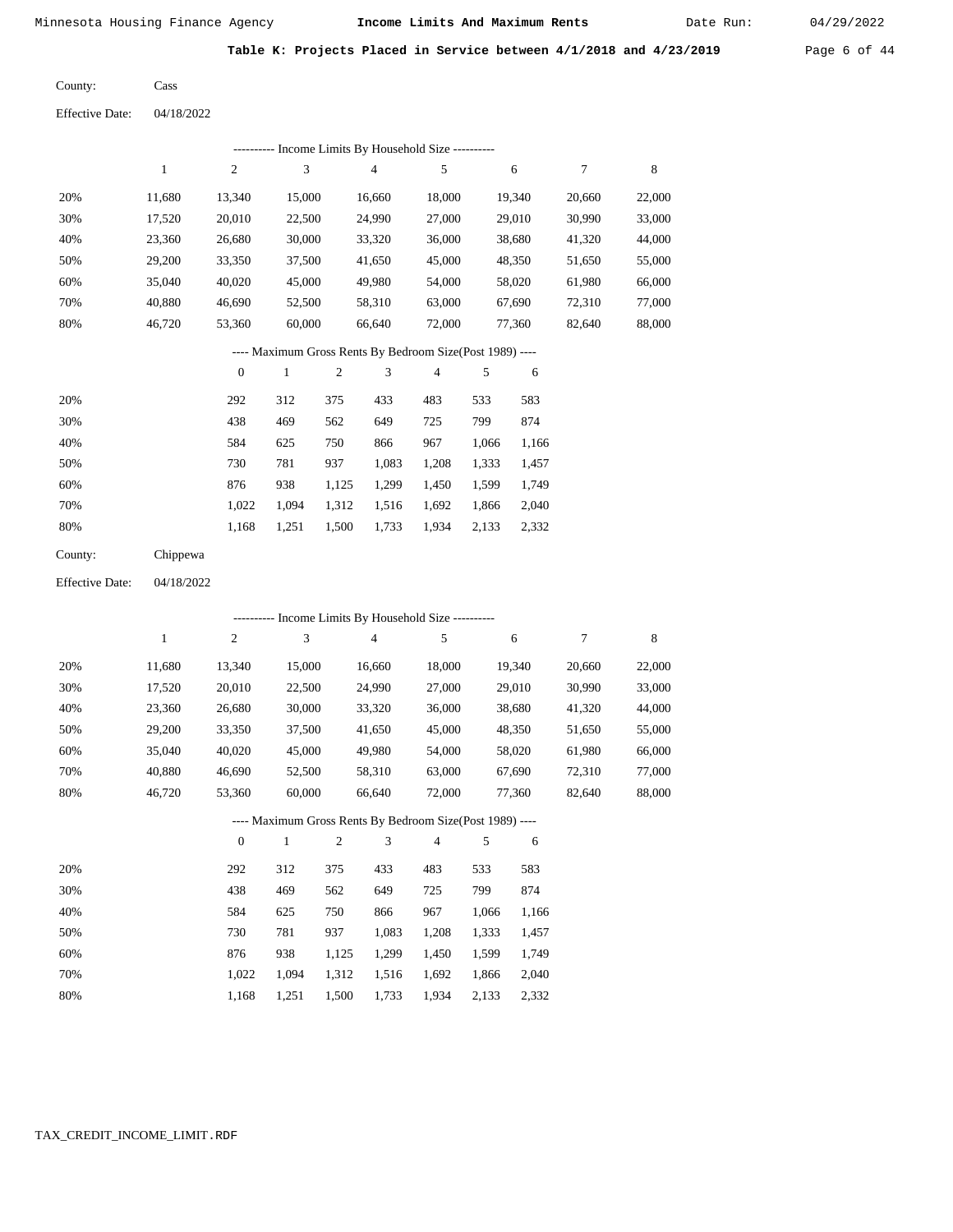Minnesota Housing Finance Agency **Income Limits And Maximum Rents** Date Run: 04/29/2022

**Table K: Projects Placed in Service between 4/1/2018 and 4/23/2019**

County: Cass

Effective Date: 04/18/2022

---------- Income Limits By Household Size ----------

| | 1 | 2 | 3 | 4 | 5 | 6 | 7 | 8 |
|---|---|---|---|---|---|---|---|---|
| 20% | 11,680 | 13,340 | 15,000 | 16,660 | 18,000 | 19,340 | 20,660 | 22,000 |
| 30% | 17,520 | 20,010 | 22,500 | 24,990 | 27,000 | 29,010 | 30,990 | 33,000 |
| 40% | 23,360 | 26,680 | 30,000 | 33,320 | 36,000 | 38,680 | 41,320 | 44,000 |
| 50% | 29,200 | 33,350 | 37,500 | 41,650 | 45,000 | 48,350 | 51,650 | 55,000 |
| 60% | 35,040 | 40,020 | 45,000 | 49,980 | 54,000 | 58,020 | 61,980 | 66,000 |
| 70% | 40,880 | 46,690 | 52,500 | 58,310 | 63,000 | 67,690 | 72,310 | 77,000 |
| 80% | 46,720 | 53,360 | 60,000 | 66,640 | 72,000 | 77,360 | 82,640 | 88,000 |

---- Maximum Gross Rents By Bedroom Size(Post 1989) ----

| | 0 | 1 | 2 | 3 | 4 | 5 | 6 |
|---|---|---|---|---|---|---|---|
| 20% | 292 | 312 | 375 | 433 | 483 | 533 | 583 |
| 30% | 438 | 469 | 562 | 649 | 725 | 799 | 874 |
| 40% | 584 | 625 | 750 | 866 | 967 | 1,066 | 1,166 |
| 50% | 730 | 781 | 937 | 1,083 | 1,208 | 1,333 | 1,457 |
| 60% | 876 | 938 | 1,125 | 1,299 | 1,450 | 1,599 | 1,749 |
| 70% | 1,022 | 1,094 | 1,312 | 1,516 | 1,692 | 1,866 | 2,040 |
| 80% | 1,168 | 1,251 | 1,500 | 1,733 | 1,934 | 2,133 | 2,332 |

County: Chippewa

Effective Date: 04/18/2022

---------- Income Limits By Household Size ----------

| | 1 | 2 | 3 | 4 | 5 | 6 | 7 | 8 |
|---|---|---|---|---|---|---|---|---|
| 20% | 11,680 | 13,340 | 15,000 | 16,660 | 18,000 | 19,340 | 20,660 | 22,000 |
| 30% | 17,520 | 20,010 | 22,500 | 24,990 | 27,000 | 29,010 | 30,990 | 33,000 |
| 40% | 23,360 | 26,680 | 30,000 | 33,320 | 36,000 | 38,680 | 41,320 | 44,000 |
| 50% | 29,200 | 33,350 | 37,500 | 41,650 | 45,000 | 48,350 | 51,650 | 55,000 |
| 60% | 35,040 | 40,020 | 45,000 | 49,980 | 54,000 | 58,020 | 61,980 | 66,000 |
| 70% | 40,880 | 46,690 | 52,500 | 58,310 | 63,000 | 67,690 | 72,310 | 77,000 |
| 80% | 46,720 | 53,360 | 60,000 | 66,640 | 72,000 | 77,360 | 82,640 | 88,000 |

---- Maximum Gross Rents By Bedroom Size(Post 1989) ----

| | 0 | 1 | 2 | 3 | 4 | 5 | 6 |
|---|---|---|---|---|---|---|---|
| 20% | 292 | 312 | 375 | 433 | 483 | 533 | 583 |
| 30% | 438 | 469 | 562 | 649 | 725 | 799 | 874 |
| 40% | 584 | 625 | 750 | 866 | 967 | 1,066 | 1,166 |
| 50% | 730 | 781 | 937 | 1,083 | 1,208 | 1,333 | 1,457 |
| 60% | 876 | 938 | 1,125 | 1,299 | 1,450 | 1,599 | 1,749 |
| 70% | 1,022 | 1,094 | 1,312 | 1,516 | 1,692 | 1,866 | 2,040 |
| 80% | 1,168 | 1,251 | 1,500 | 1,733 | 1,934 | 2,133 | 2,332 |

TAX_CREDIT_INCOME_LIMIT.RDF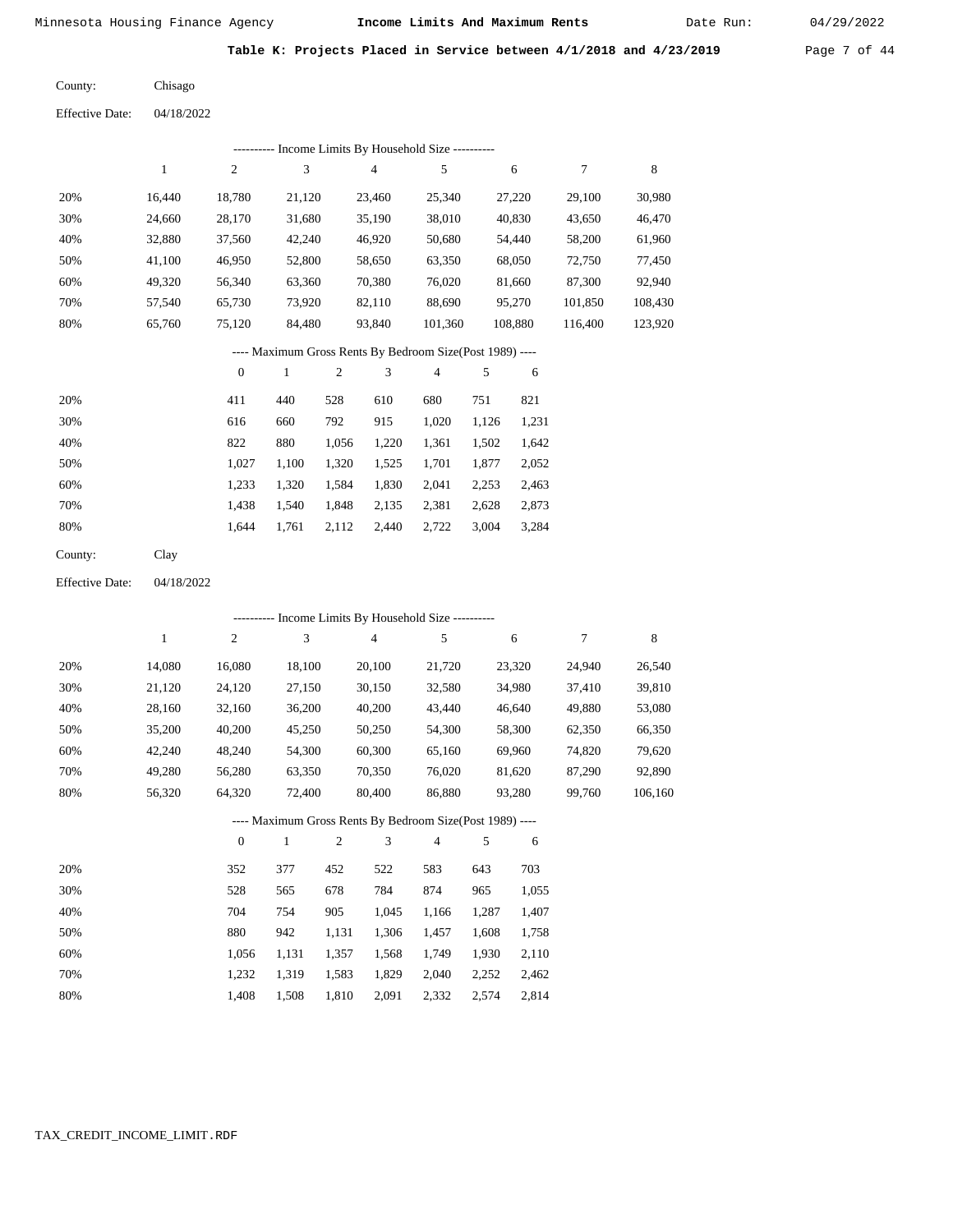## Table K: Projects Placed in Service between 4/1/2018 and 4/23/2019

County: Chisago

Effective Date: 04/18/2022

---------- Income Limits By Household Size ----------

| | 1 | 2 | 3 | 4 | 5 | 6 | 7 | 8 |
|---|---|---|---|---|---|---|---|---|
| 20% | 16,440 | 18,780 | 21,120 | 23,460 | 25,340 | 27,220 | 29,100 | 30,980 |
| 30% | 24,660 | 28,170 | 31,680 | 35,190 | 38,010 | 40,830 | 43,650 | 46,470 |
| 40% | 32,880 | 37,560 | 42,240 | 46,920 | 50,680 | 54,440 | 58,200 | 61,960 |
| 50% | 41,100 | 46,950 | 52,800 | 58,650 | 63,350 | 68,050 | 72,750 | 77,450 |
| 60% | 49,320 | 56,340 | 63,360 | 70,380 | 76,020 | 81,660 | 87,300 | 92,940 |
| 70% | 57,540 | 65,730 | 73,920 | 82,110 | 88,690 | 95,270 | 101,850 | 108,430 |
| 80% | 65,760 | 75,120 | 84,480 | 93,840 | 101,360 | 108,880 | 116,400 | 123,920 |

---- Maximum Gross Rents By Bedroom Size(Post 1989) ----

| | 0 | 1 | 2 | 3 | 4 | 5 | 6 |
|---|---|---|---|---|---|---|---|
| 20% | 411 | 440 | 528 | 610 | 680 | 751 | 821 |
| 30% | 616 | 660 | 792 | 915 | 1,020 | 1,126 | 1,231 |
| 40% | 822 | 880 | 1,056 | 1,220 | 1,361 | 1,502 | 1,642 |
| 50% | 1,027 | 1,100 | 1,320 | 1,525 | 1,701 | 1,877 | 2,052 |
| 60% | 1,233 | 1,320 | 1,584 | 1,830 | 2,041 | 2,253 | 2,463 |
| 70% | 1,438 | 1,540 | 1,848 | 2,135 | 2,381 | 2,628 | 2,873 |
| 80% | 1,644 | 1,761 | 2,112 | 2,440 | 2,722 | 3,004 | 3,284 |

County: Clay

Effective Date: 04/18/2022

---------- Income Limits By Household Size ----------

| | 1 | 2 | 3 | 4 | 5 | 6 | 7 | 8 |
|---|---|---|---|---|---|---|---|---|
| 20% | 14,080 | 16,080 | 18,100 | 20,100 | 21,720 | 23,320 | 24,940 | 26,540 |
| 30% | 21,120 | 24,120 | 27,150 | 30,150 | 32,580 | 34,980 | 37,410 | 39,810 |
| 40% | 28,160 | 32,160 | 36,200 | 40,200 | 43,440 | 46,640 | 49,880 | 53,080 |
| 50% | 35,200 | 40,200 | 45,250 | 50,250 | 54,300 | 58,300 | 62,350 | 66,350 |
| 60% | 42,240 | 48,240 | 54,300 | 60,300 | 65,160 | 69,960 | 74,820 | 79,620 |
| 70% | 49,280 | 56,280 | 63,350 | 70,350 | 76,020 | 81,620 | 87,290 | 92,890 |
| 80% | 56,320 | 64,320 | 72,400 | 80,400 | 86,880 | 93,280 | 99,760 | 106,160 |

---- Maximum Gross Rents By Bedroom Size(Post 1989) ----

| | 0 | 1 | 2 | 3 | 4 | 5 | 6 |
|---|---|---|---|---|---|---|---|
| 20% | 352 | 377 | 452 | 522 | 583 | 643 | 703 |
| 30% | 528 | 565 | 678 | 784 | 874 | 965 | 1,055 |
| 40% | 704 | 754 | 905 | 1,045 | 1,166 | 1,287 | 1,407 |
| 50% | 880 | 942 | 1,131 | 1,306 | 1,457 | 1,608 | 1,758 |
| 60% | 1,056 | 1,131 | 1,357 | 1,568 | 1,749 | 1,930 | 2,110 |
| 70% | 1,232 | 1,319 | 1,583 | 1,829 | 2,040 | 2,252 | 2,462 |
| 80% | 1,408 | 1,508 | 1,810 | 2,091 | 2,332 | 2,574 | 2,814 |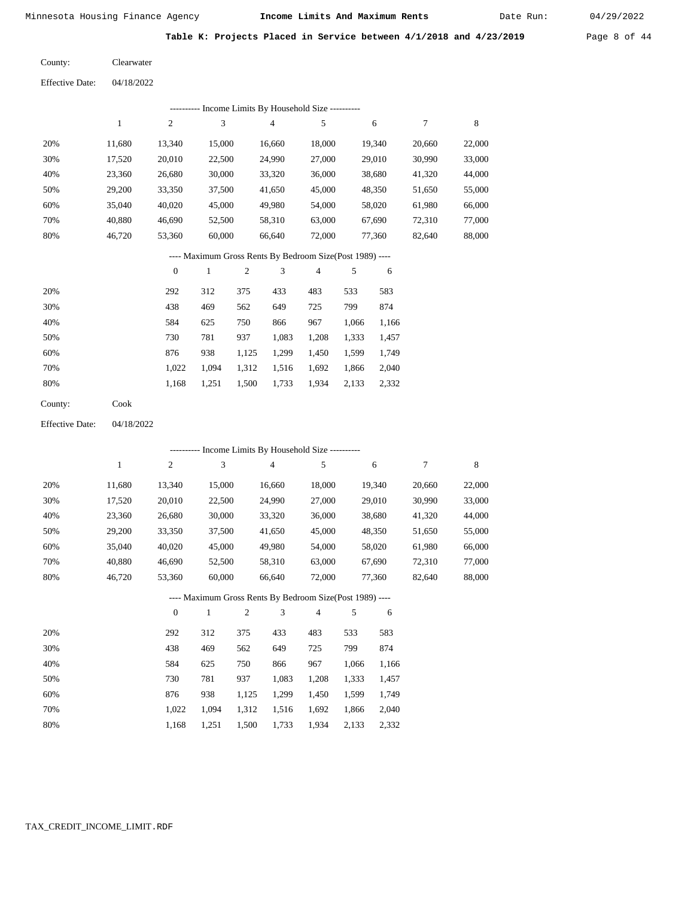## Table K: Projects Placed in Service between 4/1/2018 and 4/23/2019

County: Clearwater

Effective Date: 04/18/2022

---------- Income Limits By Household Size ----------

| | 1 | 2 | 3 | 4 | 5 | 6 | 7 | 8 |
|---|---|---|---|---|---|---|---|---|
| 20% | 11,680 | 13,340 | 15,000 | 16,660 | 18,000 | 19,340 | 20,660 | 22,000 |
| 30% | 17,520 | 20,010 | 22,500 | 24,990 | 27,000 | 29,010 | 30,990 | 33,000 |
| 40% | 23,360 | 26,680 | 30,000 | 33,320 | 36,000 | 38,680 | 41,320 | 44,000 |
| 50% | 29,200 | 33,350 | 37,500 | 41,650 | 45,000 | 48,350 | 51,650 | 55,000 |
| 60% | 35,040 | 40,020 | 45,000 | 49,980 | 54,000 | 58,020 | 61,980 | 66,000 |
| 70% | 40,880 | 46,690 | 52,500 | 58,310 | 63,000 | 67,690 | 72,310 | 77,000 |
| 80% | 46,720 | 53,360 | 60,000 | 66,640 | 72,000 | 77,360 | 82,640 | 88,000 |

---- Maximum Gross Rents By Bedroom Size(Post 1989) ----

| | 0 | 1 | 2 | 3 | 4 | 5 | 6 |
|---|---|---|---|---|---|---|---|
| 20% | 292 | 312 | 375 | 433 | 483 | 533 | 583 |
| 30% | 438 | 469 | 562 | 649 | 725 | 799 | 874 |
| 40% | 584 | 625 | 750 | 866 | 967 | 1,066 | 1,166 |
| 50% | 730 | 781 | 937 | 1,083 | 1,208 | 1,333 | 1,457 |
| 60% | 876 | 938 | 1,125 | 1,299 | 1,450 | 1,599 | 1,749 |
| 70% | 1,022 | 1,094 | 1,312 | 1,516 | 1,692 | 1,866 | 2,040 |
| 80% | 1,168 | 1,251 | 1,500 | 1,733 | 1,934 | 2,133 | 2,332 |

County: Cook

Effective Date: 04/18/2022

---------- Income Limits By Household Size ----------

| | 1 | 2 | 3 | 4 | 5 | 6 | 7 | 8 |
|---|---|---|---|---|---|---|---|---|
| 20% | 11,680 | 13,340 | 15,000 | 16,660 | 18,000 | 19,340 | 20,660 | 22,000 |
| 30% | 17,520 | 20,010 | 22,500 | 24,990 | 27,000 | 29,010 | 30,990 | 33,000 |
| 40% | 23,360 | 26,680 | 30,000 | 33,320 | 36,000 | 38,680 | 41,320 | 44,000 |
| 50% | 29,200 | 33,350 | 37,500 | 41,650 | 45,000 | 48,350 | 51,650 | 55,000 |
| 60% | 35,040 | 40,020 | 45,000 | 49,980 | 54,000 | 58,020 | 61,980 | 66,000 |
| 70% | 40,880 | 46,690 | 52,500 | 58,310 | 63,000 | 67,690 | 72,310 | 77,000 |
| 80% | 46,720 | 53,360 | 60,000 | 66,640 | 72,000 | 77,360 | 82,640 | 88,000 |

---- Maximum Gross Rents By Bedroom Size(Post 1989) ----

| | 0 | 1 | 2 | 3 | 4 | 5 | 6 |
|---|---|---|---|---|---|---|---|
| 20% | 292 | 312 | 375 | 433 | 483 | 533 | 583 |
| 30% | 438 | 469 | 562 | 649 | 725 | 799 | 874 |
| 40% | 584 | 625 | 750 | 866 | 967 | 1,066 | 1,166 |
| 50% | 730 | 781 | 937 | 1,083 | 1,208 | 1,333 | 1,457 |
| 60% | 876 | 938 | 1,125 | 1,299 | 1,450 | 1,599 | 1,749 |
| 70% | 1,022 | 1,094 | 1,312 | 1,516 | 1,692 | 1,866 | 2,040 |
| 80% | 1,168 | 1,251 | 1,500 | 1,733 | 1,934 | 2,133 | 2,332 |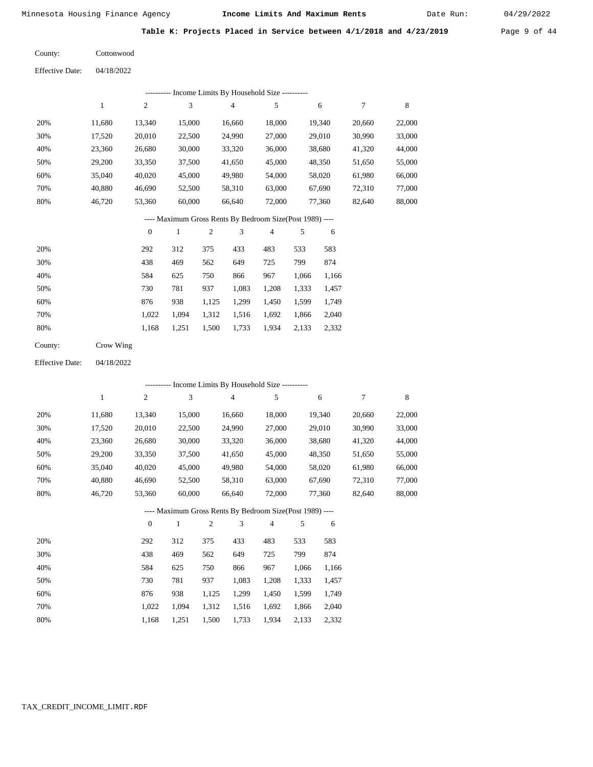**Table K: Projects Placed in Service between 4/1/2018 and 4/23/2019**

County: Cottonwood

Effective Date: 04/18/2022

---------- Income Limits By Household Size ----------

| | 1 | 2 | 3 | 4 | 5 | 6 | 7 | 8 |
|---|---|---|---|---|---|---|---|---|
| 20% | 11,680 | 13,340 | 15,000 | 16,660 | 18,000 | 19,340 | 20,660 | 22,000 |
| 30% | 17,520 | 20,010 | 22,500 | 24,990 | 27,000 | 29,010 | 30,990 | 33,000 |
| 40% | 23,360 | 26,680 | 30,000 | 33,320 | 36,000 | 38,680 | 41,320 | 44,000 |
| 50% | 29,200 | 33,350 | 37,500 | 41,650 | 45,000 | 48,350 | 51,650 | 55,000 |
| 60% | 35,040 | 40,020 | 45,000 | 49,980 | 54,000 | 58,020 | 61,980 | 66,000 |
| 70% | 40,880 | 46,690 | 52,500 | 58,310 | 63,000 | 67,690 | 72,310 | 77,000 |
| 80% | 46,720 | 53,360 | 60,000 | 66,640 | 72,000 | 77,360 | 82,640 | 88,000 |

---- Maximum Gross Rents By Bedroom Size(Post 1989) ----

| | 0 | 1 | 2 | 3 | 4 | 5 | 6 |
|---|---|---|---|---|---|---|---|
| 20% | 292 | 312 | 375 | 433 | 483 | 533 | 583 |
| 30% | 438 | 469 | 562 | 649 | 725 | 799 | 874 |
| 40% | 584 | 625 | 750 | 866 | 967 | 1,066 | 1,166 |
| 50% | 730 | 781 | 937 | 1,083 | 1,208 | 1,333 | 1,457 |
| 60% | 876 | 938 | 1,125 | 1,299 | 1,450 | 1,599 | 1,749 |
| 70% | 1,022 | 1,094 | 1,312 | 1,516 | 1,692 | 1,866 | 2,040 |
| 80% | 1,168 | 1,251 | 1,500 | 1,733 | 1,934 | 2,133 | 2,332 |

County: Crow Wing

Effective Date: 04/18/2022

---------- Income Limits By Household Size ----------

| | 1 | 2 | 3 | 4 | 5 | 6 | 7 | 8 |
|---|---|---|---|---|---|---|---|---|
| 20% | 11,680 | 13,340 | 15,000 | 16,660 | 18,000 | 19,340 | 20,660 | 22,000 |
| 30% | 17,520 | 20,010 | 22,500 | 24,990 | 27,000 | 29,010 | 30,990 | 33,000 |
| 40% | 23,360 | 26,680 | 30,000 | 33,320 | 36,000 | 38,680 | 41,320 | 44,000 |
| 50% | 29,200 | 33,350 | 37,500 | 41,650 | 45,000 | 48,350 | 51,650 | 55,000 |
| 60% | 35,040 | 40,020 | 45,000 | 49,980 | 54,000 | 58,020 | 61,980 | 66,000 |
| 70% | 40,880 | 46,690 | 52,500 | 58,310 | 63,000 | 67,690 | 72,310 | 77,000 |
| 80% | 46,720 | 53,360 | 60,000 | 66,640 | 72,000 | 77,360 | 82,640 | 88,000 |

---- Maximum Gross Rents By Bedroom Size(Post 1989) ----

| | 0 | 1 | 2 | 3 | 4 | 5 | 6 |
|---|---|---|---|---|---|---|---|
| 20% | 292 | 312 | 375 | 433 | 483 | 533 | 583 |
| 30% | 438 | 469 | 562 | 649 | 725 | 799 | 874 |
| 40% | 584 | 625 | 750 | 866 | 967 | 1,066 | 1,166 |
| 50% | 730 | 781 | 937 | 1,083 | 1,208 | 1,333 | 1,457 |
| 60% | 876 | 938 | 1,125 | 1,299 | 1,450 | 1,599 | 1,749 |
| 70% | 1,022 | 1,094 | 1,312 | 1,516 | 1,692 | 1,866 | 2,040 |
| 80% | 1,168 | 1,251 | 1,500 | 1,733 | 1,934 | 2,133 | 2,332 |

TAX_CREDIT_INCOME_LIMIT.RDF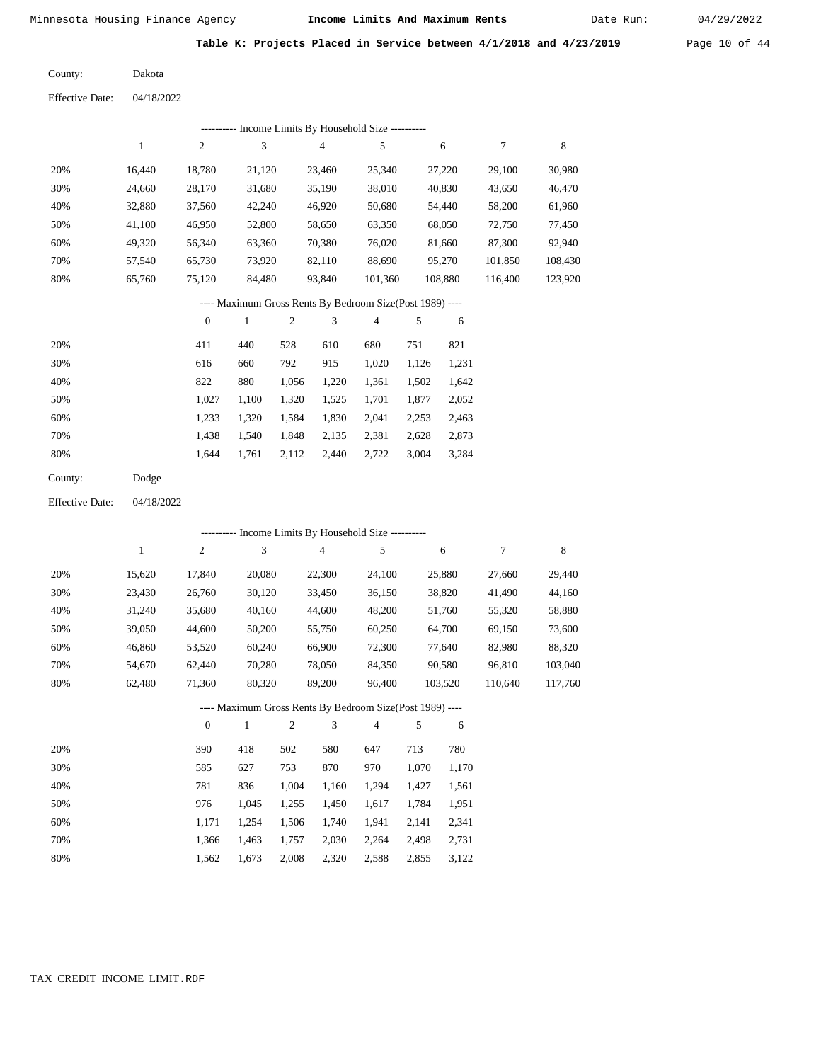Table K: Projects Placed in Service between 4/1/2018 and 4/23/2019

County: Dakota

Effective Date: 04/18/2022

---------- Income Limits By Household Size ----------

| | 1 | 2 | 3 | 4 | 5 | 6 | 7 | 8 |
|---|---|---|---|---|---|---|---|---|
| 20% | 16,440 | 18,780 | 21,120 | 23,460 | 25,340 | 27,220 | 29,100 | 30,980 |
| 30% | 24,660 | 28,170 | 31,680 | 35,190 | 38,010 | 40,830 | 43,650 | 46,470 |
| 40% | 32,880 | 37,560 | 42,240 | 46,920 | 50,680 | 54,440 | 58,200 | 61,960 |
| 50% | 41,100 | 46,950 | 52,800 | 58,650 | 63,350 | 68,050 | 72,750 | 77,450 |
| 60% | 49,320 | 56,340 | 63,360 | 70,380 | 76,020 | 81,660 | 87,300 | 92,940 |
| 70% | 57,540 | 65,730 | 73,920 | 82,110 | 88,690 | 95,270 | 101,850 | 108,430 |
| 80% | 65,760 | 75,120 | 84,480 | 93,840 | 101,360 | 108,880 | 116,400 | 123,920 |

---- Maximum Gross Rents By Bedroom Size(Post 1989) ----

| | 0 | 1 | 2 | 3 | 4 | 5 | 6 |
|---|---|---|---|---|---|---|---|
| 20% | 411 | 440 | 528 | 610 | 680 | 751 | 821 |
| 30% | 616 | 660 | 792 | 915 | 1,020 | 1,126 | 1,231 |
| 40% | 822 | 880 | 1,056 | 1,220 | 1,361 | 1,502 | 1,642 |
| 50% | 1,027 | 1,100 | 1,320 | 1,525 | 1,701 | 1,877 | 2,052 |
| 60% | 1,233 | 1,320 | 1,584 | 1,830 | 2,041 | 2,253 | 2,463 |
| 70% | 1,438 | 1,540 | 1,848 | 2,135 | 2,381 | 2,628 | 2,873 |
| 80% | 1,644 | 1,761 | 2,112 | 2,440 | 2,722 | 3,004 | 3,284 |

County: Dodge

Effective Date: 04/18/2022

---------- Income Limits By Household Size ----------

| | 1 | 2 | 3 | 4 | 5 | 6 | 7 | 8 |
|---|---|---|---|---|---|---|---|---|
| 20% | 15,620 | 17,840 | 20,080 | 22,300 | 24,100 | 25,880 | 27,660 | 29,440 |
| 30% | 23,430 | 26,760 | 30,120 | 33,450 | 36,150 | 38,820 | 41,490 | 44,160 |
| 40% | 31,240 | 35,680 | 40,160 | 44,600 | 48,200 | 51,760 | 55,320 | 58,880 |
| 50% | 39,050 | 44,600 | 50,200 | 55,750 | 60,250 | 64,700 | 69,150 | 73,600 |
| 60% | 46,860 | 53,520 | 60,240 | 66,900 | 72,300 | 77,640 | 82,980 | 88,320 |
| 70% | 54,670 | 62,440 | 70,280 | 78,050 | 84,350 | 90,580 | 96,810 | 103,040 |
| 80% | 62,480 | 71,360 | 80,320 | 89,200 | 96,400 | 103,520 | 110,640 | 117,760 |

---- Maximum Gross Rents By Bedroom Size(Post 1989) ----

| | 0 | 1 | 2 | 3 | 4 | 5 | 6 |
|---|---|---|---|---|---|---|---|
| 20% | 390 | 418 | 502 | 580 | 647 | 713 | 780 |
| 30% | 585 | 627 | 753 | 870 | 970 | 1,070 | 1,170 |
| 40% | 781 | 836 | 1,004 | 1,160 | 1,294 | 1,427 | 1,561 |
| 50% | 976 | 1,045 | 1,255 | 1,450 | 1,617 | 1,784 | 1,951 |
| 60% | 1,171 | 1,254 | 1,506 | 1,740 | 1,941 | 2,141 | 2,341 |
| 70% | 1,366 | 1,463 | 1,757 | 2,030 | 2,264 | 2,498 | 2,731 |
| 80% | 1,562 | 1,673 | 2,008 | 2,320 | 2,588 | 2,855 | 3,122 |

TAX_CREDIT_INCOME_LIMIT.RDF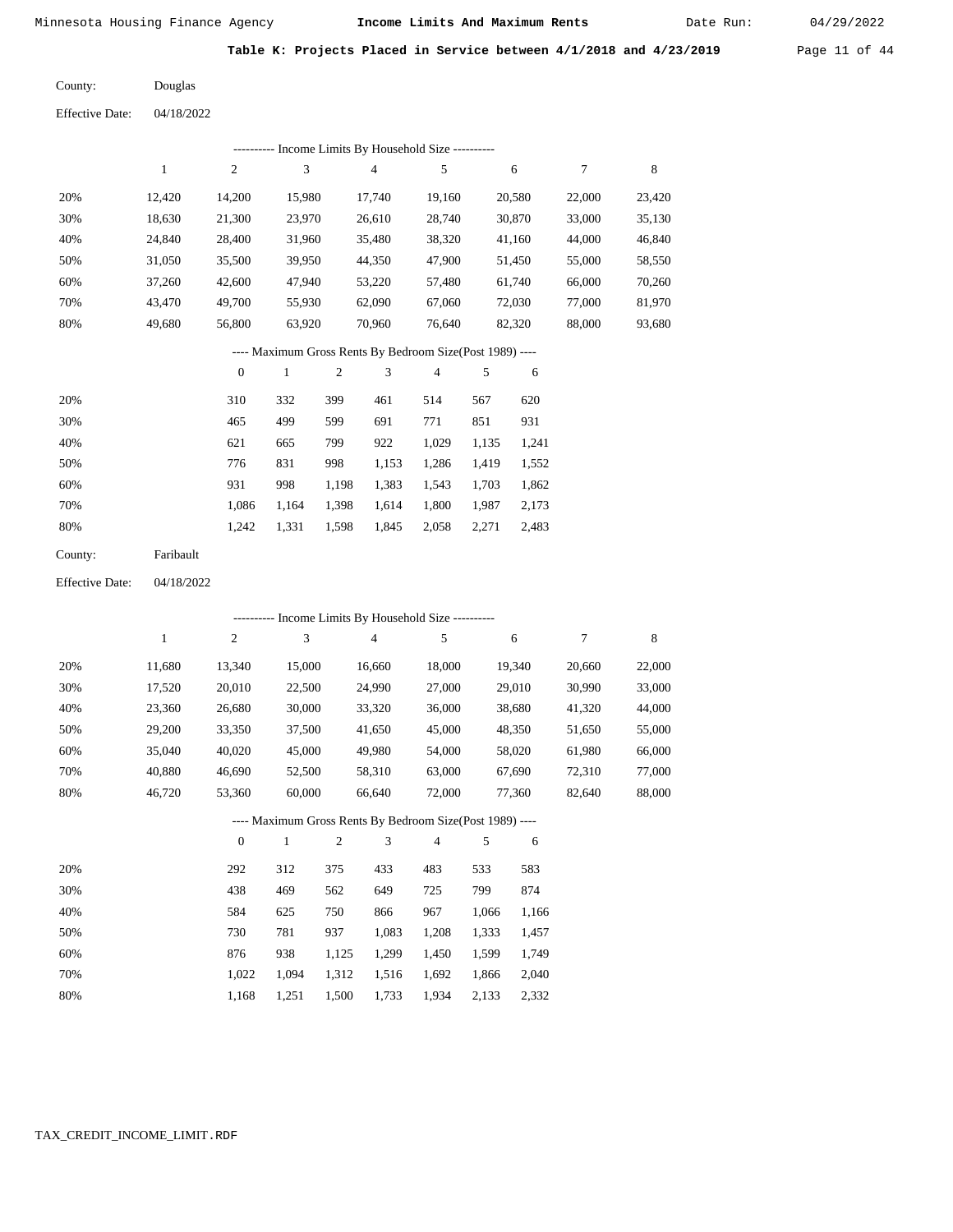**Table K: Projects Placed in Service between 4/1/2018 and 4/23/2019**

County: Douglas

Effective Date: 04/18/2022

---------- Income Limits By Household Size ----------

| | 1 | 2 | 3 | 4 | 5 | 6 | 7 | 8 |
|---|---|---|---|---|---|---|---|---|
| 20% | 12,420 | 14,200 | 15,980 | 17,740 | 19,160 | 20,580 | 22,000 | 23,420 |
| 30% | 18,630 | 21,300 | 23,970 | 26,610 | 28,740 | 30,870 | 33,000 | 35,130 |
| 40% | 24,840 | 28,400 | 31,960 | 35,480 | 38,320 | 41,160 | 44,000 | 46,840 |
| 50% | 31,050 | 35,500 | 39,950 | 44,350 | 47,900 | 51,450 | 55,000 | 58,550 |
| 60% | 37,260 | 42,600 | 47,940 | 53,220 | 57,480 | 61,740 | 66,000 | 70,260 |
| 70% | 43,470 | 49,700 | 55,930 | 62,090 | 67,060 | 72,030 | 77,000 | 81,970 |
| 80% | 49,680 | 56,800 | 63,920 | 70,960 | 76,640 | 82,320 | 88,000 | 93,680 |

---- Maximum Gross Rents By Bedroom Size(Post 1989) ----

| | 0 | 1 | 2 | 3 | 4 | 5 | 6 |
|---|---|---|---|---|---|---|---|
| 20% | 310 | 332 | 399 | 461 | 514 | 567 | 620 |
| 30% | 465 | 499 | 599 | 691 | 771 | 851 | 931 |
| 40% | 621 | 665 | 799 | 922 | 1,029 | 1,135 | 1,241 |
| 50% | 776 | 831 | 998 | 1,153 | 1,286 | 1,419 | 1,552 |
| 60% | 931 | 998 | 1,198 | 1,383 | 1,543 | 1,703 | 1,862 |
| 70% | 1,086 | 1,164 | 1,398 | 1,614 | 1,800 | 1,987 | 2,173 |
| 80% | 1,242 | 1,331 | 1,598 | 1,845 | 2,058 | 2,271 | 2,483 |

County: Faribault

Effective Date: 04/18/2022

---------- Income Limits By Household Size ----------

| | 1 | 2 | 3 | 4 | 5 | 6 | 7 | 8 |
|---|---|---|---|---|---|---|---|---|
| 20% | 11,680 | 13,340 | 15,000 | 16,660 | 18,000 | 19,340 | 20,660 | 22,000 |
| 30% | 17,520 | 20,010 | 22,500 | 24,990 | 27,000 | 29,010 | 30,990 | 33,000 |
| 40% | 23,360 | 26,680 | 30,000 | 33,320 | 36,000 | 38,680 | 41,320 | 44,000 |
| 50% | 29,200 | 33,350 | 37,500 | 41,650 | 45,000 | 48,350 | 51,650 | 55,000 |
| 60% | 35,040 | 40,020 | 45,000 | 49,980 | 54,000 | 58,020 | 61,980 | 66,000 |
| 70% | 40,880 | 46,690 | 52,500 | 58,310 | 63,000 | 67,690 | 72,310 | 77,000 |
| 80% | 46,720 | 53,360 | 60,000 | 66,640 | 72,000 | 77,360 | 82,640 | 88,000 |

---- Maximum Gross Rents By Bedroom Size(Post 1989) ----

| | 0 | 1 | 2 | 3 | 4 | 5 | 6 |
|---|---|---|---|---|---|---|---|
| 20% | 292 | 312 | 375 | 433 | 483 | 533 | 583 |
| 30% | 438 | 469 | 562 | 649 | 725 | 799 | 874 |
| 40% | 584 | 625 | 750 | 866 | 967 | 1,066 | 1,166 |
| 50% | 730 | 781 | 937 | 1,083 | 1,208 | 1,333 | 1,457 |
| 60% | 876 | 938 | 1,125 | 1,299 | 1,450 | 1,599 | 1,749 |
| 70% | 1,022 | 1,094 | 1,312 | 1,516 | 1,692 | 1,866 | 2,040 |
| 80% | 1,168 | 1,251 | 1,500 | 1,733 | 1,934 | 2,133 | 2,332 |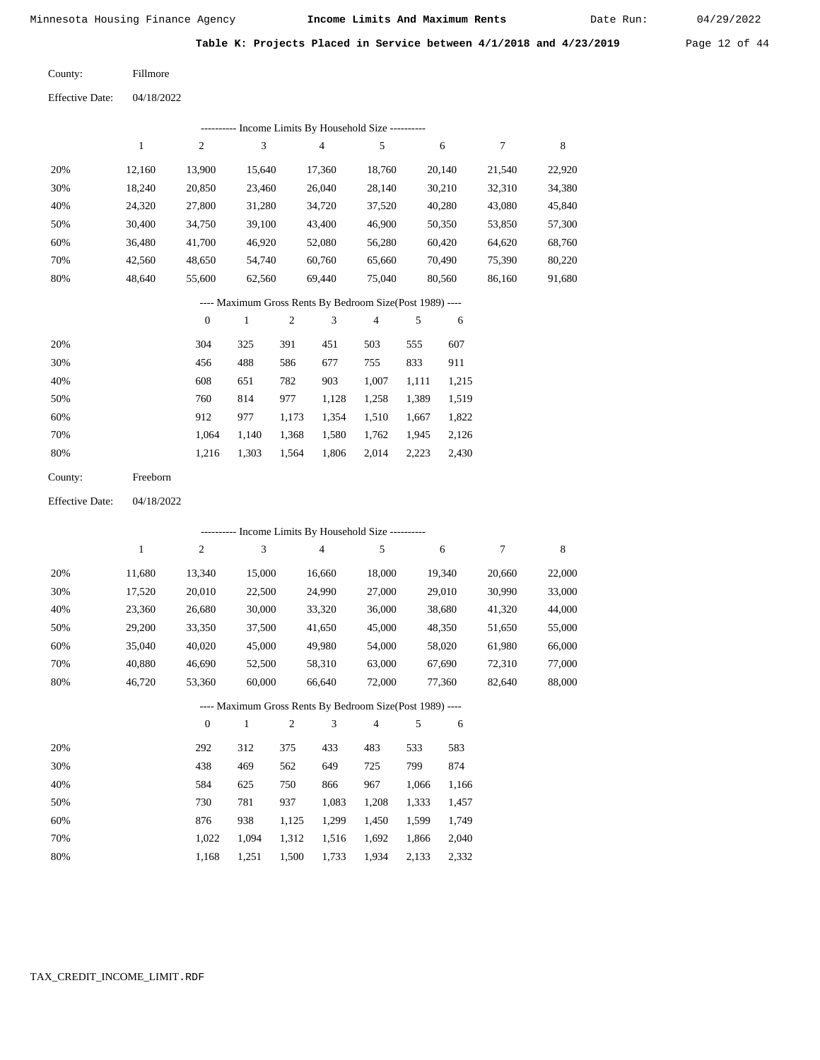# Table K: Projects Placed in Service between 4/1/2018 and 4/23/2019

County: Fillmore

Effective Date: 04/18/2022

---------- Income Limits By Household Size ----------

| | 1 | 2 | 3 | 4 | 5 | 6 | 7 | 8 |
|---|---|---|---|---|---|---|---|---|
| 20% | 12,160 | 13,900 | 15,640 | 17,360 | 18,760 | 20,140 | 21,540 | 22,920 |
| 30% | 18,240 | 20,850 | 23,460 | 26,040 | 28,140 | 30,210 | 32,310 | 34,380 |
| 40% | 24,320 | 27,800 | 31,280 | 34,720 | 37,520 | 40,280 | 43,080 | 45,840 |
| 50% | 30,400 | 34,750 | 39,100 | 43,400 | 46,900 | 50,350 | 53,850 | 57,300 |
| 60% | 36,480 | 41,700 | 46,920 | 52,080 | 56,280 | 60,420 | 64,620 | 68,760 |
| 70% | 42,560 | 48,650 | 54,740 | 60,760 | 65,660 | 70,490 | 75,390 | 80,220 |
| 80% | 48,640 | 55,600 | 62,560 | 69,440 | 75,040 | 80,560 | 86,160 | 91,680 |

---- Maximum Gross Rents By Bedroom Size(Post 1989) ----

| | 0 | 1 | 2 | 3 | 4 | 5 | 6 |
|---|---|---|---|---|---|---|---|
| 20% | 304 | 325 | 391 | 451 | 503 | 555 | 607 |
| 30% | 456 | 488 | 586 | 677 | 755 | 833 | 911 |
| 40% | 608 | 651 | 782 | 903 | 1,007 | 1,111 | 1,215 |
| 50% | 760 | 814 | 977 | 1,128 | 1,258 | 1,389 | 1,519 |
| 60% | 912 | 977 | 1,173 | 1,354 | 1,510 | 1,667 | 1,822 |
| 70% | 1,064 | 1,140 | 1,368 | 1,580 | 1,762 | 1,945 | 2,126 |
| 80% | 1,216 | 1,303 | 1,564 | 1,806 | 2,014 | 2,223 | 2,430 |

County: Freeborn

Effective Date: 04/18/2022

---------- Income Limits By Household Size ----------

| | 1 | 2 | 3 | 4 | 5 | 6 | 7 | 8 |
|---|---|---|---|---|---|---|---|---|
| 20% | 11,680 | 13,340 | 15,000 | 16,660 | 18,000 | 19,340 | 20,660 | 22,000 |
| 30% | 17,520 | 20,010 | 22,500 | 24,990 | 27,000 | 29,010 | 30,990 | 33,000 |
| 40% | 23,360 | 26,680 | 30,000 | 33,320 | 36,000 | 38,680 | 41,320 | 44,000 |
| 50% | 29,200 | 33,350 | 37,500 | 41,650 | 45,000 | 48,350 | 51,650 | 55,000 |
| 60% | 35,040 | 40,020 | 45,000 | 49,980 | 54,000 | 58,020 | 61,980 | 66,000 |
| 70% | 40,880 | 46,690 | 52,500 | 58,310 | 63,000 | 67,690 | 72,310 | 77,000 |
| 80% | 46,720 | 53,360 | 60,000 | 66,640 | 72,000 | 77,360 | 82,640 | 88,000 |

---- Maximum Gross Rents By Bedroom Size(Post 1989) ----

| | 0 | 1 | 2 | 3 | 4 | 5 | 6 |
|---|---|---|---|---|---|---|---|
| 20% | 292 | 312 | 375 | 433 | 483 | 533 | 583 |
| 30% | 438 | 469 | 562 | 649 | 725 | 799 | 874 |
| 40% | 584 | 625 | 750 | 866 | 967 | 1,066 | 1,166 |
| 50% | 730 | 781 | 937 | 1,083 | 1,208 | 1,333 | 1,457 |
| 60% | 876 | 938 | 1,125 | 1,299 | 1,450 | 1,599 | 1,749 |
| 70% | 1,022 | 1,094 | 1,312 | 1,516 | 1,692 | 1,866 | 2,040 |
| 80% | 1,168 | 1,251 | 1,500 | 1,733 | 1,934 | 2,133 | 2,332 |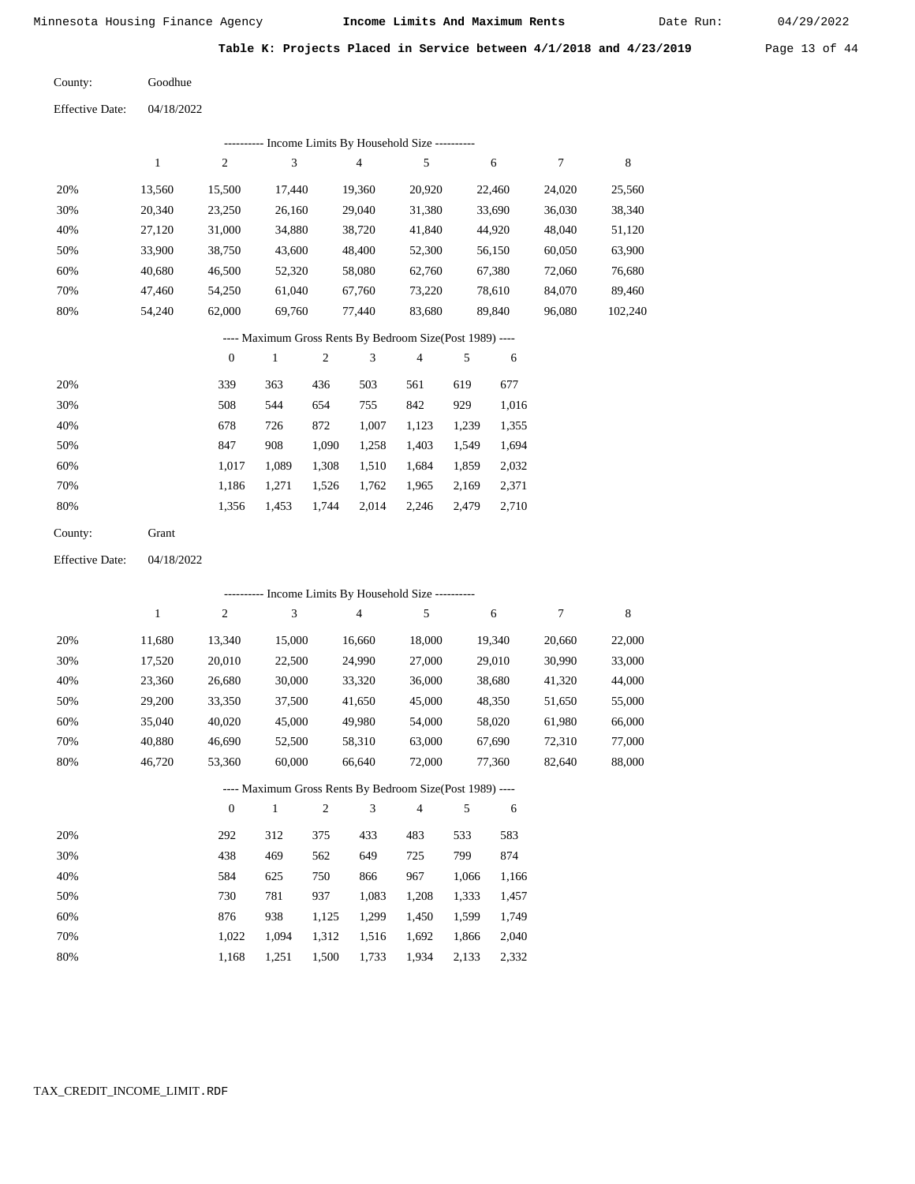Minnesota Housing Finance Agency **Income Limits And Maximum Rents** Date Run: 04/29/2022

**Table K: Projects Placed in Service between 4/1/2018 and 4/23/2019**

County: Goodhue

Effective Date: 04/18/2022

---------- Income Limits By Household Size ----------

| | 1 | 2 | 3 | 4 | 5 | 6 | 7 | 8 |
|---|---|---|---|---|---|---|---|---|
| 20% | 13,560 | 15,500 | 17,440 | 19,360 | 20,920 | 22,460 | 24,020 | 25,560 |
| 30% | 20,340 | 23,250 | 26,160 | 29,040 | 31,380 | 33,690 | 36,030 | 38,340 |
| 40% | 27,120 | 31,000 | 34,880 | 38,720 | 41,840 | 44,920 | 48,040 | 51,120 |
| 50% | 33,900 | 38,750 | 43,600 | 48,400 | 52,300 | 56,150 | 60,050 | 63,900 |
| 60% | 40,680 | 46,500 | 52,320 | 58,080 | 62,760 | 67,380 | 72,060 | 76,680 |
| 70% | 47,460 | 54,250 | 61,040 | 67,760 | 73,220 | 78,610 | 84,070 | 89,460 |
| 80% | 54,240 | 62,000 | 69,760 | 77,440 | 83,680 | 89,840 | 96,080 | 102,240 |

---- Maximum Gross Rents By Bedroom Size(Post 1989) ----

| | 0 | 1 | 2 | 3 | 4 | 5 | 6 |
|---|---|---|---|---|---|---|---|
| 20% | 339 | 363 | 436 | 503 | 561 | 619 | 677 |
| 30% | 508 | 544 | 654 | 755 | 842 | 929 | 1,016 |
| 40% | 678 | 726 | 872 | 1,007 | 1,123 | 1,239 | 1,355 |
| 50% | 847 | 908 | 1,090 | 1,258 | 1,403 | 1,549 | 1,694 |
| 60% | 1,017 | 1,089 | 1,308 | 1,510 | 1,684 | 1,859 | 2,032 |
| 70% | 1,186 | 1,271 | 1,526 | 1,762 | 1,965 | 2,169 | 2,371 |
| 80% | 1,356 | 1,453 | 1,744 | 2,014 | 2,246 | 2,479 | 2,710 |

County: Grant

Effective Date: 04/18/2022

---------- Income Limits By Household Size ----------

| | 1 | 2 | 3 | 4 | 5 | 6 | 7 | 8 |
|---|---|---|---|---|---|---|---|---|
| 20% | 11,680 | 13,340 | 15,000 | 16,660 | 18,000 | 19,340 | 20,660 | 22,000 |
| 30% | 17,520 | 20,010 | 22,500 | 24,990 | 27,000 | 29,010 | 30,990 | 33,000 |
| 40% | 23,360 | 26,680 | 30,000 | 33,320 | 36,000 | 38,680 | 41,320 | 44,000 |
| 50% | 29,200 | 33,350 | 37,500 | 41,650 | 45,000 | 48,350 | 51,650 | 55,000 |
| 60% | 35,040 | 40,020 | 45,000 | 49,980 | 54,000 | 58,020 | 61,980 | 66,000 |
| 70% | 40,880 | 46,690 | 52,500 | 58,310 | 63,000 | 67,690 | 72,310 | 77,000 |
| 80% | 46,720 | 53,360 | 60,000 | 66,640 | 72,000 | 77,360 | 82,640 | 88,000 |

---- Maximum Gross Rents By Bedroom Size(Post 1989) ----

| | 0 | 1 | 2 | 3 | 4 | 5 | 6 |
|---|---|---|---|---|---|---|---|
| 20% | 292 | 312 | 375 | 433 | 483 | 533 | 583 |
| 30% | 438 | 469 | 562 | 649 | 725 | 799 | 874 |
| 40% | 584 | 625 | 750 | 866 | 967 | 1,066 | 1,166 |
| 50% | 730 | 781 | 937 | 1,083 | 1,208 | 1,333 | 1,457 |
| 60% | 876 | 938 | 1,125 | 1,299 | 1,450 | 1,599 | 1,749 |
| 70% | 1,022 | 1,094 | 1,312 | 1,516 | 1,692 | 1,866 | 2,040 |
| 80% | 1,168 | 1,251 | 1,500 | 1,733 | 1,934 | 2,133 | 2,332 |

TAX_CREDIT_INCOME_LIMIT.RDF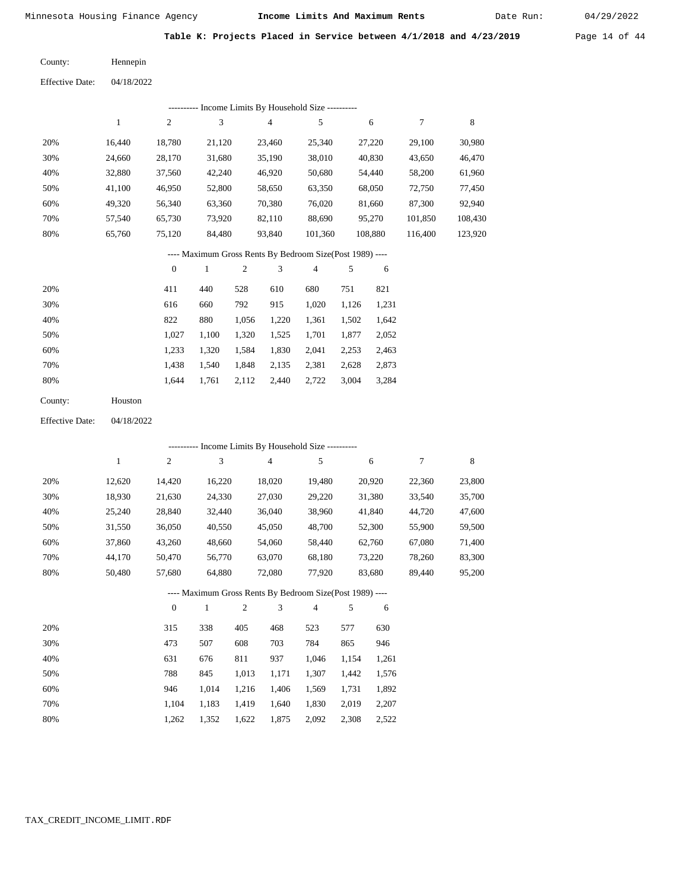Minnesota Housing Finance Agency **Income Limits And Maximum Rents** Date Run: 04/29/2022

**Table K: Projects Placed in Service between 4/1/2018 and 4/23/2019**

County: Hennepin

Effective Date: 04/18/2022

---------- Income Limits By Household Size ----------

| | 1 | 2 | 3 | 4 | 5 | 6 | 7 | 8 |
|---|---|---|---|---|---|---|---|---|
| 20% | 16,440 | 18,780 | 21,120 | 23,460 | 25,340 | 27,220 | 29,100 | 30,980 |
| 30% | 24,660 | 28,170 | 31,680 | 35,190 | 38,010 | 40,830 | 43,650 | 46,470 |
| 40% | 32,880 | 37,560 | 42,240 | 46,920 | 50,680 | 54,440 | 58,200 | 61,960 |
| 50% | 41,100 | 46,950 | 52,800 | 58,650 | 63,350 | 68,050 | 72,750 | 77,450 |
| 60% | 49,320 | 56,340 | 63,360 | 70,380 | 76,020 | 81,660 | 87,300 | 92,940 |
| 70% | 57,540 | 65,730 | 73,920 | 82,110 | 88,690 | 95,270 | 101,850 | 108,430 |
| 80% | 65,760 | 75,120 | 84,480 | 93,840 | 101,360 | 108,880 | 116,400 | 123,920 |

---- Maximum Gross Rents By Bedroom Size(Post 1989) ----

| | 0 | 1 | 2 | 3 | 4 | 5 | 6 |
|---|---|---|---|---|---|---|---|
| 20% | 411 | 440 | 528 | 610 | 680 | 751 | 821 |
| 30% | 616 | 660 | 792 | 915 | 1,020 | 1,126 | 1,231 |
| 40% | 822 | 880 | 1,056 | 1,220 | 1,361 | 1,502 | 1,642 |
| 50% | 1,027 | 1,100 | 1,320 | 1,525 | 1,701 | 1,877 | 2,052 |
| 60% | 1,233 | 1,320 | 1,584 | 1,830 | 2,041 | 2,253 | 2,463 |
| 70% | 1,438 | 1,540 | 1,848 | 2,135 | 2,381 | 2,628 | 2,873 |
| 80% | 1,644 | 1,761 | 2,112 | 2,440 | 2,722 | 3,004 | 3,284 |

County: Houston

Effective Date: 04/18/2022

---------- Income Limits By Household Size ----------

| | 1 | 2 | 3 | 4 | 5 | 6 | 7 | 8 |
|---|---|---|---|---|---|---|---|---|
| 20% | 12,620 | 14,420 | 16,220 | 18,020 | 19,480 | 20,920 | 22,360 | 23,800 |
| 30% | 18,930 | 21,630 | 24,330 | 27,030 | 29,220 | 31,380 | 33,540 | 35,700 |
| 40% | 25,240 | 28,840 | 32,440 | 36,040 | 38,960 | 41,840 | 44,720 | 47,600 |
| 50% | 31,550 | 36,050 | 40,550 | 45,050 | 48,700 | 52,300 | 55,900 | 59,500 |
| 60% | 37,860 | 43,260 | 48,660 | 54,060 | 58,440 | 62,760 | 67,080 | 71,400 |
| 70% | 44,170 | 50,470 | 56,770 | 63,070 | 68,180 | 73,220 | 78,260 | 83,300 |
| 80% | 50,480 | 57,680 | 64,880 | 72,080 | 77,920 | 83,680 | 89,440 | 95,200 |

---- Maximum Gross Rents By Bedroom Size(Post 1989) ----

| | 0 | 1 | 2 | 3 | 4 | 5 | 6 |
|---|---|---|---|---|---|---|---|
| 20% | 315 | 338 | 405 | 468 | 523 | 577 | 630 |
| 30% | 473 | 507 | 608 | 703 | 784 | 865 | 946 |
| 40% | 631 | 676 | 811 | 937 | 1,046 | 1,154 | 1,261 |
| 50% | 788 | 845 | 1,013 | 1,171 | 1,307 | 1,442 | 1,576 |
| 60% | 946 | 1,014 | 1,216 | 1,406 | 1,569 | 1,731 | 1,892 |
| 70% | 1,104 | 1,183 | 1,419 | 1,640 | 1,830 | 2,019 | 2,207 |
| 80% | 1,262 | 1,352 | 1,622 | 1,875 | 2,092 | 2,308 | 2,522 |

TAX_CREDIT_INCOME_LIMIT.RDF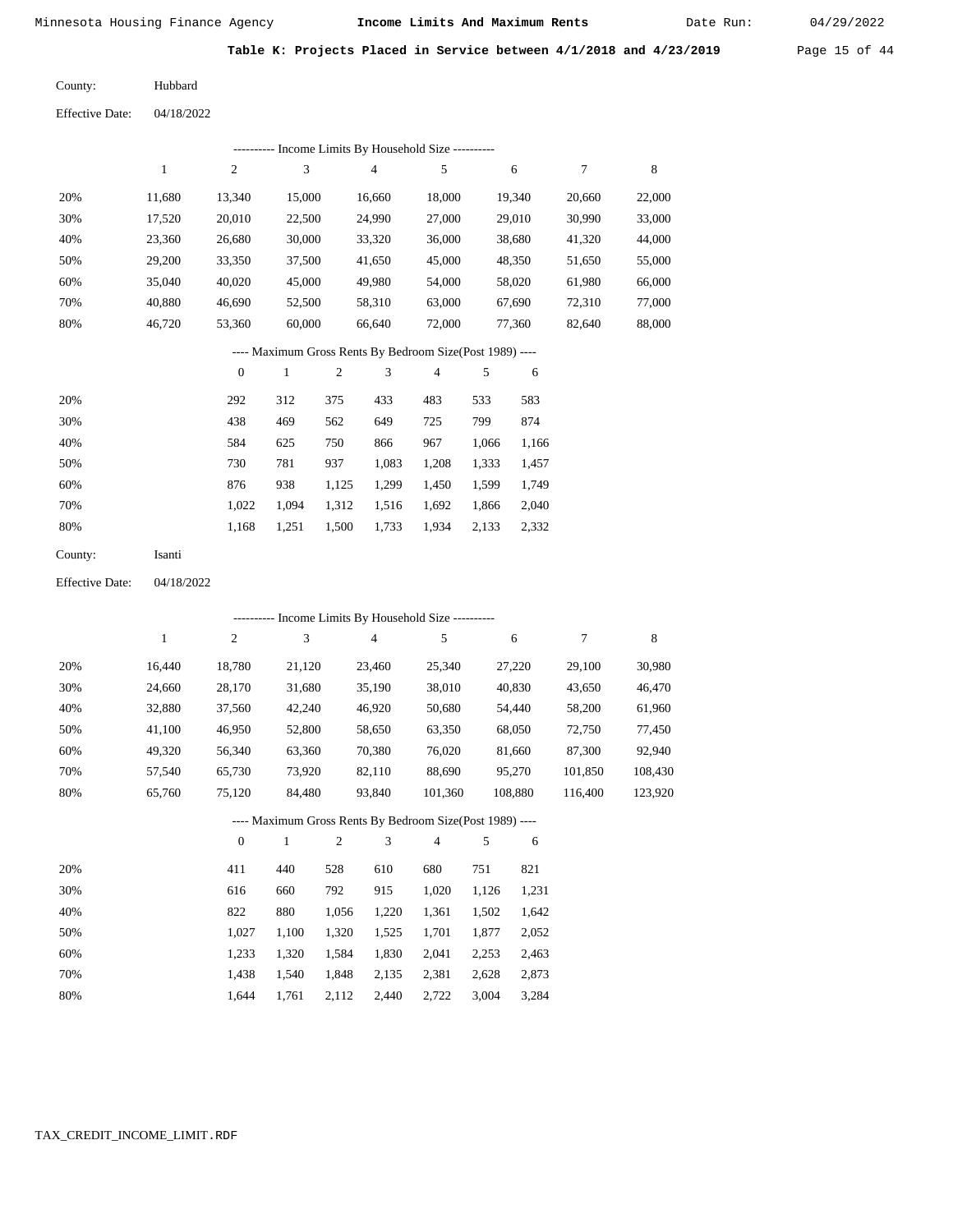Minnesota Housing Finance Agency **Income Limits And Maximum Rents** Date Run: 04/29/2022

**Table K: Projects Placed in Service between 4/1/2018 and 4/23/2019**

County: Hubbard

Effective Date: 04/18/2022

---------- Income Limits By Household Size ----------

| | 1 | 2 | 3 | 4 | 5 | 6 | 7 | 8 |
|---|---|---|---|---|---|---|---|---|
| 20% | 11,680 | 13,340 | 15,000 | 16,660 | 18,000 | 19,340 | 20,660 | 22,000 |
| 30% | 17,520 | 20,010 | 22,500 | 24,990 | 27,000 | 29,010 | 30,990 | 33,000 |
| 40% | 23,360 | 26,680 | 30,000 | 33,320 | 36,000 | 38,680 | 41,320 | 44,000 |
| 50% | 29,200 | 33,350 | 37,500 | 41,650 | 45,000 | 48,350 | 51,650 | 55,000 |
| 60% | 35,040 | 40,020 | 45,000 | 49,980 | 54,000 | 58,020 | 61,980 | 66,000 |
| 70% | 40,880 | 46,690 | 52,500 | 58,310 | 63,000 | 67,690 | 72,310 | 77,000 |
| 80% | 46,720 | 53,360 | 60,000 | 66,640 | 72,000 | 77,360 | 82,640 | 88,000 |

---- Maximum Gross Rents By Bedroom Size(Post 1989) ----

| | 0 | 1 | 2 | 3 | 4 | 5 | 6 |
|---|---|---|---|---|---|---|---|
| 20% | 292 | 312 | 375 | 433 | 483 | 533 | 583 |
| 30% | 438 | 469 | 562 | 649 | 725 | 799 | 874 |
| 40% | 584 | 625 | 750 | 866 | 967 | 1,066 | 1,166 |
| 50% | 730 | 781 | 937 | 1,083 | 1,208 | 1,333 | 1,457 |
| 60% | 876 | 938 | 1,125 | 1,299 | 1,450 | 1,599 | 1,749 |
| 70% | 1,022 | 1,094 | 1,312 | 1,516 | 1,692 | 1,866 | 2,040 |
| 80% | 1,168 | 1,251 | 1,500 | 1,733 | 1,934 | 2,133 | 2,332 |

County: Isanti

Effective Date: 04/18/2022

---------- Income Limits By Household Size ----------

| | 1 | 2 | 3 | 4 | 5 | 6 | 7 | 8 |
|---|---|---|---|---|---|---|---|---|
| 20% | 16,440 | 18,780 | 21,120 | 23,460 | 25,340 | 27,220 | 29,100 | 30,980 |
| 30% | 24,660 | 28,170 | 31,680 | 35,190 | 38,010 | 40,830 | 43,650 | 46,470 |
| 40% | 32,880 | 37,560 | 42,240 | 46,920 | 50,680 | 54,440 | 58,200 | 61,960 |
| 50% | 41,100 | 46,950 | 52,800 | 58,650 | 63,350 | 68,050 | 72,750 | 77,450 |
| 60% | 49,320 | 56,340 | 63,360 | 70,380 | 76,020 | 81,660 | 87,300 | 92,940 |
| 70% | 57,540 | 65,730 | 73,920 | 82,110 | 88,690 | 95,270 | 101,850 | 108,430 |
| 80% | 65,760 | 75,120 | 84,480 | 93,840 | 101,360 | 108,880 | 116,400 | 123,920 |

---- Maximum Gross Rents By Bedroom Size(Post 1989) ----

| | 0 | 1 | 2 | 3 | 4 | 5 | 6 |
|---|---|---|---|---|---|---|---|
| 20% | 411 | 440 | 528 | 610 | 680 | 751 | 821 |
| 30% | 616 | 660 | 792 | 915 | 1,020 | 1,126 | 1,231 |
| 40% | 822 | 880 | 1,056 | 1,220 | 1,361 | 1,502 | 1,642 |
| 50% | 1,027 | 1,100 | 1,320 | 1,525 | 1,701 | 1,877 | 2,052 |
| 60% | 1,233 | 1,320 | 1,584 | 1,830 | 2,041 | 2,253 | 2,463 |
| 70% | 1,438 | 1,540 | 1,848 | 2,135 | 2,381 | 2,628 | 2,873 |
| 80% | 1,644 | 1,761 | 2,112 | 2,440 | 2,722 | 3,004 | 3,284 |

TAX_CREDIT_INCOME_LIMIT.RDF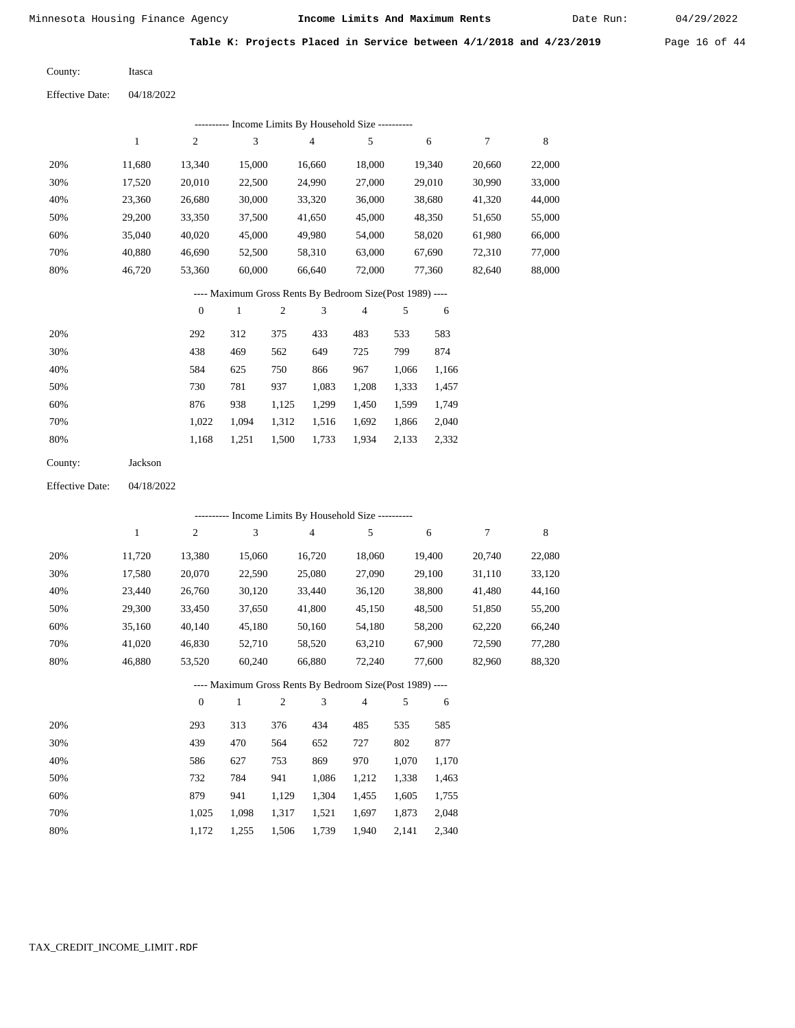Minnesota Housing Finance Agency **Income Limits And Maximum Rents** Date Run: 04/29/2022

**Table K: Projects Placed in Service between 4/1/2018 and 4/23/2019**

County: Itasca

Effective Date: 04/18/2022

---------- Income Limits By Household Size ----------

| | 1 | 2 | 3 | 4 | 5 | 6 | 7 | 8 |
|---|---|---|---|---|---|---|---|---|
| 20% | 11,680 | 13,340 | 15,000 | 16,660 | 18,000 | 19,340 | 20,660 | 22,000 |
| 30% | 17,520 | 20,010 | 22,500 | 24,990 | 27,000 | 29,010 | 30,990 | 33,000 |
| 40% | 23,360 | 26,680 | 30,000 | 33,320 | 36,000 | 38,680 | 41,320 | 44,000 |
| 50% | 29,200 | 33,350 | 37,500 | 41,650 | 45,000 | 48,350 | 51,650 | 55,000 |
| 60% | 35,040 | 40,020 | 45,000 | 49,980 | 54,000 | 58,020 | 61,980 | 66,000 |
| 70% | 40,880 | 46,690 | 52,500 | 58,310 | 63,000 | 67,690 | 72,310 | 77,000 |
| 80% | 46,720 | 53,360 | 60,000 | 66,640 | 72,000 | 77,360 | 82,640 | 88,000 |

---- Maximum Gross Rents By Bedroom Size(Post 1989) ----

| | 0 | 1 | 2 | 3 | 4 | 5 | 6 |
|---|---|---|---|---|---|---|---|
| 20% | 292 | 312 | 375 | 433 | 483 | 533 | 583 |
| 30% | 438 | 469 | 562 | 649 | 725 | 799 | 874 |
| 40% | 584 | 625 | 750 | 866 | 967 | 1,066 | 1,166 |
| 50% | 730 | 781 | 937 | 1,083 | 1,208 | 1,333 | 1,457 |
| 60% | 876 | 938 | 1,125 | 1,299 | 1,450 | 1,599 | 1,749 |
| 70% | 1,022 | 1,094 | 1,312 | 1,516 | 1,692 | 1,866 | 2,040 |
| 80% | 1,168 | 1,251 | 1,500 | 1,733 | 1,934 | 2,133 | 2,332 |

County: Jackson

Effective Date: 04/18/2022

---------- Income Limits By Household Size ----------

| | 1 | 2 | 3 | 4 | 5 | 6 | 7 | 8 |
|---|---|---|---|---|---|---|---|---|
| 20% | 11,720 | 13,380 | 15,060 | 16,720 | 18,060 | 19,400 | 20,740 | 22,080 |
| 30% | 17,580 | 20,070 | 22,590 | 25,080 | 27,090 | 29,100 | 31,110 | 33,120 |
| 40% | 23,440 | 26,760 | 30,120 | 33,440 | 36,120 | 38,800 | 41,480 | 44,160 |
| 50% | 29,300 | 33,450 | 37,650 | 41,800 | 45,150 | 48,500 | 51,850 | 55,200 |
| 60% | 35,160 | 40,140 | 45,180 | 50,160 | 54,180 | 58,200 | 62,220 | 66,240 |
| 70% | 41,020 | 46,830 | 52,710 | 58,520 | 63,210 | 67,900 | 72,590 | 77,280 |
| 80% | 46,880 | 53,520 | 60,240 | 66,880 | 72,240 | 77,600 | 82,960 | 88,320 |

---- Maximum Gross Rents By Bedroom Size(Post 1989) ----

| | 0 | 1 | 2 | 3 | 4 | 5 | 6 |
|---|---|---|---|---|---|---|---|
| 20% | 293 | 313 | 376 | 434 | 485 | 535 | 585 |
| 30% | 439 | 470 | 564 | 652 | 727 | 802 | 877 |
| 40% | 586 | 627 | 753 | 869 | 970 | 1,070 | 1,170 |
| 50% | 732 | 784 | 941 | 1,086 | 1,212 | 1,338 | 1,463 |
| 60% | 879 | 941 | 1,129 | 1,304 | 1,455 | 1,605 | 1,755 |
| 70% | 1,025 | 1,098 | 1,317 | 1,521 | 1,697 | 1,873 | 2,048 |
| 80% | 1,172 | 1,255 | 1,506 | 1,739 | 1,940 | 2,141 | 2,340 |

TAX_CREDIT_INCOME_LIMIT.RDF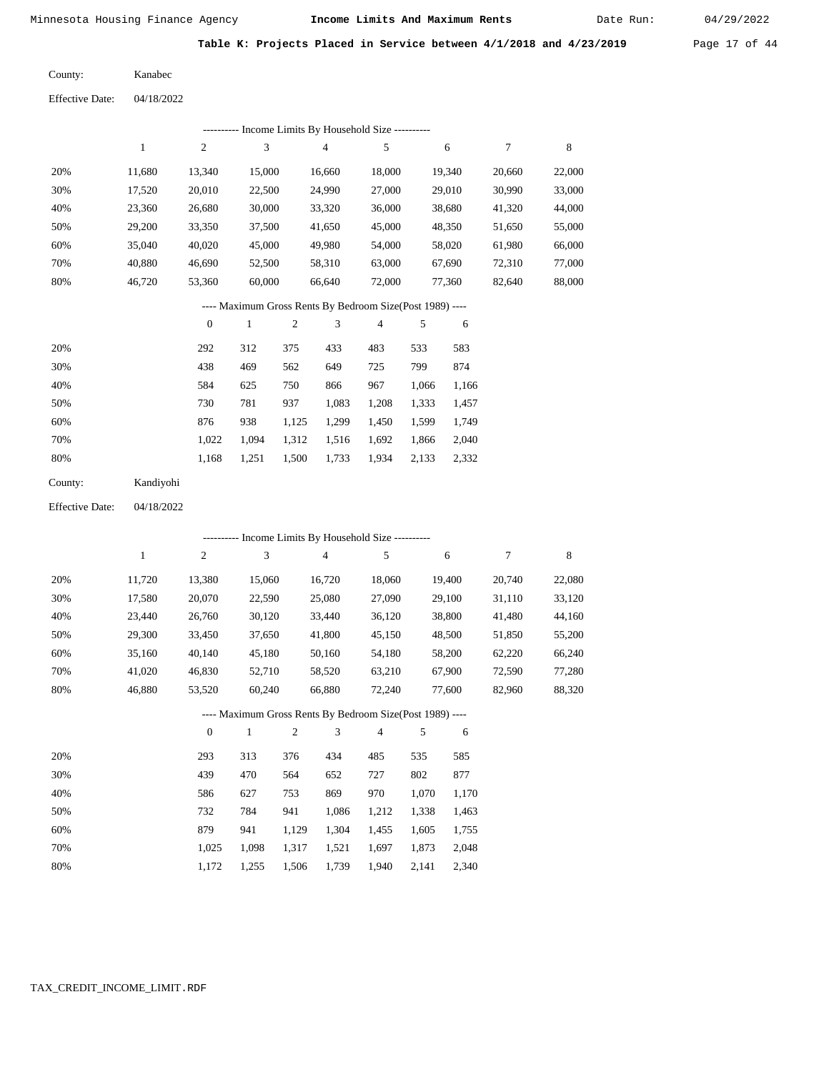Minnesota Housing Finance Agency **Income Limits And Maximum Rents** Date Run: 04/29/2022

**Table K: Projects Placed in Service between 4/1/2018 and 4/23/2019**

County: Kanabec

Effective Date: 04/18/2022

---------- Income Limits By Household Size ----------

| | 1 | 2 | 3 | 4 | 5 | 6 | 7 | 8 |
|---|---|---|---|---|---|---|---|---|
| 20% | 11,680 | 13,340 | 15,000 | 16,660 | 18,000 | 19,340 | 20,660 | 22,000 |
| 30% | 17,520 | 20,010 | 22,500 | 24,990 | 27,000 | 29,010 | 30,990 | 33,000 |
| 40% | 23,360 | 26,680 | 30,000 | 33,320 | 36,000 | 38,680 | 41,320 | 44,000 |
| 50% | 29,200 | 33,350 | 37,500 | 41,650 | 45,000 | 48,350 | 51,650 | 55,000 |
| 60% | 35,040 | 40,020 | 45,000 | 49,980 | 54,000 | 58,020 | 61,980 | 66,000 |
| 70% | 40,880 | 46,690 | 52,500 | 58,310 | 63,000 | 67,690 | 72,310 | 77,000 |
| 80% | 46,720 | 53,360 | 60,000 | 66,640 | 72,000 | 77,360 | 82,640 | 88,000 |

---- Maximum Gross Rents By Bedroom Size(Post 1989) ----

| | 0 | 1 | 2 | 3 | 4 | 5 | 6 |
|---|---|---|---|---|---|---|---|
| 20% | 292 | 312 | 375 | 433 | 483 | 533 | 583 |
| 30% | 438 | 469 | 562 | 649 | 725 | 799 | 874 |
| 40% | 584 | 625 | 750 | 866 | 967 | 1,066 | 1,166 |
| 50% | 730 | 781 | 937 | 1,083 | 1,208 | 1,333 | 1,457 |
| 60% | 876 | 938 | 1,125 | 1,299 | 1,450 | 1,599 | 1,749 |
| 70% | 1,022 | 1,094 | 1,312 | 1,516 | 1,692 | 1,866 | 2,040 |
| 80% | 1,168 | 1,251 | 1,500 | 1,733 | 1,934 | 2,133 | 2,332 |

County: Kandiyohi

Effective Date: 04/18/2022

---------- Income Limits By Household Size ----------

| | 1 | 2 | 3 | 4 | 5 | 6 | 7 | 8 |
|---|---|---|---|---|---|---|---|---|
| 20% | 11,720 | 13,380 | 15,060 | 16,720 | 18,060 | 19,400 | 20,740 | 22,080 |
| 30% | 17,580 | 20,070 | 22,590 | 25,080 | 27,090 | 29,100 | 31,110 | 33,120 |
| 40% | 23,440 | 26,760 | 30,120 | 33,440 | 36,120 | 38,800 | 41,480 | 44,160 |
| 50% | 29,300 | 33,450 | 37,650 | 41,800 | 45,150 | 48,500 | 51,850 | 55,200 |
| 60% | 35,160 | 40,140 | 45,180 | 50,160 | 54,180 | 58,200 | 62,220 | 66,240 |
| 70% | 41,020 | 46,830 | 52,710 | 58,520 | 63,210 | 67,900 | 72,590 | 77,280 |
| 80% | 46,880 | 53,520 | 60,240 | 66,880 | 72,240 | 77,600 | 82,960 | 88,320 |

---- Maximum Gross Rents By Bedroom Size(Post 1989) ----

| | 0 | 1 | 2 | 3 | 4 | 5 | 6 |
|---|---|---|---|---|---|---|---|
| 20% | 293 | 313 | 376 | 434 | 485 | 535 | 585 |
| 30% | 439 | 470 | 564 | 652 | 727 | 802 | 877 |
| 40% | 586 | 627 | 753 | 869 | 970 | 1,070 | 1,170 |
| 50% | 732 | 784 | 941 | 1,086 | 1,212 | 1,338 | 1,463 |
| 60% | 879 | 941 | 1,129 | 1,304 | 1,455 | 1,605 | 1,755 |
| 70% | 1,025 | 1,098 | 1,317 | 1,521 | 1,697 | 1,873 | 2,048 |
| 80% | 1,172 | 1,255 | 1,506 | 1,739 | 1,940 | 2,141 | 2,340 |

TAX_CREDIT_INCOME_LIMIT.RDF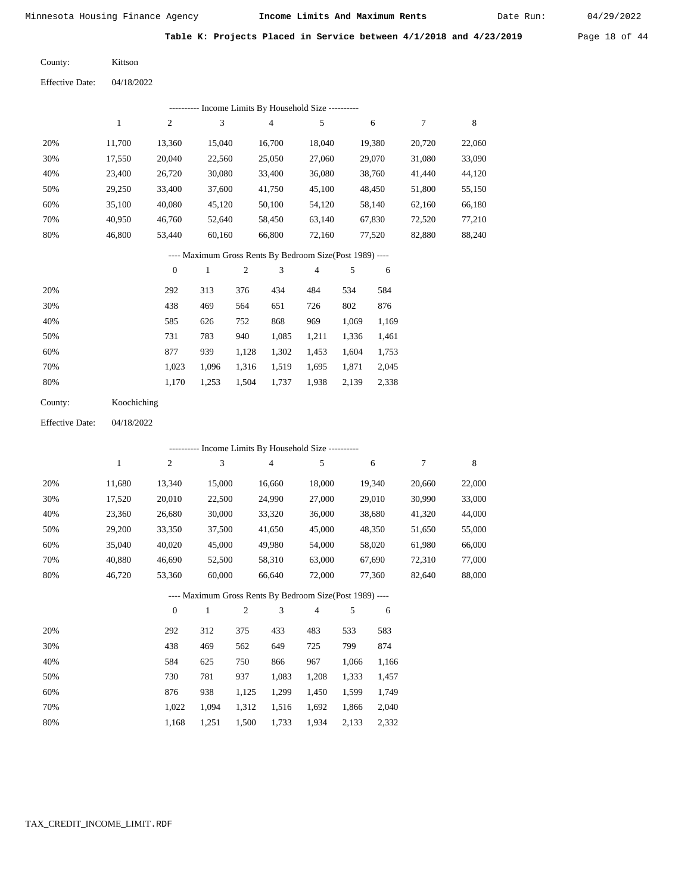Minnesota Housing Finance Agency — **Income Limits And Maximum Rents** — Date Run: 04/29/2022

**Table K: Projects Placed in Service between 4/1/2018 and 4/23/2019**

County: Kittson

Effective Date: 04/18/2022

---------- Income Limits By Household Size ----------

| | 1 | 2 | 3 | 4 | 5 | 6 | 7 | 8 |
|---|---|---|---|---|---|---|---|---|
| 20% | 11,700 | 13,360 | 15,040 | 16,700 | 18,040 | 19,380 | 20,720 | 22,060 |
| 30% | 17,550 | 20,040 | 22,560 | 25,050 | 27,060 | 29,070 | 31,080 | 33,090 |
| 40% | 23,400 | 26,720 | 30,080 | 33,400 | 36,080 | 38,760 | 41,440 | 44,120 |
| 50% | 29,250 | 33,400 | 37,600 | 41,750 | 45,100 | 48,450 | 51,800 | 55,150 |
| 60% | 35,100 | 40,080 | 45,120 | 50,100 | 54,120 | 58,140 | 62,160 | 66,180 |
| 70% | 40,950 | 46,760 | 52,640 | 58,450 | 63,140 | 67,830 | 72,520 | 77,210 |
| 80% | 46,800 | 53,440 | 60,160 | 66,800 | 72,160 | 77,520 | 82,880 | 88,240 |

---- Maximum Gross Rents By Bedroom Size(Post 1989) ----

| | 0 | 1 | 2 | 3 | 4 | 5 | 6 |
|---|---|---|---|---|---|---|---|
| 20% | 292 | 313 | 376 | 434 | 484 | 534 | 584 |
| 30% | 438 | 469 | 564 | 651 | 726 | 802 | 876 |
| 40% | 585 | 626 | 752 | 868 | 969 | 1,069 | 1,169 |
| 50% | 731 | 783 | 940 | 1,085 | 1,211 | 1,336 | 1,461 |
| 60% | 877 | 939 | 1,128 | 1,302 | 1,453 | 1,604 | 1,753 |
| 70% | 1,023 | 1,096 | 1,316 | 1,519 | 1,695 | 1,871 | 2,045 |
| 80% | 1,170 | 1,253 | 1,504 | 1,737 | 1,938 | 2,139 | 2,338 |

County: Koochiching

Effective Date: 04/18/2022

---------- Income Limits By Household Size ----------

| | 1 | 2 | 3 | 4 | 5 | 6 | 7 | 8 |
|---|---|---|---|---|---|---|---|---|
| 20% | 11,680 | 13,340 | 15,000 | 16,660 | 18,000 | 19,340 | 20,660 | 22,000 |
| 30% | 17,520 | 20,010 | 22,500 | 24,990 | 27,000 | 29,010 | 30,990 | 33,000 |
| 40% | 23,360 | 26,680 | 30,000 | 33,320 | 36,000 | 38,680 | 41,320 | 44,000 |
| 50% | 29,200 | 33,350 | 37,500 | 41,650 | 45,000 | 48,350 | 51,650 | 55,000 |
| 60% | 35,040 | 40,020 | 45,000 | 49,980 | 54,000 | 58,020 | 61,980 | 66,000 |
| 70% | 40,880 | 46,690 | 52,500 | 58,310 | 63,000 | 67,690 | 72,310 | 77,000 |
| 80% | 46,720 | 53,360 | 60,000 | 66,640 | 72,000 | 77,360 | 82,640 | 88,000 |

---- Maximum Gross Rents By Bedroom Size(Post 1989) ----

| | 0 | 1 | 2 | 3 | 4 | 5 | 6 |
|---|---|---|---|---|---|---|---|
| 20% | 292 | 312 | 375 | 433 | 483 | 533 | 583 |
| 30% | 438 | 469 | 562 | 649 | 725 | 799 | 874 |
| 40% | 584 | 625 | 750 | 866 | 967 | 1,066 | 1,166 |
| 50% | 730 | 781 | 937 | 1,083 | 1,208 | 1,333 | 1,457 |
| 60% | 876 | 938 | 1,125 | 1,299 | 1,450 | 1,599 | 1,749 |
| 70% | 1,022 | 1,094 | 1,312 | 1,516 | 1,692 | 1,866 | 2,040 |
| 80% | 1,168 | 1,251 | 1,500 | 1,733 | 1,934 | 2,133 | 2,332 |

TAX_CREDIT_INCOME_LIMIT.RDF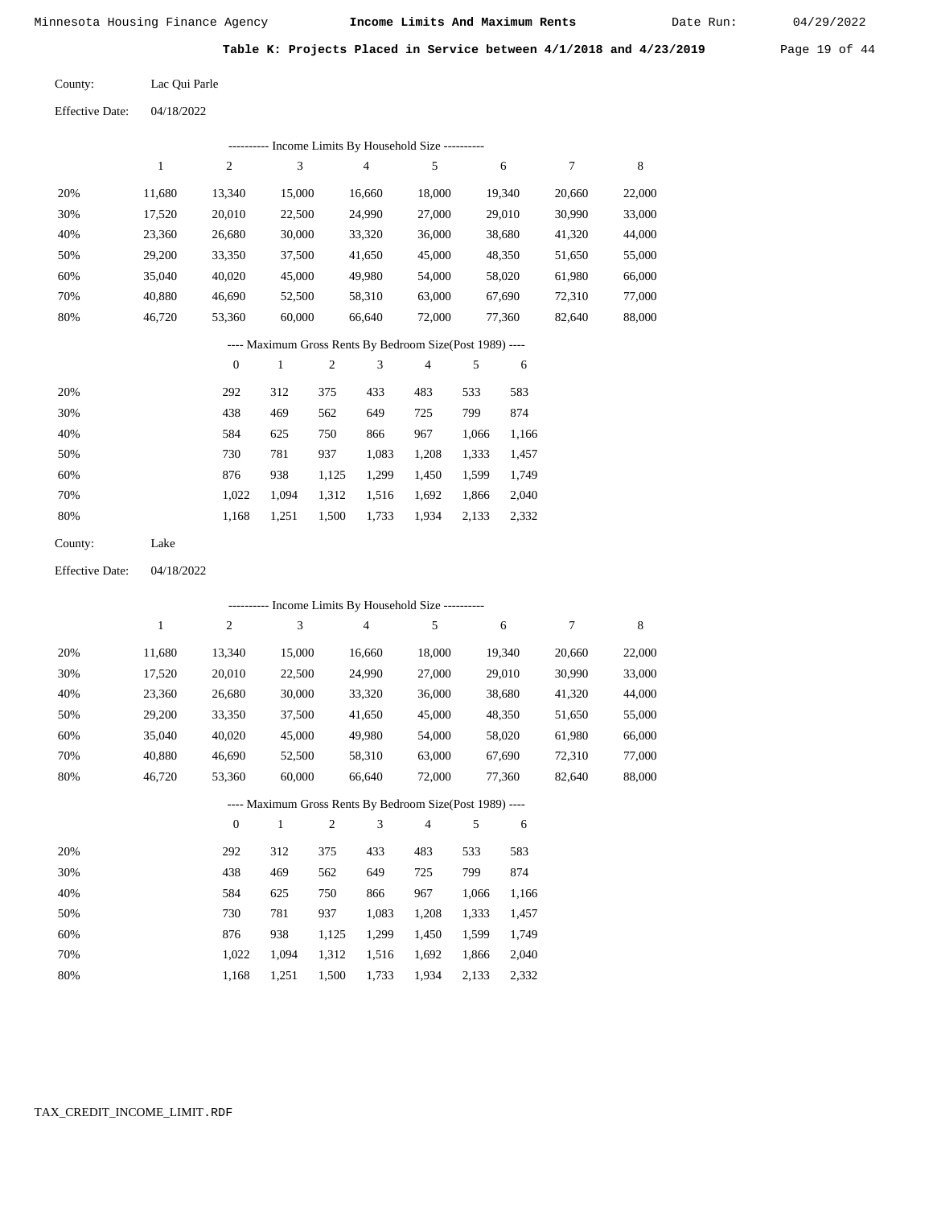## Table K: Projects Placed in Service between 4/1/2018 and 4/23/2019

County: Lac Qui Parle

Effective Date: 04/18/2022

---------- Income Limits By Household Size ----------

| | 1 | 2 | 3 | 4 | 5 | 6 | 7 | 8 |
|---|---|---|---|---|---|---|---|---|
| 20% | 11,680 | 13,340 | 15,000 | 16,660 | 18,000 | 19,340 | 20,660 | 22,000 |
| 30% | 17,520 | 20,010 | 22,500 | 24,990 | 27,000 | 29,010 | 30,990 | 33,000 |
| 40% | 23,360 | 26,680 | 30,000 | 33,320 | 36,000 | 38,680 | 41,320 | 44,000 |
| 50% | 29,200 | 33,350 | 37,500 | 41,650 | 45,000 | 48,350 | 51,650 | 55,000 |
| 60% | 35,040 | 40,020 | 45,000 | 49,980 | 54,000 | 58,020 | 61,980 | 66,000 |
| 70% | 40,880 | 46,690 | 52,500 | 58,310 | 63,000 | 67,690 | 72,310 | 77,000 |
| 80% | 46,720 | 53,360 | 60,000 | 66,640 | 72,000 | 77,360 | 82,640 | 88,000 |

---- Maximum Gross Rents By Bedroom Size(Post 1989) ----

| | 0 | 1 | 2 | 3 | 4 | 5 | 6 |
|---|---|---|---|---|---|---|---|
| 20% | 292 | 312 | 375 | 433 | 483 | 533 | 583 |
| 30% | 438 | 469 | 562 | 649 | 725 | 799 | 874 |
| 40% | 584 | 625 | 750 | 866 | 967 | 1,066 | 1,166 |
| 50% | 730 | 781 | 937 | 1,083 | 1,208 | 1,333 | 1,457 |
| 60% | 876 | 938 | 1,125 | 1,299 | 1,450 | 1,599 | 1,749 |
| 70% | 1,022 | 1,094 | 1,312 | 1,516 | 1,692 | 1,866 | 2,040 |
| 80% | 1,168 | 1,251 | 1,500 | 1,733 | 1,934 | 2,133 | 2,332 |

County: Lake

Effective Date: 04/18/2022

---------- Income Limits By Household Size ----------

| | 1 | 2 | 3 | 4 | 5 | 6 | 7 | 8 |
|---|---|---|---|---|---|---|---|---|
| 20% | 11,680 | 13,340 | 15,000 | 16,660 | 18,000 | 19,340 | 20,660 | 22,000 |
| 30% | 17,520 | 20,010 | 22,500 | 24,990 | 27,000 | 29,010 | 30,990 | 33,000 |
| 40% | 23,360 | 26,680 | 30,000 | 33,320 | 36,000 | 38,680 | 41,320 | 44,000 |
| 50% | 29,200 | 33,350 | 37,500 | 41,650 | 45,000 | 48,350 | 51,650 | 55,000 |
| 60% | 35,040 | 40,020 | 45,000 | 49,980 | 54,000 | 58,020 | 61,980 | 66,000 |
| 70% | 40,880 | 46,690 | 52,500 | 58,310 | 63,000 | 67,690 | 72,310 | 77,000 |
| 80% | 46,720 | 53,360 | 60,000 | 66,640 | 72,000 | 77,360 | 82,640 | 88,000 |

---- Maximum Gross Rents By Bedroom Size(Post 1989) ----

| | 0 | 1 | 2 | 3 | 4 | 5 | 6 |
|---|---|---|---|---|---|---|---|
| 20% | 292 | 312 | 375 | 433 | 483 | 533 | 583 |
| 30% | 438 | 469 | 562 | 649 | 725 | 799 | 874 |
| 40% | 584 | 625 | 750 | 866 | 967 | 1,066 | 1,166 |
| 50% | 730 | 781 | 937 | 1,083 | 1,208 | 1,333 | 1,457 |
| 60% | 876 | 938 | 1,125 | 1,299 | 1,450 | 1,599 | 1,749 |
| 70% | 1,022 | 1,094 | 1,312 | 1,516 | 1,692 | 1,866 | 2,040 |
| 80% | 1,168 | 1,251 | 1,500 | 1,733 | 1,934 | 2,133 | 2,332 |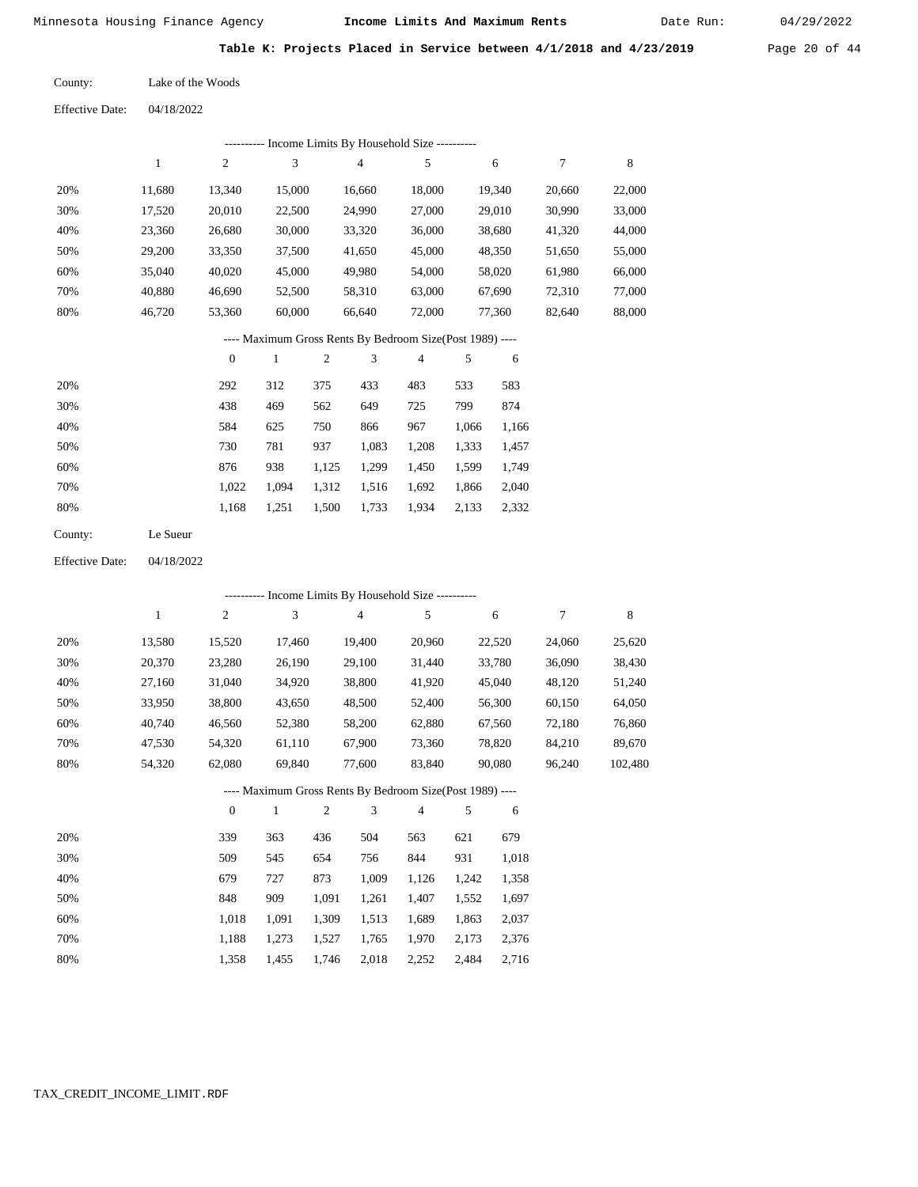Minnesota Housing Finance Agency **Income Limits And Maximum Rents** Date Run: 04/29/2022

**Table K: Projects Placed in Service between 4/1/2018 and 4/23/2019**

County: Lake of the Woods

Effective Date: 04/18/2022

---------- Income Limits By Household Size ----------

| | 1 | 2 | 3 | 4 | 5 | 6 | 7 | 8 |
|---|---|---|---|---|---|---|---|---|
| 20% | 11,680 | 13,340 | 15,000 | 16,660 | 18,000 | 19,340 | 20,660 | 22,000 |
| 30% | 17,520 | 20,010 | 22,500 | 24,990 | 27,000 | 29,010 | 30,990 | 33,000 |
| 40% | 23,360 | 26,680 | 30,000 | 33,320 | 36,000 | 38,680 | 41,320 | 44,000 |
| 50% | 29,200 | 33,350 | 37,500 | 41,650 | 45,000 | 48,350 | 51,650 | 55,000 |
| 60% | 35,040 | 40,020 | 45,000 | 49,980 | 54,000 | 58,020 | 61,980 | 66,000 |
| 70% | 40,880 | 46,690 | 52,500 | 58,310 | 63,000 | 67,690 | 72,310 | 77,000 |
| 80% | 46,720 | 53,360 | 60,000 | 66,640 | 72,000 | 77,360 | 82,640 | 88,000 |

---- Maximum Gross Rents By Bedroom Size(Post 1989) ----

| | 0 | 1 | 2 | 3 | 4 | 5 | 6 |
|---|---|---|---|---|---|---|---|
| 20% | 292 | 312 | 375 | 433 | 483 | 533 | 583 |
| 30% | 438 | 469 | 562 | 649 | 725 | 799 | 874 |
| 40% | 584 | 625 | 750 | 866 | 967 | 1,066 | 1,166 |
| 50% | 730 | 781 | 937 | 1,083 | 1,208 | 1,333 | 1,457 |
| 60% | 876 | 938 | 1,125 | 1,299 | 1,450 | 1,599 | 1,749 |
| 70% | 1,022 | 1,094 | 1,312 | 1,516 | 1,692 | 1,866 | 2,040 |
| 80% | 1,168 | 1,251 | 1,500 | 1,733 | 1,934 | 2,133 | 2,332 |

County: Le Sueur

Effective Date: 04/18/2022

---------- Income Limits By Household Size ----------

| | 1 | 2 | 3 | 4 | 5 | 6 | 7 | 8 |
|---|---|---|---|---|---|---|---|---|
| 20% | 13,580 | 15,520 | 17,460 | 19,400 | 20,960 | 22,520 | 24,060 | 25,620 |
| 30% | 20,370 | 23,280 | 26,190 | 29,100 | 31,440 | 33,780 | 36,090 | 38,430 |
| 40% | 27,160 | 31,040 | 34,920 | 38,800 | 41,920 | 45,040 | 48,120 | 51,240 |
| 50% | 33,950 | 38,800 | 43,650 | 48,500 | 52,400 | 56,300 | 60,150 | 64,050 |
| 60% | 40,740 | 46,560 | 52,380 | 58,200 | 62,880 | 67,560 | 72,180 | 76,860 |
| 70% | 47,530 | 54,320 | 61,110 | 67,900 | 73,360 | 78,820 | 84,210 | 89,670 |
| 80% | 54,320 | 62,080 | 69,840 | 77,600 | 83,840 | 90,080 | 96,240 | 102,480 |

---- Maximum Gross Rents By Bedroom Size(Post 1989) ----

| | 0 | 1 | 2 | 3 | 4 | 5 | 6 |
|---|---|---|---|---|---|---|---|
| 20% | 339 | 363 | 436 | 504 | 563 | 621 | 679 |
| 30% | 509 | 545 | 654 | 756 | 844 | 931 | 1,018 |
| 40% | 679 | 727 | 873 | 1,009 | 1,126 | 1,242 | 1,358 |
| 50% | 848 | 909 | 1,091 | 1,261 | 1,407 | 1,552 | 1,697 |
| 60% | 1,018 | 1,091 | 1,309 | 1,513 | 1,689 | 1,863 | 2,037 |
| 70% | 1,188 | 1,273 | 1,527 | 1,765 | 1,970 | 2,173 | 2,376 |
| 80% | 1,358 | 1,455 | 1,746 | 2,018 | 2,252 | 2,484 | 2,716 |

TAX_CREDIT_INCOME_LIMIT.RDF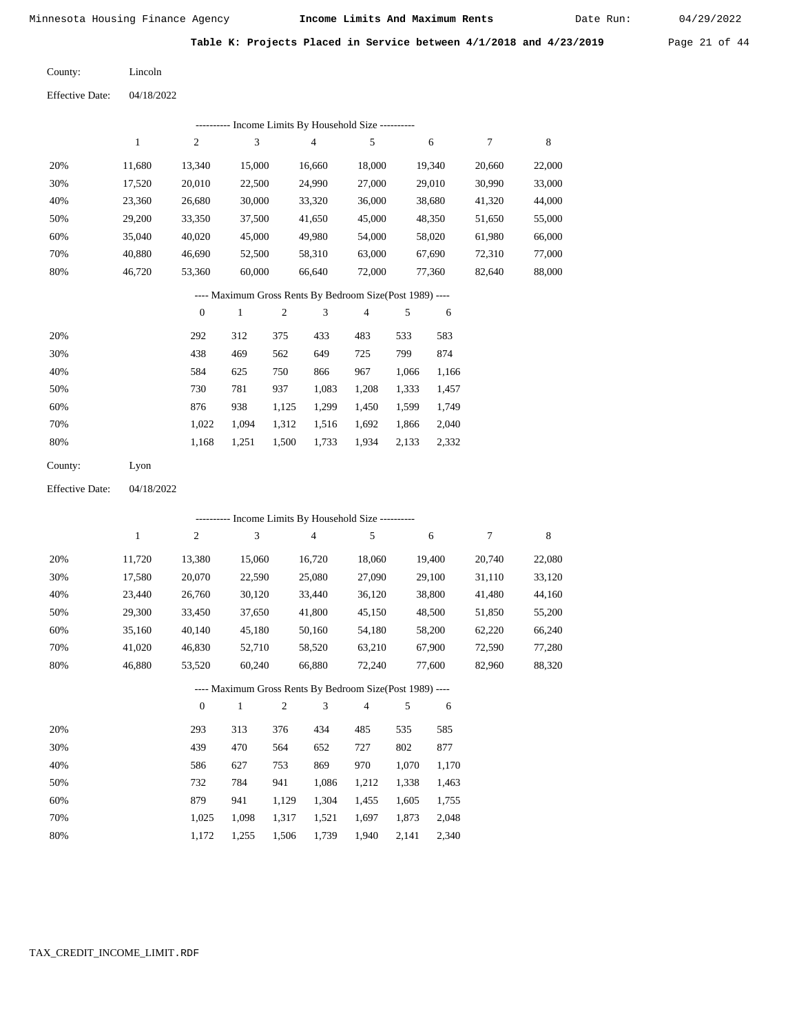Minnesota Housing Finance Agency **Income Limits And Maximum Rents** Date Run: 04/29/2022

**Table K: Projects Placed in Service between 4/1/2018 and 4/23/2019**

County: Lincoln

Effective Date: 04/18/2022

---------- Income Limits By Household Size ----------

| | 1 | 2 | 3 | 4 | 5 | 6 | 7 | 8 |
|---|---|---|---|---|---|---|---|---|
| 20% | 11,680 | 13,340 | 15,000 | 16,660 | 18,000 | 19,340 | 20,660 | 22,000 |
| 30% | 17,520 | 20,010 | 22,500 | 24,990 | 27,000 | 29,010 | 30,990 | 33,000 |
| 40% | 23,360 | 26,680 | 30,000 | 33,320 | 36,000 | 38,680 | 41,320 | 44,000 |
| 50% | 29,200 | 33,350 | 37,500 | 41,650 | 45,000 | 48,350 | 51,650 | 55,000 |
| 60% | 35,040 | 40,020 | 45,000 | 49,980 | 54,000 | 58,020 | 61,980 | 66,000 |
| 70% | 40,880 | 46,690 | 52,500 | 58,310 | 63,000 | 67,690 | 72,310 | 77,000 |
| 80% | 46,720 | 53,360 | 60,000 | 66,640 | 72,000 | 77,360 | 82,640 | 88,000 |

---- Maximum Gross Rents By Bedroom Size(Post 1989) ----

| | 0 | 1 | 2 | 3 | 4 | 5 | 6 |
|---|---|---|---|---|---|---|---|
| 20% | 292 | 312 | 375 | 433 | 483 | 533 | 583 |
| 30% | 438 | 469 | 562 | 649 | 725 | 799 | 874 |
| 40% | 584 | 625 | 750 | 866 | 967 | 1,066 | 1,166 |
| 50% | 730 | 781 | 937 | 1,083 | 1,208 | 1,333 | 1,457 |
| 60% | 876 | 938 | 1,125 | 1,299 | 1,450 | 1,599 | 1,749 |
| 70% | 1,022 | 1,094 | 1,312 | 1,516 | 1,692 | 1,866 | 2,040 |
| 80% | 1,168 | 1,251 | 1,500 | 1,733 | 1,934 | 2,133 | 2,332 |

County: Lyon

Effective Date: 04/18/2022

---------- Income Limits By Household Size ----------

| | 1 | 2 | 3 | 4 | 5 | 6 | 7 | 8 |
|---|---|---|---|---|---|---|---|---|
| 20% | 11,720 | 13,380 | 15,060 | 16,720 | 18,060 | 19,400 | 20,740 | 22,080 |
| 30% | 17,580 | 20,070 | 22,590 | 25,080 | 27,090 | 29,100 | 31,110 | 33,120 |
| 40% | 23,440 | 26,760 | 30,120 | 33,440 | 36,120 | 38,800 | 41,480 | 44,160 |
| 50% | 29,300 | 33,450 | 37,650 | 41,800 | 45,150 | 48,500 | 51,850 | 55,200 |
| 60% | 35,160 | 40,140 | 45,180 | 50,160 | 54,180 | 58,200 | 62,220 | 66,240 |
| 70% | 41,020 | 46,830 | 52,710 | 58,520 | 63,210 | 67,900 | 72,590 | 77,280 |
| 80% | 46,880 | 53,520 | 60,240 | 66,880 | 72,240 | 77,600 | 82,960 | 88,320 |

---- Maximum Gross Rents By Bedroom Size(Post 1989) ----

| | 0 | 1 | 2 | 3 | 4 | 5 | 6 |
|---|---|---|---|---|---|---|---|
| 20% | 293 | 313 | 376 | 434 | 485 | 535 | 585 |
| 30% | 439 | 470 | 564 | 652 | 727 | 802 | 877 |
| 40% | 586 | 627 | 753 | 869 | 970 | 1,070 | 1,170 |
| 50% | 732 | 784 | 941 | 1,086 | 1,212 | 1,338 | 1,463 |
| 60% | 879 | 941 | 1,129 | 1,304 | 1,455 | 1,605 | 1,755 |
| 70% | 1,025 | 1,098 | 1,317 | 1,521 | 1,697 | 1,873 | 2,048 |
| 80% | 1,172 | 1,255 | 1,506 | 1,739 | 1,940 | 2,141 | 2,340 |

TAX_CREDIT_INCOME_LIMIT.RDF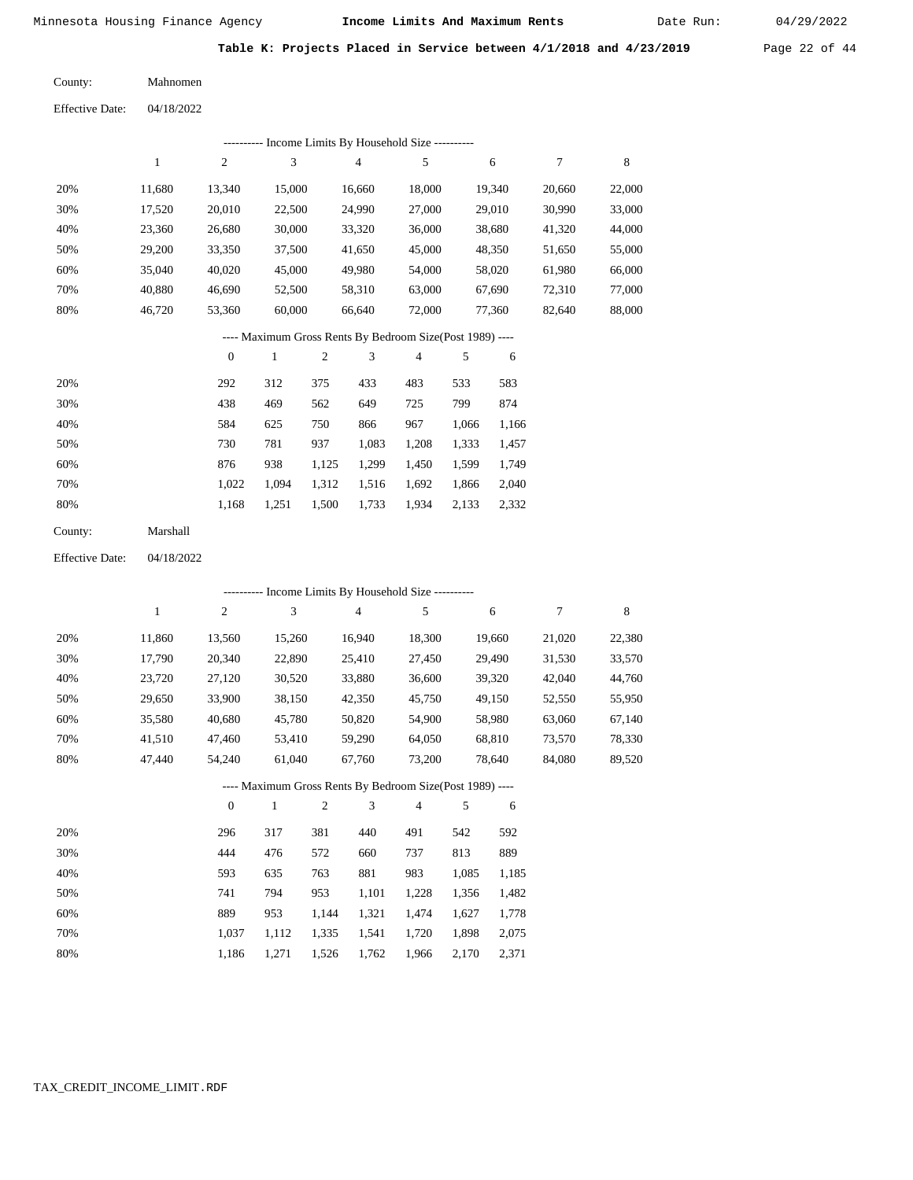Minnesota Housing Finance Agency **Income Limits And Maximum Rents** Date Run: 04/29/2022

**Table K: Projects Placed in Service between 4/1/2018 and 4/23/2019**

County: Mahnomen

Effective Date: 04/18/2022

---------- Income Limits By Household Size ----------

| | 1 | 2 | 3 | 4 | 5 | 6 | 7 | 8 |
|---|---|---|---|---|---|---|---|---|
| 20% | 11,680 | 13,340 | 15,000 | 16,660 | 18,000 | 19,340 | 20,660 | 22,000 |
| 30% | 17,520 | 20,010 | 22,500 | 24,990 | 27,000 | 29,010 | 30,990 | 33,000 |
| 40% | 23,360 | 26,680 | 30,000 | 33,320 | 36,000 | 38,680 | 41,320 | 44,000 |
| 50% | 29,200 | 33,350 | 37,500 | 41,650 | 45,000 | 48,350 | 51,650 | 55,000 |
| 60% | 35,040 | 40,020 | 45,000 | 49,980 | 54,000 | 58,020 | 61,980 | 66,000 |
| 70% | 40,880 | 46,690 | 52,500 | 58,310 | 63,000 | 67,690 | 72,310 | 77,000 |
| 80% | 46,720 | 53,360 | 60,000 | 66,640 | 72,000 | 77,360 | 82,640 | 88,000 |

---- Maximum Gross Rents By Bedroom Size(Post 1989) ----

| | 0 | 1 | 2 | 3 | 4 | 5 | 6 |
|---|---|---|---|---|---|---|---|
| 20% | 292 | 312 | 375 | 433 | 483 | 533 | 583 |
| 30% | 438 | 469 | 562 | 649 | 725 | 799 | 874 |
| 40% | 584 | 625 | 750 | 866 | 967 | 1,066 | 1,166 |
| 50% | 730 | 781 | 937 | 1,083 | 1,208 | 1,333 | 1,457 |
| 60% | 876 | 938 | 1,125 | 1,299 | 1,450 | 1,599 | 1,749 |
| 70% | 1,022 | 1,094 | 1,312 | 1,516 | 1,692 | 1,866 | 2,040 |
| 80% | 1,168 | 1,251 | 1,500 | 1,733 | 1,934 | 2,133 | 2,332 |

County: Marshall

Effective Date: 04/18/2022

---------- Income Limits By Household Size ----------

| | 1 | 2 | 3 | 4 | 5 | 6 | 7 | 8 |
|---|---|---|---|---|---|---|---|---|
| 20% | 11,860 | 13,560 | 15,260 | 16,940 | 18,300 | 19,660 | 21,020 | 22,380 |
| 30% | 17,790 | 20,340 | 22,890 | 25,410 | 27,450 | 29,490 | 31,530 | 33,570 |
| 40% | 23,720 | 27,120 | 30,520 | 33,880 | 36,600 | 39,320 | 42,040 | 44,760 |
| 50% | 29,650 | 33,900 | 38,150 | 42,350 | 45,750 | 49,150 | 52,550 | 55,950 |
| 60% | 35,580 | 40,680 | 45,780 | 50,820 | 54,900 | 58,980 | 63,060 | 67,140 |
| 70% | 41,510 | 47,460 | 53,410 | 59,290 | 64,050 | 68,810 | 73,570 | 78,330 |
| 80% | 47,440 | 54,240 | 61,040 | 67,760 | 73,200 | 78,640 | 84,080 | 89,520 |

---- Maximum Gross Rents By Bedroom Size(Post 1989) ----

| | 0 | 1 | 2 | 3 | 4 | 5 | 6 |
|---|---|---|---|---|---|---|---|
| 20% | 296 | 317 | 381 | 440 | 491 | 542 | 592 |
| 30% | 444 | 476 | 572 | 660 | 737 | 813 | 889 |
| 40% | 593 | 635 | 763 | 881 | 983 | 1,085 | 1,185 |
| 50% | 741 | 794 | 953 | 1,101 | 1,228 | 1,356 | 1,482 |
| 60% | 889 | 953 | 1,144 | 1,321 | 1,474 | 1,627 | 1,778 |
| 70% | 1,037 | 1,112 | 1,335 | 1,541 | 1,720 | 1,898 | 2,075 |
| 80% | 1,186 | 1,271 | 1,526 | 1,762 | 1,966 | 2,170 | 2,371 |

TAX_CREDIT_INCOME_LIMIT.RDF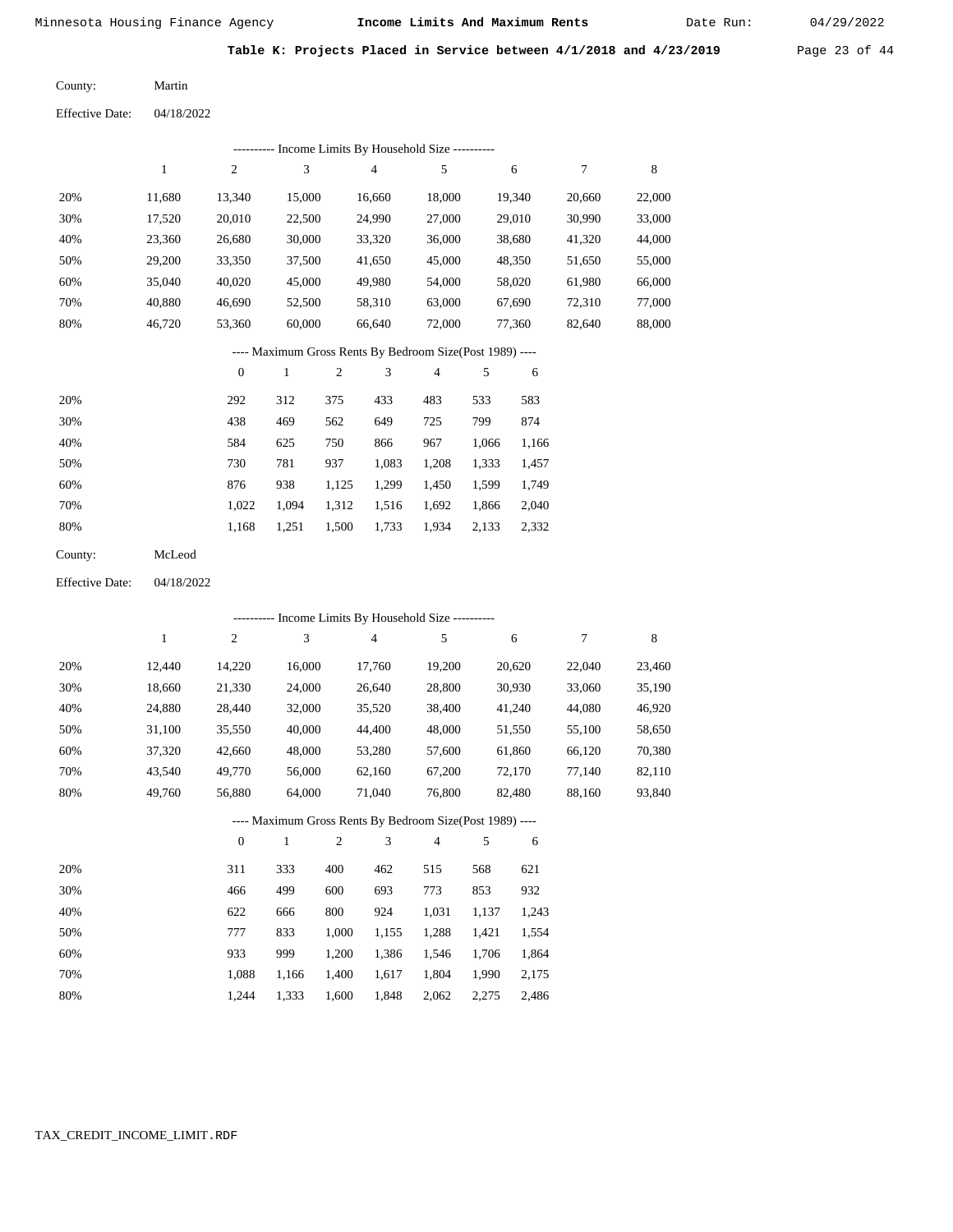**Table K: Projects Placed in Service between 4/1/2018 and 4/23/2019**

County: Martin

Effective Date: 04/18/2022

---------- Income Limits By Household Size ----------

| | 1 | 2 | 3 | 4 | 5 | 6 | 7 | 8 |
|---|---|---|---|---|---|---|---|---|
| 20% | 11,680 | 13,340 | 15,000 | 16,660 | 18,000 | 19,340 | 20,660 | 22,000 |
| 30% | 17,520 | 20,010 | 22,500 | 24,990 | 27,000 | 29,010 | 30,990 | 33,000 |
| 40% | 23,360 | 26,680 | 30,000 | 33,320 | 36,000 | 38,680 | 41,320 | 44,000 |
| 50% | 29,200 | 33,350 | 37,500 | 41,650 | 45,000 | 48,350 | 51,650 | 55,000 |
| 60% | 35,040 | 40,020 | 45,000 | 49,980 | 54,000 | 58,020 | 61,980 | 66,000 |
| 70% | 40,880 | 46,690 | 52,500 | 58,310 | 63,000 | 67,690 | 72,310 | 77,000 |
| 80% | 46,720 | 53,360 | 60,000 | 66,640 | 72,000 | 77,360 | 82,640 | 88,000 |

---- Maximum Gross Rents By Bedroom Size(Post 1989) ----

| | 0 | 1 | 2 | 3 | 4 | 5 | 6 |
|---|---|---|---|---|---|---|---|
| 20% | 292 | 312 | 375 | 433 | 483 | 533 | 583 |
| 30% | 438 | 469 | 562 | 649 | 725 | 799 | 874 |
| 40% | 584 | 625 | 750 | 866 | 967 | 1,066 | 1,166 |
| 50% | 730 | 781 | 937 | 1,083 | 1,208 | 1,333 | 1,457 |
| 60% | 876 | 938 | 1,125 | 1,299 | 1,450 | 1,599 | 1,749 |
| 70% | 1,022 | 1,094 | 1,312 | 1,516 | 1,692 | 1,866 | 2,040 |
| 80% | 1,168 | 1,251 | 1,500 | 1,733 | 1,934 | 2,133 | 2,332 |

County: McLeod

Effective Date: 04/18/2022

---------- Income Limits By Household Size ----------

| | 1 | 2 | 3 | 4 | 5 | 6 | 7 | 8 |
|---|---|---|---|---|---|---|---|---|
| 20% | 12,440 | 14,220 | 16,000 | 17,760 | 19,200 | 20,620 | 22,040 | 23,460 |
| 30% | 18,660 | 21,330 | 24,000 | 26,640 | 28,800 | 30,930 | 33,060 | 35,190 |
| 40% | 24,880 | 28,440 | 32,000 | 35,520 | 38,400 | 41,240 | 44,080 | 46,920 |
| 50% | 31,100 | 35,550 | 40,000 | 44,400 | 48,000 | 51,550 | 55,100 | 58,650 |
| 60% | 37,320 | 42,660 | 48,000 | 53,280 | 57,600 | 61,860 | 66,120 | 70,380 |
| 70% | 43,540 | 49,770 | 56,000 | 62,160 | 67,200 | 72,170 | 77,140 | 82,110 |
| 80% | 49,760 | 56,880 | 64,000 | 71,040 | 76,800 | 82,480 | 88,160 | 93,840 |

---- Maximum Gross Rents By Bedroom Size(Post 1989) ----

| | 0 | 1 | 2 | 3 | 4 | 5 | 6 |
|---|---|---|---|---|---|---|---|
| 20% | 311 | 333 | 400 | 462 | 515 | 568 | 621 |
| 30% | 466 | 499 | 600 | 693 | 773 | 853 | 932 |
| 40% | 622 | 666 | 800 | 924 | 1,031 | 1,137 | 1,243 |
| 50% | 777 | 833 | 1,000 | 1,155 | 1,288 | 1,421 | 1,554 |
| 60% | 933 | 999 | 1,200 | 1,386 | 1,546 | 1,706 | 1,864 |
| 70% | 1,088 | 1,166 | 1,400 | 1,617 | 1,804 | 1,990 | 2,175 |
| 80% | 1,244 | 1,333 | 1,600 | 1,848 | 2,062 | 2,275 | 2,486 |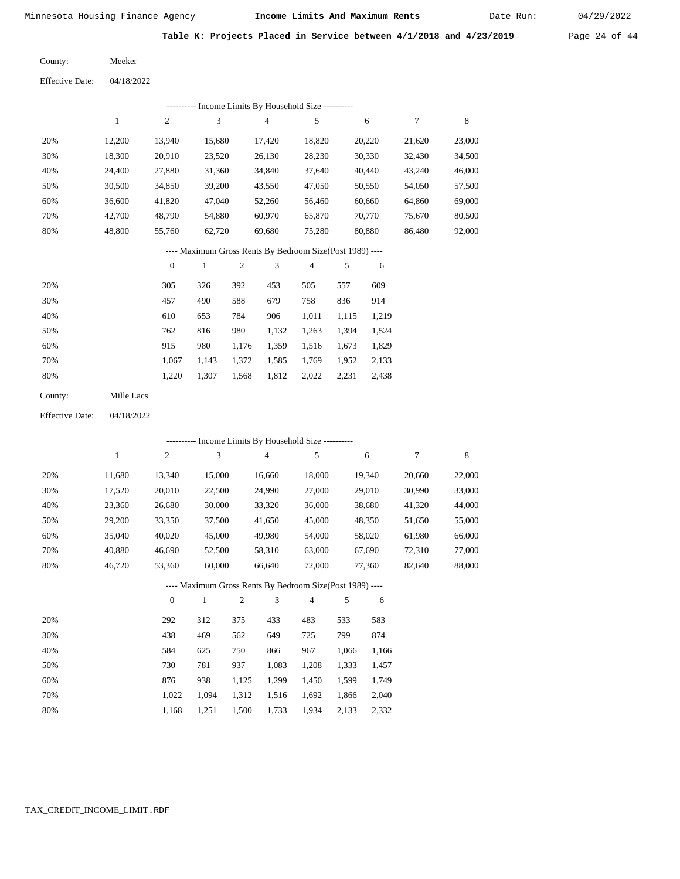Minnesota Housing Finance Agency **Income Limits And Maximum Rents** Date Run: 04/29/2022

**Table K: Projects Placed in Service between 4/1/2018 and 4/23/2019**

County: Meeker

Effective Date: 04/18/2022

---------- Income Limits By Household Size ----------

| | 1 | 2 | 3 | 4 | 5 | 6 | 7 | 8 |
|---|---|---|---|---|---|---|---|---|
| 20% | 12,200 | 13,940 | 15,680 | 17,420 | 18,820 | 20,220 | 21,620 | 23,000 |
| 30% | 18,300 | 20,910 | 23,520 | 26,130 | 28,230 | 30,330 | 32,430 | 34,500 |
| 40% | 24,400 | 27,880 | 31,360 | 34,840 | 37,640 | 40,440 | 43,240 | 46,000 |
| 50% | 30,500 | 34,850 | 39,200 | 43,550 | 47,050 | 50,550 | 54,050 | 57,500 |
| 60% | 36,600 | 41,820 | 47,040 | 52,260 | 56,460 | 60,660 | 64,860 | 69,000 |
| 70% | 42,700 | 48,790 | 54,880 | 60,970 | 65,870 | 70,770 | 75,670 | 80,500 |
| 80% | 48,800 | 55,760 | 62,720 | 69,680 | 75,280 | 80,880 | 86,480 | 92,000 |

---- Maximum Gross Rents By Bedroom Size(Post 1989) ----

| | 0 | 1 | 2 | 3 | 4 | 5 | 6 |
|---|---|---|---|---|---|---|---|
| 20% | 305 | 326 | 392 | 453 | 505 | 557 | 609 |
| 30% | 457 | 490 | 588 | 679 | 758 | 836 | 914 |
| 40% | 610 | 653 | 784 | 906 | 1,011 | 1,115 | 1,219 |
| 50% | 762 | 816 | 980 | 1,132 | 1,263 | 1,394 | 1,524 |
| 60% | 915 | 980 | 1,176 | 1,359 | 1,516 | 1,673 | 1,829 |
| 70% | 1,067 | 1,143 | 1,372 | 1,585 | 1,769 | 1,952 | 2,133 |
| 80% | 1,220 | 1,307 | 1,568 | 1,812 | 2,022 | 2,231 | 2,438 |

County: Mille Lacs

Effective Date: 04/18/2022

---------- Income Limits By Household Size ----------

| | 1 | 2 | 3 | 4 | 5 | 6 | 7 | 8 |
|---|---|---|---|---|---|---|---|---|
| 20% | 11,680 | 13,340 | 15,000 | 16,660 | 18,000 | 19,340 | 20,660 | 22,000 |
| 30% | 17,520 | 20,010 | 22,500 | 24,990 | 27,000 | 29,010 | 30,990 | 33,000 |
| 40% | 23,360 | 26,680 | 30,000 | 33,320 | 36,000 | 38,680 | 41,320 | 44,000 |
| 50% | 29,200 | 33,350 | 37,500 | 41,650 | 45,000 | 48,350 | 51,650 | 55,000 |
| 60% | 35,040 | 40,020 | 45,000 | 49,980 | 54,000 | 58,020 | 61,980 | 66,000 |
| 70% | 40,880 | 46,690 | 52,500 | 58,310 | 63,000 | 67,690 | 72,310 | 77,000 |
| 80% | 46,720 | 53,360 | 60,000 | 66,640 | 72,000 | 77,360 | 82,640 | 88,000 |

---- Maximum Gross Rents By Bedroom Size(Post 1989) ----

| | 0 | 1 | 2 | 3 | 4 | 5 | 6 |
|---|---|---|---|---|---|---|---|
| 20% | 292 | 312 | 375 | 433 | 483 | 533 | 583 |
| 30% | 438 | 469 | 562 | 649 | 725 | 799 | 874 |
| 40% | 584 | 625 | 750 | 866 | 967 | 1,066 | 1,166 |
| 50% | 730 | 781 | 937 | 1,083 | 1,208 | 1,333 | 1,457 |
| 60% | 876 | 938 | 1,125 | 1,299 | 1,450 | 1,599 | 1,749 |
| 70% | 1,022 | 1,094 | 1,312 | 1,516 | 1,692 | 1,866 | 2,040 |
| 80% | 1,168 | 1,251 | 1,500 | 1,733 | 1,934 | 2,133 | 2,332 |

TAX_CREDIT_INCOME_LIMIT.RDF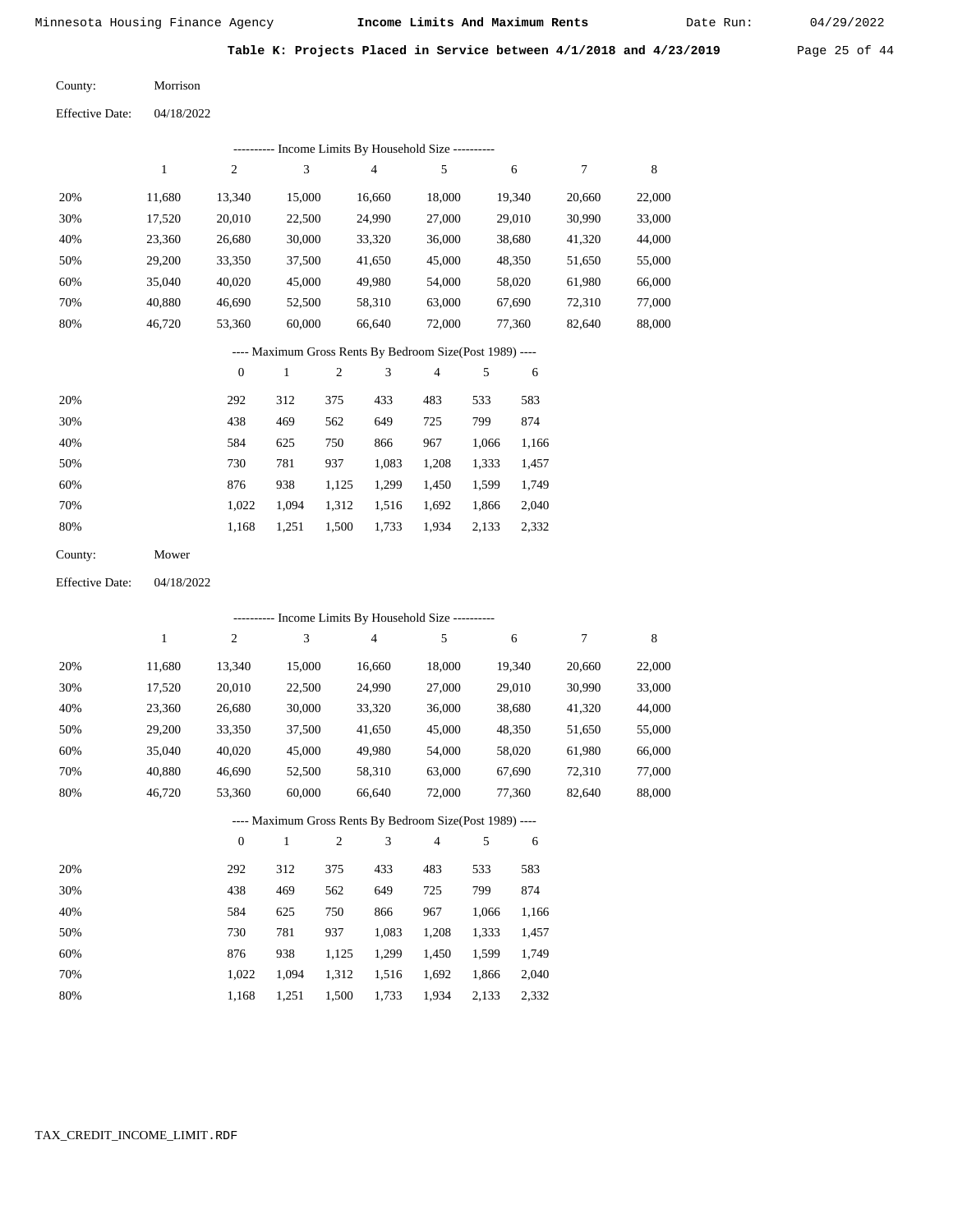Minnesota Housing Finance Agency **Income Limits And Maximum Rents** Date Run: 04/29/2022

**Table K: Projects Placed in Service between 4/1/2018 and 4/23/2019**

County: Morrison

Effective Date: 04/18/2022

---------- Income Limits By Household Size ----------

| | 1 | 2 | 3 | 4 | 5 | 6 | 7 | 8 |
|---|---|---|---|---|---|---|---|---|
| 20% | 11,680 | 13,340 | 15,000 | 16,660 | 18,000 | 19,340 | 20,660 | 22,000 |
| 30% | 17,520 | 20,010 | 22,500 | 24,990 | 27,000 | 29,010 | 30,990 | 33,000 |
| 40% | 23,360 | 26,680 | 30,000 | 33,320 | 36,000 | 38,680 | 41,320 | 44,000 |
| 50% | 29,200 | 33,350 | 37,500 | 41,650 | 45,000 | 48,350 | 51,650 | 55,000 |
| 60% | 35,040 | 40,020 | 45,000 | 49,980 | 54,000 | 58,020 | 61,980 | 66,000 |
| 70% | 40,880 | 46,690 | 52,500 | 58,310 | 63,000 | 67,690 | 72,310 | 77,000 |
| 80% | 46,720 | 53,360 | 60,000 | 66,640 | 72,000 | 77,360 | 82,640 | 88,000 |

---- Maximum Gross Rents By Bedroom Size(Post 1989) ----

| | 0 | 1 | 2 | 3 | 4 | 5 | 6 |
|---|---|---|---|---|---|---|---|
| 20% | 292 | 312 | 375 | 433 | 483 | 533 | 583 |
| 30% | 438 | 469 | 562 | 649 | 725 | 799 | 874 |
| 40% | 584 | 625 | 750 | 866 | 967 | 1,066 | 1,166 |
| 50% | 730 | 781 | 937 | 1,083 | 1,208 | 1,333 | 1,457 |
| 60% | 876 | 938 | 1,125 | 1,299 | 1,450 | 1,599 | 1,749 |
| 70% | 1,022 | 1,094 | 1,312 | 1,516 | 1,692 | 1,866 | 2,040 |
| 80% | 1,168 | 1,251 | 1,500 | 1,733 | 1,934 | 2,133 | 2,332 |

County: Mower

Effective Date: 04/18/2022

---------- Income Limits By Household Size ----------

| | 1 | 2 | 3 | 4 | 5 | 6 | 7 | 8 |
|---|---|---|---|---|---|---|---|---|
| 20% | 11,680 | 13,340 | 15,000 | 16,660 | 18,000 | 19,340 | 20,660 | 22,000 |
| 30% | 17,520 | 20,010 | 22,500 | 24,990 | 27,000 | 29,010 | 30,990 | 33,000 |
| 40% | 23,360 | 26,680 | 30,000 | 33,320 | 36,000 | 38,680 | 41,320 | 44,000 |
| 50% | 29,200 | 33,350 | 37,500 | 41,650 | 45,000 | 48,350 | 51,650 | 55,000 |
| 60% | 35,040 | 40,020 | 45,000 | 49,980 | 54,000 | 58,020 | 61,980 | 66,000 |
| 70% | 40,880 | 46,690 | 52,500 | 58,310 | 63,000 | 67,690 | 72,310 | 77,000 |
| 80% | 46,720 | 53,360 | 60,000 | 66,640 | 72,000 | 77,360 | 82,640 | 88,000 |

---- Maximum Gross Rents By Bedroom Size(Post 1989) ----

| | 0 | 1 | 2 | 3 | 4 | 5 | 6 |
|---|---|---|---|---|---|---|---|
| 20% | 292 | 312 | 375 | 433 | 483 | 533 | 583 |
| 30% | 438 | 469 | 562 | 649 | 725 | 799 | 874 |
| 40% | 584 | 625 | 750 | 866 | 967 | 1,066 | 1,166 |
| 50% | 730 | 781 | 937 | 1,083 | 1,208 | 1,333 | 1,457 |
| 60% | 876 | 938 | 1,125 | 1,299 | 1,450 | 1,599 | 1,749 |
| 70% | 1,022 | 1,094 | 1,312 | 1,516 | 1,692 | 1,866 | 2,040 |
| 80% | 1,168 | 1,251 | 1,500 | 1,733 | 1,934 | 2,133 | 2,332 |

TAX_CREDIT_INCOME_LIMIT.RDF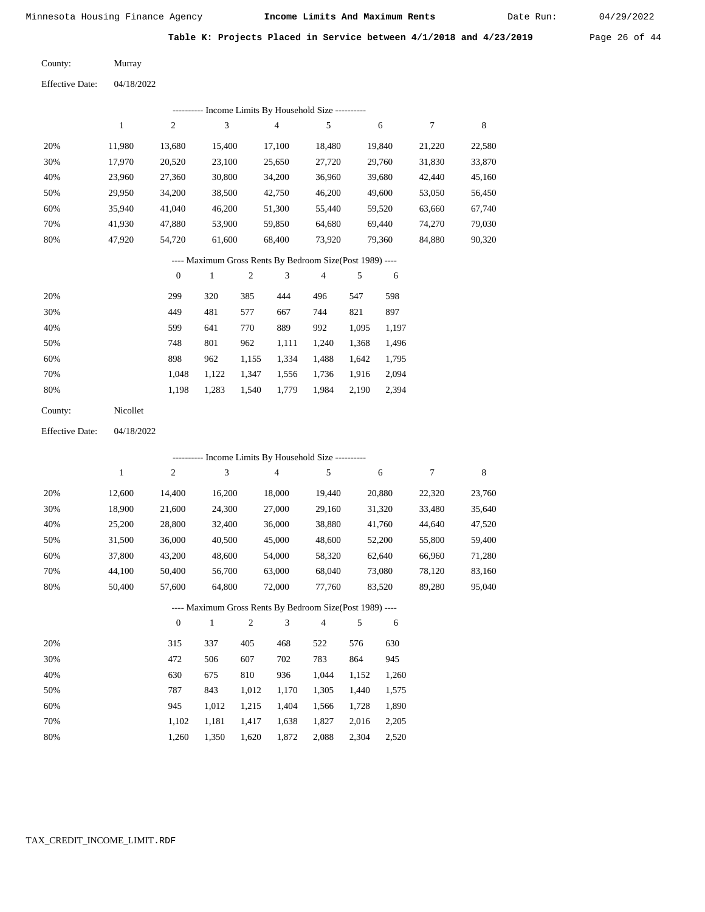Minnesota Housing Finance Agency **Income Limits And Maximum Rents** Date Run: 04/29/2022

**Table K: Projects Placed in Service between 4/1/2018 and 4/23/2019**

County: Murray

Effective Date: 04/18/2022

---------- Income Limits By Household Size ----------

| | 1 | 2 | 3 | 4 | 5 | 6 | 7 | 8 |
|---|---|---|---|---|---|---|---|---|
| 20% | 11,980 | 13,680 | 15,400 | 17,100 | 18,480 | 19,840 | 21,220 | 22,580 |
| 30% | 17,970 | 20,520 | 23,100 | 25,650 | 27,720 | 29,760 | 31,830 | 33,870 |
| 40% | 23,960 | 27,360 | 30,800 | 34,200 | 36,960 | 39,680 | 42,440 | 45,160 |
| 50% | 29,950 | 34,200 | 38,500 | 42,750 | 46,200 | 49,600 | 53,050 | 56,450 |
| 60% | 35,940 | 41,040 | 46,200 | 51,300 | 55,440 | 59,520 | 63,660 | 67,740 |
| 70% | 41,930 | 47,880 | 53,900 | 59,850 | 64,680 | 69,440 | 74,270 | 79,030 |
| 80% | 47,920 | 54,720 | 61,600 | 68,400 | 73,920 | 79,360 | 84,880 | 90,320 |

---- Maximum Gross Rents By Bedroom Size(Post 1989) ----

| | 0 | 1 | 2 | 3 | 4 | 5 | 6 |
|---|---|---|---|---|---|---|---|
| 20% | 299 | 320 | 385 | 444 | 496 | 547 | 598 |
| 30% | 449 | 481 | 577 | 667 | 744 | 821 | 897 |
| 40% | 599 | 641 | 770 | 889 | 992 | 1,095 | 1,197 |
| 50% | 748 | 801 | 962 | 1,111 | 1,240 | 1,368 | 1,496 |
| 60% | 898 | 962 | 1,155 | 1,334 | 1,488 | 1,642 | 1,795 |
| 70% | 1,048 | 1,122 | 1,347 | 1,556 | 1,736 | 1,916 | 2,094 |
| 80% | 1,198 | 1,283 | 1,540 | 1,779 | 1,984 | 2,190 | 2,394 |

County: Nicollet

Effective Date: 04/18/2022

---------- Income Limits By Household Size ----------

| | 1 | 2 | 3 | 4 | 5 | 6 | 7 | 8 |
|---|---|---|---|---|---|---|---|---|
| 20% | 12,600 | 14,400 | 16,200 | 18,000 | 19,440 | 20,880 | 22,320 | 23,760 |
| 30% | 18,900 | 21,600 | 24,300 | 27,000 | 29,160 | 31,320 | 33,480 | 35,640 |
| 40% | 25,200 | 28,800 | 32,400 | 36,000 | 38,880 | 41,760 | 44,640 | 47,520 |
| 50% | 31,500 | 36,000 | 40,500 | 45,000 | 48,600 | 52,200 | 55,800 | 59,400 |
| 60% | 37,800 | 43,200 | 48,600 | 54,000 | 58,320 | 62,640 | 66,960 | 71,280 |
| 70% | 44,100 | 50,400 | 56,700 | 63,000 | 68,040 | 73,080 | 78,120 | 83,160 |
| 80% | 50,400 | 57,600 | 64,800 | 72,000 | 77,760 | 83,520 | 89,280 | 95,040 |

---- Maximum Gross Rents By Bedroom Size(Post 1989) ----

| | 0 | 1 | 2 | 3 | 4 | 5 | 6 |
|---|---|---|---|---|---|---|---|
| 20% | 315 | 337 | 405 | 468 | 522 | 576 | 630 |
| 30% | 472 | 506 | 607 | 702 | 783 | 864 | 945 |
| 40% | 630 | 675 | 810 | 936 | 1,044 | 1,152 | 1,260 |
| 50% | 787 | 843 | 1,012 | 1,170 | 1,305 | 1,440 | 1,575 |
| 60% | 945 | 1,012 | 1,215 | 1,404 | 1,566 | 1,728 | 1,890 |
| 70% | 1,102 | 1,181 | 1,417 | 1,638 | 1,827 | 2,016 | 2,205 |
| 80% | 1,260 | 1,350 | 1,620 | 1,872 | 2,088 | 2,304 | 2,520 |

TAX_CREDIT_INCOME_LIMIT.RDF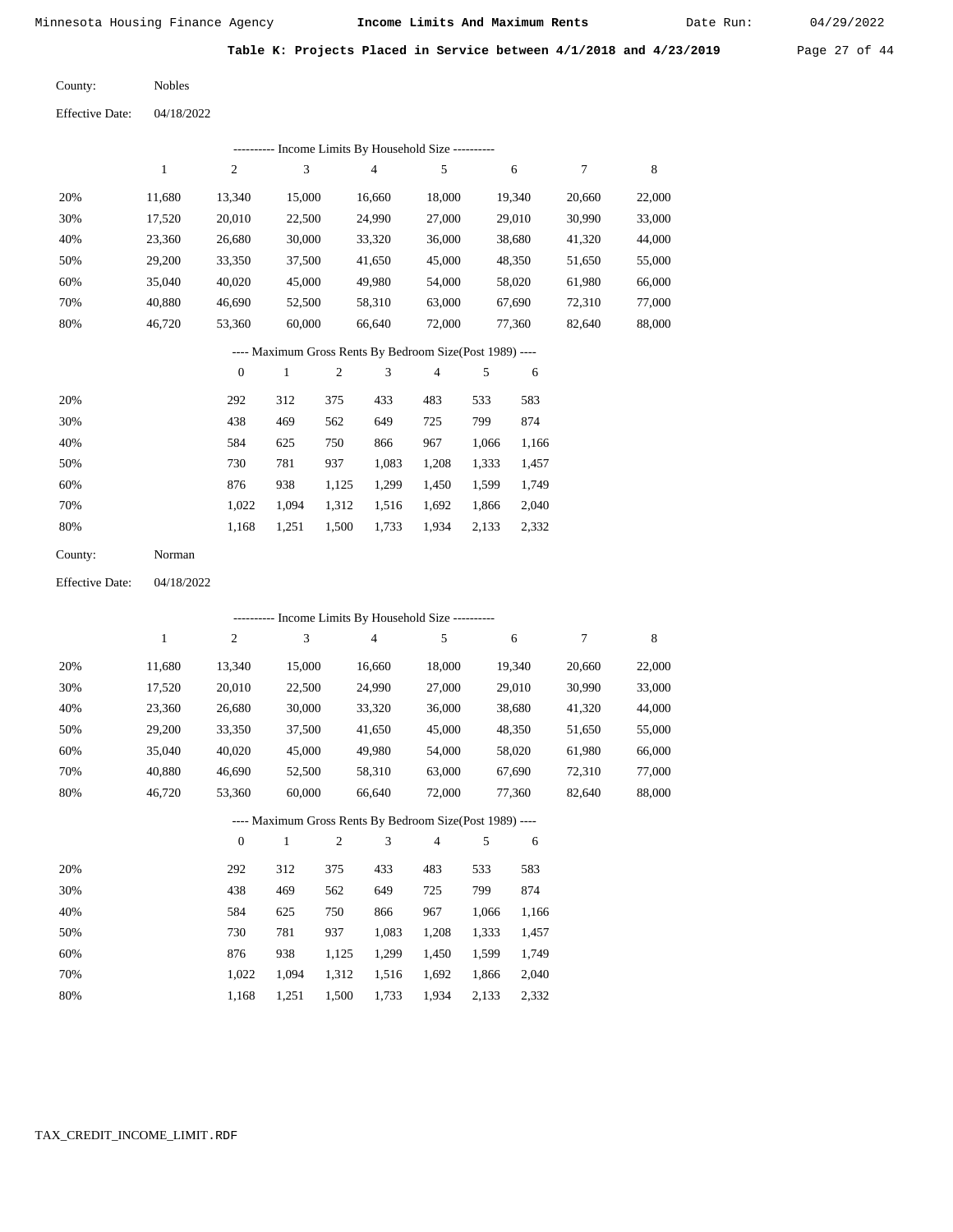Minnesota Housing Finance Agency — **Income Limits And Maximum Rents** — Date Run: 04/29/2022

**Table K: Projects Placed in Service between 4/1/2018 and 4/23/2019**

County: Nobles

Effective Date: 04/18/2022

---------- Income Limits By Household Size ----------

| | 1 | 2 | 3 | 4 | 5 | 6 | 7 | 8 |
|---|---|---|---|---|---|---|---|---|
| 20% | 11,680 | 13,340 | 15,000 | 16,660 | 18,000 | 19,340 | 20,660 | 22,000 |
| 30% | 17,520 | 20,010 | 22,500 | 24,990 | 27,000 | 29,010 | 30,990 | 33,000 |
| 40% | 23,360 | 26,680 | 30,000 | 33,320 | 36,000 | 38,680 | 41,320 | 44,000 |
| 50% | 29,200 | 33,350 | 37,500 | 41,650 | 45,000 | 48,350 | 51,650 | 55,000 |
| 60% | 35,040 | 40,020 | 45,000 | 49,980 | 54,000 | 58,020 | 61,980 | 66,000 |
| 70% | 40,880 | 46,690 | 52,500 | 58,310 | 63,000 | 67,690 | 72,310 | 77,000 |
| 80% | 46,720 | 53,360 | 60,000 | 66,640 | 72,000 | 77,360 | 82,640 | 88,000 |

---- Maximum Gross Rents By Bedroom Size(Post 1989) ----

| | 0 | 1 | 2 | 3 | 4 | 5 | 6 |
|---|---|---|---|---|---|---|---|
| 20% | 292 | 312 | 375 | 433 | 483 | 533 | 583 |
| 30% | 438 | 469 | 562 | 649 | 725 | 799 | 874 |
| 40% | 584 | 625 | 750 | 866 | 967 | 1,066 | 1,166 |
| 50% | 730 | 781 | 937 | 1,083 | 1,208 | 1,333 | 1,457 |
| 60% | 876 | 938 | 1,125 | 1,299 | 1,450 | 1,599 | 1,749 |
| 70% | 1,022 | 1,094 | 1,312 | 1,516 | 1,692 | 1,866 | 2,040 |
| 80% | 1,168 | 1,251 | 1,500 | 1,733 | 1,934 | 2,133 | 2,332 |

County: Norman

Effective Date: 04/18/2022

---------- Income Limits By Household Size ----------

| | 1 | 2 | 3 | 4 | 5 | 6 | 7 | 8 |
|---|---|---|---|---|---|---|---|---|
| 20% | 11,680 | 13,340 | 15,000 | 16,660 | 18,000 | 19,340 | 20,660 | 22,000 |
| 30% | 17,520 | 20,010 | 22,500 | 24,990 | 27,000 | 29,010 | 30,990 | 33,000 |
| 40% | 23,360 | 26,680 | 30,000 | 33,320 | 36,000 | 38,680 | 41,320 | 44,000 |
| 50% | 29,200 | 33,350 | 37,500 | 41,650 | 45,000 | 48,350 | 51,650 | 55,000 |
| 60% | 35,040 | 40,020 | 45,000 | 49,980 | 54,000 | 58,020 | 61,980 | 66,000 |
| 70% | 40,880 | 46,690 | 52,500 | 58,310 | 63,000 | 67,690 | 72,310 | 77,000 |
| 80% | 46,720 | 53,360 | 60,000 | 66,640 | 72,000 | 77,360 | 82,640 | 88,000 |

---- Maximum Gross Rents By Bedroom Size(Post 1989) ----

| | 0 | 1 | 2 | 3 | 4 | 5 | 6 |
|---|---|---|---|---|---|---|---|
| 20% | 292 | 312 | 375 | 433 | 483 | 533 | 583 |
| 30% | 438 | 469 | 562 | 649 | 725 | 799 | 874 |
| 40% | 584 | 625 | 750 | 866 | 967 | 1,066 | 1,166 |
| 50% | 730 | 781 | 937 | 1,083 | 1,208 | 1,333 | 1,457 |
| 60% | 876 | 938 | 1,125 | 1,299 | 1,450 | 1,599 | 1,749 |
| 70% | 1,022 | 1,094 | 1,312 | 1,516 | 1,692 | 1,866 | 2,040 |
| 80% | 1,168 | 1,251 | 1,500 | 1,733 | 1,934 | 2,133 | 2,332 |

TAX_CREDIT_INCOME_LIMIT.RDF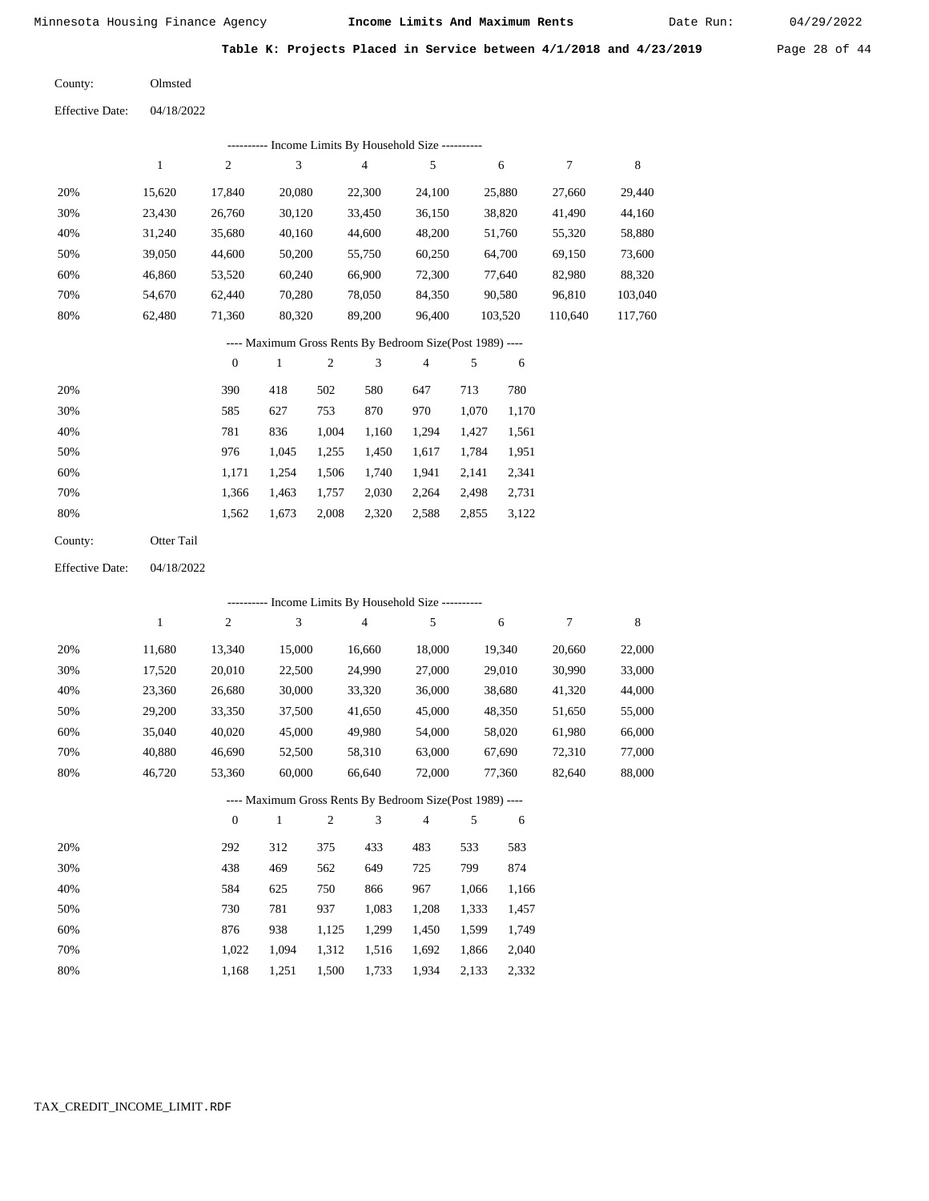Minnesota Housing Finance Agency **Income Limits And Maximum Rents** Date Run: 04/29/2022

**Table K: Projects Placed in Service between 4/1/2018 and 4/23/2019**

County: Olmsted

Effective Date: 04/18/2022

---------- Income Limits By Household Size ----------

| | 1 | 2 | 3 | 4 | 5 | 6 | 7 | 8 |
|---|---|---|---|---|---|---|---|---|
| 20% | 15,620 | 17,840 | 20,080 | 22,300 | 24,100 | 25,880 | 27,660 | 29,440 |
| 30% | 23,430 | 26,760 | 30,120 | 33,450 | 36,150 | 38,820 | 41,490 | 44,160 |
| 40% | 31,240 | 35,680 | 40,160 | 44,600 | 48,200 | 51,760 | 55,320 | 58,880 |
| 50% | 39,050 | 44,600 | 50,200 | 55,750 | 60,250 | 64,700 | 69,150 | 73,600 |
| 60% | 46,860 | 53,520 | 60,240 | 66,900 | 72,300 | 77,640 | 82,980 | 88,320 |
| 70% | 54,670 | 62,440 | 70,280 | 78,050 | 84,350 | 90,580 | 96,810 | 103,040 |
| 80% | 62,480 | 71,360 | 80,320 | 89,200 | 96,400 | 103,520 | 110,640 | 117,760 |

---- Maximum Gross Rents By Bedroom Size(Post 1989) ----

| | 0 | 1 | 2 | 3 | 4 | 5 | 6 |
|---|---|---|---|---|---|---|---|
| 20% | 390 | 418 | 502 | 580 | 647 | 713 | 780 |
| 30% | 585 | 627 | 753 | 870 | 970 | 1,070 | 1,170 |
| 40% | 781 | 836 | 1,004 | 1,160 | 1,294 | 1,427 | 1,561 |
| 50% | 976 | 1,045 | 1,255 | 1,450 | 1,617 | 1,784 | 1,951 |
| 60% | 1,171 | 1,254 | 1,506 | 1,740 | 1,941 | 2,141 | 2,341 |
| 70% | 1,366 | 1,463 | 1,757 | 2,030 | 2,264 | 2,498 | 2,731 |
| 80% | 1,562 | 1,673 | 2,008 | 2,320 | 2,588 | 2,855 | 3,122 |

County: Otter Tail

Effective Date: 04/18/2022

---------- Income Limits By Household Size ----------

| | 1 | 2 | 3 | 4 | 5 | 6 | 7 | 8 |
|---|---|---|---|---|---|---|---|---|
| 20% | 11,680 | 13,340 | 15,000 | 16,660 | 18,000 | 19,340 | 20,660 | 22,000 |
| 30% | 17,520 | 20,010 | 22,500 | 24,990 | 27,000 | 29,010 | 30,990 | 33,000 |
| 40% | 23,360 | 26,680 | 30,000 | 33,320 | 36,000 | 38,680 | 41,320 | 44,000 |
| 50% | 29,200 | 33,350 | 37,500 | 41,650 | 45,000 | 48,350 | 51,650 | 55,000 |
| 60% | 35,040 | 40,020 | 45,000 | 49,980 | 54,000 | 58,020 | 61,980 | 66,000 |
| 70% | 40,880 | 46,690 | 52,500 | 58,310 | 63,000 | 67,690 | 72,310 | 77,000 |
| 80% | 46,720 | 53,360 | 60,000 | 66,640 | 72,000 | 77,360 | 82,640 | 88,000 |

---- Maximum Gross Rents By Bedroom Size(Post 1989) ----

| | 0 | 1 | 2 | 3 | 4 | 5 | 6 |
|---|---|---|---|---|---|---|---|
| 20% | 292 | 312 | 375 | 433 | 483 | 533 | 583 |
| 30% | 438 | 469 | 562 | 649 | 725 | 799 | 874 |
| 40% | 584 | 625 | 750 | 866 | 967 | 1,066 | 1,166 |
| 50% | 730 | 781 | 937 | 1,083 | 1,208 | 1,333 | 1,457 |
| 60% | 876 | 938 | 1,125 | 1,299 | 1,450 | 1,599 | 1,749 |
| 70% | 1,022 | 1,094 | 1,312 | 1,516 | 1,692 | 1,866 | 2,040 |
| 80% | 1,168 | 1,251 | 1,500 | 1,733 | 1,934 | 2,133 | 2,332 |

TAX_CREDIT_INCOME_LIMIT.RDF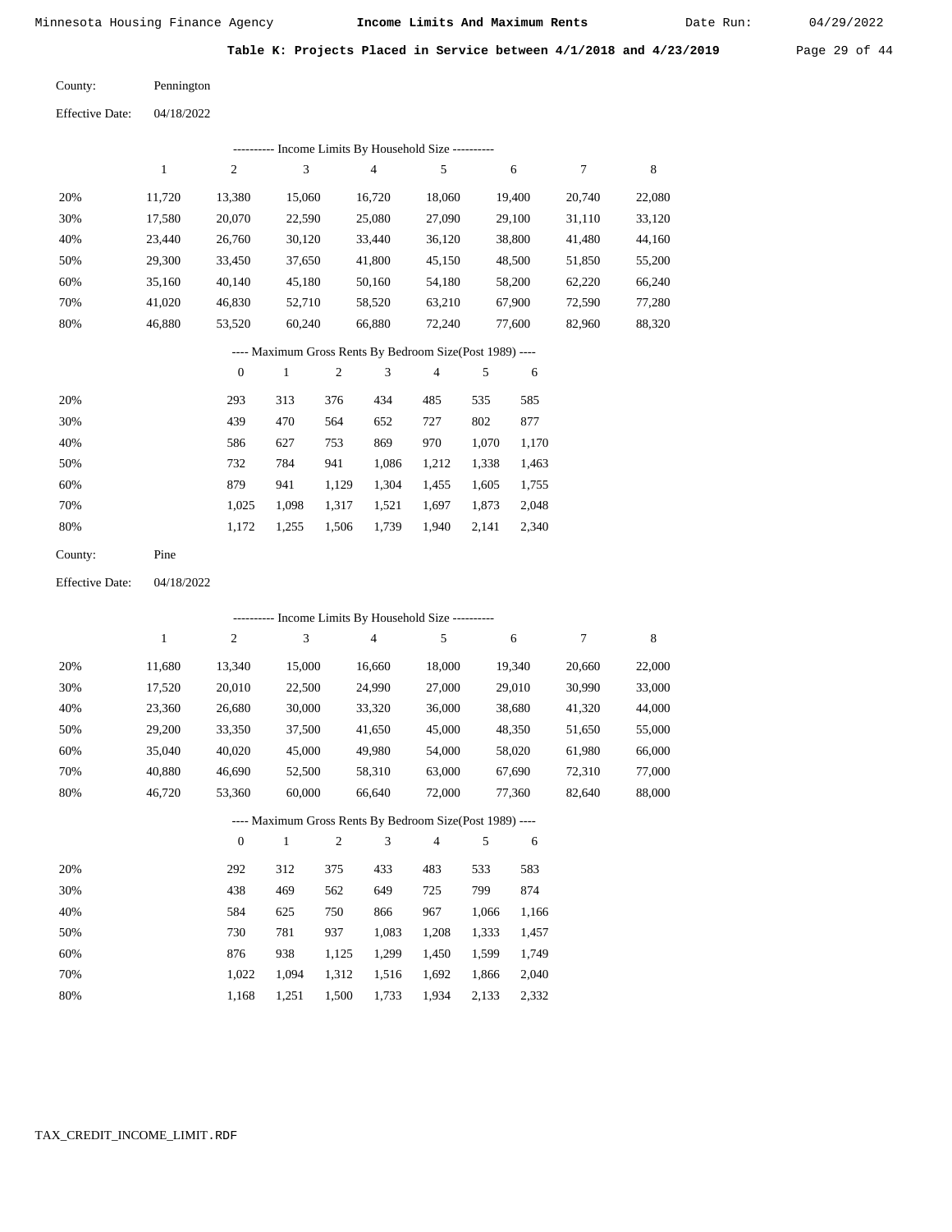Minnesota Housing Finance Agency **Income Limits And Maximum Rents** Date Run: 04/29/2022

**Table K: Projects Placed in Service between 4/1/2018 and 4/23/2019**

County: Pennington

Effective Date: 04/18/2022

---------- Income Limits By Household Size ----------

| | 1 | 2 | 3 | 4 | 5 | 6 | 7 | 8 |
|---|---|---|---|---|---|---|---|---|
| 20% | 11,720 | 13,380 | 15,060 | 16,720 | 18,060 | 19,400 | 20,740 | 22,080 |
| 30% | 17,580 | 20,070 | 22,590 | 25,080 | 27,090 | 29,100 | 31,110 | 33,120 |
| 40% | 23,440 | 26,760 | 30,120 | 33,440 | 36,120 | 38,800 | 41,480 | 44,160 |
| 50% | 29,300 | 33,450 | 37,650 | 41,800 | 45,150 | 48,500 | 51,850 | 55,200 |
| 60% | 35,160 | 40,140 | 45,180 | 50,160 | 54,180 | 58,200 | 62,220 | 66,240 |
| 70% | 41,020 | 46,830 | 52,710 | 58,520 | 63,210 | 67,900 | 72,590 | 77,280 |
| 80% | 46,880 | 53,520 | 60,240 | 66,880 | 72,240 | 77,600 | 82,960 | 88,320 |

---- Maximum Gross Rents By Bedroom Size(Post 1989) ----

| | 0 | 1 | 2 | 3 | 4 | 5 | 6 |
|---|---|---|---|---|---|---|---|
| 20% | 293 | 313 | 376 | 434 | 485 | 535 | 585 |
| 30% | 439 | 470 | 564 | 652 | 727 | 802 | 877 |
| 40% | 586 | 627 | 753 | 869 | 970 | 1,070 | 1,170 |
| 50% | 732 | 784 | 941 | 1,086 | 1,212 | 1,338 | 1,463 |
| 60% | 879 | 941 | 1,129 | 1,304 | 1,455 | 1,605 | 1,755 |
| 70% | 1,025 | 1,098 | 1,317 | 1,521 | 1,697 | 1,873 | 2,048 |
| 80% | 1,172 | 1,255 | 1,506 | 1,739 | 1,940 | 2,141 | 2,340 |

County: Pine

Effective Date: 04/18/2022

---------- Income Limits By Household Size ----------

| | 1 | 2 | 3 | 4 | 5 | 6 | 7 | 8 |
|---|---|---|---|---|---|---|---|---|
| 20% | 11,680 | 13,340 | 15,000 | 16,660 | 18,000 | 19,340 | 20,660 | 22,000 |
| 30% | 17,520 | 20,010 | 22,500 | 24,990 | 27,000 | 29,010 | 30,990 | 33,000 |
| 40% | 23,360 | 26,680 | 30,000 | 33,320 | 36,000 | 38,680 | 41,320 | 44,000 |
| 50% | 29,200 | 33,350 | 37,500 | 41,650 | 45,000 | 48,350 | 51,650 | 55,000 |
| 60% | 35,040 | 40,020 | 45,000 | 49,980 | 54,000 | 58,020 | 61,980 | 66,000 |
| 70% | 40,880 | 46,690 | 52,500 | 58,310 | 63,000 | 67,690 | 72,310 | 77,000 |
| 80% | 46,720 | 53,360 | 60,000 | 66,640 | 72,000 | 77,360 | 82,640 | 88,000 |

---- Maximum Gross Rents By Bedroom Size(Post 1989) ----

| | 0 | 1 | 2 | 3 | 4 | 5 | 6 |
|---|---|---|---|---|---|---|---|
| 20% | 292 | 312 | 375 | 433 | 483 | 533 | 583 |
| 30% | 438 | 469 | 562 | 649 | 725 | 799 | 874 |
| 40% | 584 | 625 | 750 | 866 | 967 | 1,066 | 1,166 |
| 50% | 730 | 781 | 937 | 1,083 | 1,208 | 1,333 | 1,457 |
| 60% | 876 | 938 | 1,125 | 1,299 | 1,450 | 1,599 | 1,749 |
| 70% | 1,022 | 1,094 | 1,312 | 1,516 | 1,692 | 1,866 | 2,040 |
| 80% | 1,168 | 1,251 | 1,500 | 1,733 | 1,934 | 2,133 | 2,332 |

TAX_CREDIT_INCOME_LIMIT.RDF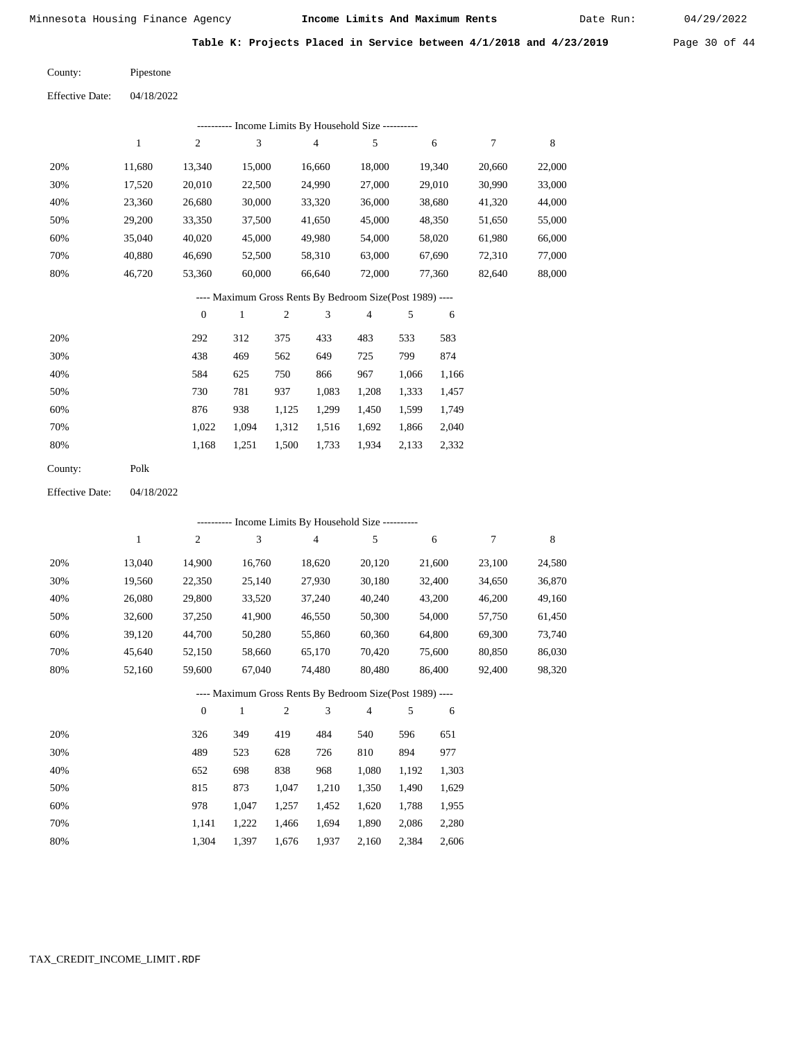Minnesota Housing Finance Agency **Income Limits And Maximum Rents** Date Run: 04/29/2022

**Table K: Projects Placed in Service between 4/1/2018 and 4/23/2019**

County: Pipestone

Effective Date: 04/18/2022

---------- Income Limits By Household Size ----------

| | 1 | 2 | 3 | 4 | 5 | 6 | 7 | 8 |
|---|---|---|---|---|---|---|---|---|
| 20% | 11,680 | 13,340 | 15,000 | 16,660 | 18,000 | 19,340 | 20,660 | 22,000 |
| 30% | 17,520 | 20,010 | 22,500 | 24,990 | 27,000 | 29,010 | 30,990 | 33,000 |
| 40% | 23,360 | 26,680 | 30,000 | 33,320 | 36,000 | 38,680 | 41,320 | 44,000 |
| 50% | 29,200 | 33,350 | 37,500 | 41,650 | 45,000 | 48,350 | 51,650 | 55,000 |
| 60% | 35,040 | 40,020 | 45,000 | 49,980 | 54,000 | 58,020 | 61,980 | 66,000 |
| 70% | 40,880 | 46,690 | 52,500 | 58,310 | 63,000 | 67,690 | 72,310 | 77,000 |
| 80% | 46,720 | 53,360 | 60,000 | 66,640 | 72,000 | 77,360 | 82,640 | 88,000 |

---- Maximum Gross Rents By Bedroom Size(Post 1989) ----

| | 0 | 1 | 2 | 3 | 4 | 5 | 6 |
|---|---|---|---|---|---|---|---|
| 20% | 292 | 312 | 375 | 433 | 483 | 533 | 583 |
| 30% | 438 | 469 | 562 | 649 | 725 | 799 | 874 |
| 40% | 584 | 625 | 750 | 866 | 967 | 1,066 | 1,166 |
| 50% | 730 | 781 | 937 | 1,083 | 1,208 | 1,333 | 1,457 |
| 60% | 876 | 938 | 1,125 | 1,299 | 1,450 | 1,599 | 1,749 |
| 70% | 1,022 | 1,094 | 1,312 | 1,516 | 1,692 | 1,866 | 2,040 |
| 80% | 1,168 | 1,251 | 1,500 | 1,733 | 1,934 | 2,133 | 2,332 |

County: Polk

Effective Date: 04/18/2022

---------- Income Limits By Household Size ----------

| | 1 | 2 | 3 | 4 | 5 | 6 | 7 | 8 |
|---|---|---|---|---|---|---|---|---|
| 20% | 13,040 | 14,900 | 16,760 | 18,620 | 20,120 | 21,600 | 23,100 | 24,580 |
| 30% | 19,560 | 22,350 | 25,140 | 27,930 | 30,180 | 32,400 | 34,650 | 36,870 |
| 40% | 26,080 | 29,800 | 33,520 | 37,240 | 40,240 | 43,200 | 46,200 | 49,160 |
| 50% | 32,600 | 37,250 | 41,900 | 46,550 | 50,300 | 54,000 | 57,750 | 61,450 |
| 60% | 39,120 | 44,700 | 50,280 | 55,860 | 60,360 | 64,800 | 69,300 | 73,740 |
| 70% | 45,640 | 52,150 | 58,660 | 65,170 | 70,420 | 75,600 | 80,850 | 86,030 |
| 80% | 52,160 | 59,600 | 67,040 | 74,480 | 80,480 | 86,400 | 92,400 | 98,320 |

---- Maximum Gross Rents By Bedroom Size(Post 1989) ----

| | 0 | 1 | 2 | 3 | 4 | 5 | 6 |
|---|---|---|---|---|---|---|---|
| 20% | 326 | 349 | 419 | 484 | 540 | 596 | 651 |
| 30% | 489 | 523 | 628 | 726 | 810 | 894 | 977 |
| 40% | 652 | 698 | 838 | 968 | 1,080 | 1,192 | 1,303 |
| 50% | 815 | 873 | 1,047 | 1,210 | 1,350 | 1,490 | 1,629 |
| 60% | 978 | 1,047 | 1,257 | 1,452 | 1,620 | 1,788 | 1,955 |
| 70% | 1,141 | 1,222 | 1,466 | 1,694 | 1,890 | 2,086 | 2,280 |
| 80% | 1,304 | 1,397 | 1,676 | 1,937 | 2,160 | 2,384 | 2,606 |

TAX_CREDIT_INCOME_LIMIT.RDF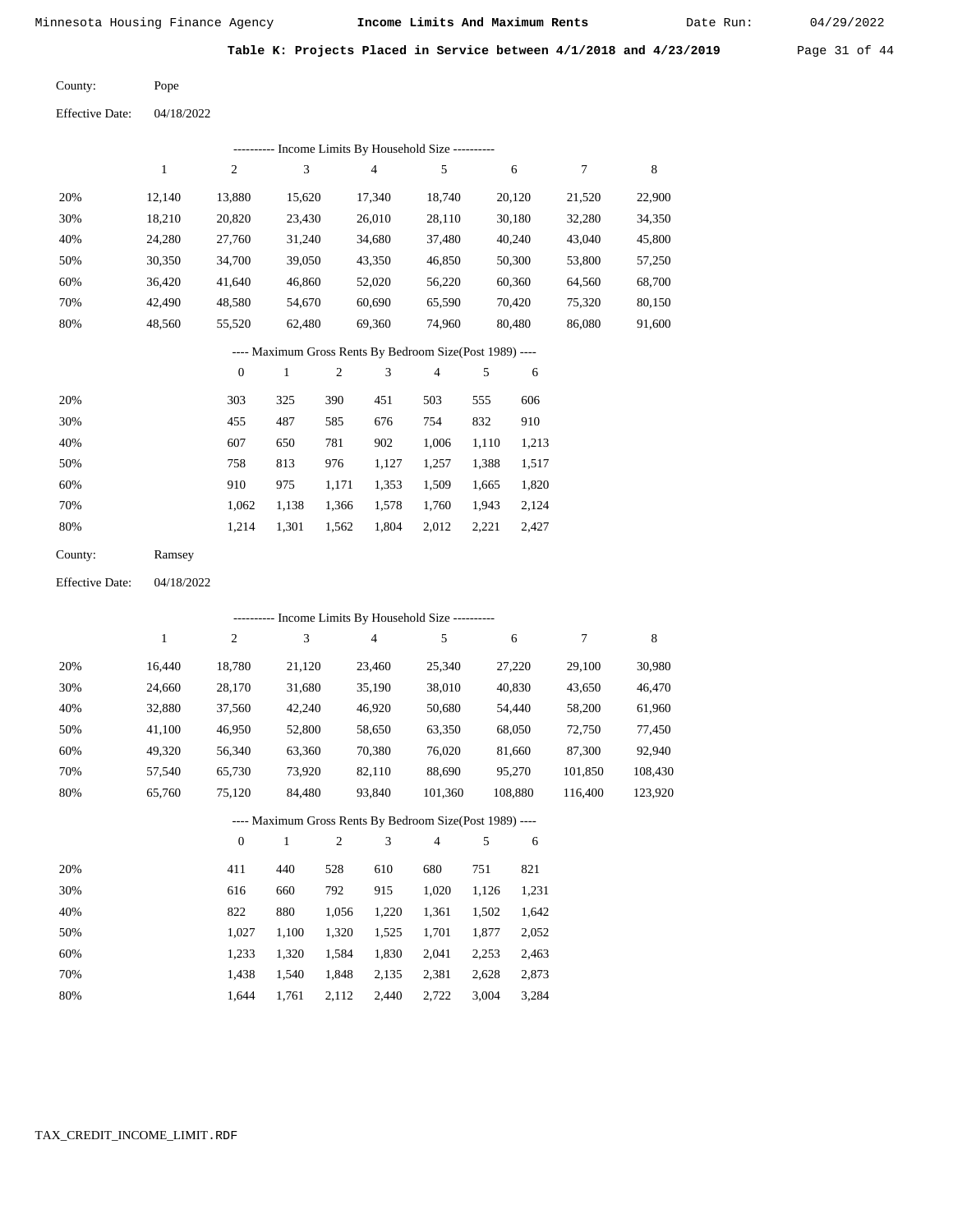Minnesota Housing Finance Agency **Income Limits And Maximum Rents** Date Run: 04/29/2022

**Table K: Projects Placed in Service between 4/1/2018 and 4/23/2019**

County: Pope

Effective Date: 04/18/2022

---------- Income Limits By Household Size ----------

| | 1 | 2 | 3 | 4 | 5 | 6 | 7 | 8 |
|---|---|---|---|---|---|---|---|---|
| 20% | 12,140 | 13,880 | 15,620 | 17,340 | 18,740 | 20,120 | 21,520 | 22,900 |
| 30% | 18,210 | 20,820 | 23,430 | 26,010 | 28,110 | 30,180 | 32,280 | 34,350 |
| 40% | 24,280 | 27,760 | 31,240 | 34,680 | 37,480 | 40,240 | 43,040 | 45,800 |
| 50% | 30,350 | 34,700 | 39,050 | 43,350 | 46,850 | 50,300 | 53,800 | 57,250 |
| 60% | 36,420 | 41,640 | 46,860 | 52,020 | 56,220 | 60,360 | 64,560 | 68,700 |
| 70% | 42,490 | 48,580 | 54,670 | 60,690 | 65,590 | 70,420 | 75,320 | 80,150 |
| 80% | 48,560 | 55,520 | 62,480 | 69,360 | 74,960 | 80,480 | 86,080 | 91,600 |

---- Maximum Gross Rents By Bedroom Size(Post 1989) ----

| | 0 | 1 | 2 | 3 | 4 | 5 | 6 |
|---|---|---|---|---|---|---|---|
| 20% | 303 | 325 | 390 | 451 | 503 | 555 | 606 |
| 30% | 455 | 487 | 585 | 676 | 754 | 832 | 910 |
| 40% | 607 | 650 | 781 | 902 | 1,006 | 1,110 | 1,213 |
| 50% | 758 | 813 | 976 | 1,127 | 1,257 | 1,388 | 1,517 |
| 60% | 910 | 975 | 1,171 | 1,353 | 1,509 | 1,665 | 1,820 |
| 70% | 1,062 | 1,138 | 1,366 | 1,578 | 1,760 | 1,943 | 2,124 |
| 80% | 1,214 | 1,301 | 1,562 | 1,804 | 2,012 | 2,221 | 2,427 |

County: Ramsey

Effective Date: 04/18/2022

---------- Income Limits By Household Size ----------

| | 1 | 2 | 3 | 4 | 5 | 6 | 7 | 8 |
|---|---|---|---|---|---|---|---|---|
| 20% | 16,440 | 18,780 | 21,120 | 23,460 | 25,340 | 27,220 | 29,100 | 30,980 |
| 30% | 24,660 | 28,170 | 31,680 | 35,190 | 38,010 | 40,830 | 43,650 | 46,470 |
| 40% | 32,880 | 37,560 | 42,240 | 46,920 | 50,680 | 54,440 | 58,200 | 61,960 |
| 50% | 41,100 | 46,950 | 52,800 | 58,650 | 63,350 | 68,050 | 72,750 | 77,450 |
| 60% | 49,320 | 56,340 | 63,360 | 70,380 | 76,020 | 81,660 | 87,300 | 92,940 |
| 70% | 57,540 | 65,730 | 73,920 | 82,110 | 88,690 | 95,270 | 101,850 | 108,430 |
| 80% | 65,760 | 75,120 | 84,480 | 93,840 | 101,360 | 108,880 | 116,400 | 123,920 |

---- Maximum Gross Rents By Bedroom Size(Post 1989) ----

| | 0 | 1 | 2 | 3 | 4 | 5 | 6 |
|---|---|---|---|---|---|---|---|
| 20% | 411 | 440 | 528 | 610 | 680 | 751 | 821 |
| 30% | 616 | 660 | 792 | 915 | 1,020 | 1,126 | 1,231 |
| 40% | 822 | 880 | 1,056 | 1,220 | 1,361 | 1,502 | 1,642 |
| 50% | 1,027 | 1,100 | 1,320 | 1,525 | 1,701 | 1,877 | 2,052 |
| 60% | 1,233 | 1,320 | 1,584 | 1,830 | 2,041 | 2,253 | 2,463 |
| 70% | 1,438 | 1,540 | 1,848 | 2,135 | 2,381 | 2,628 | 2,873 |
| 80% | 1,644 | 1,761 | 2,112 | 2,440 | 2,722 | 3,004 | 3,284 |

TAX_CREDIT_INCOME_LIMIT.RDF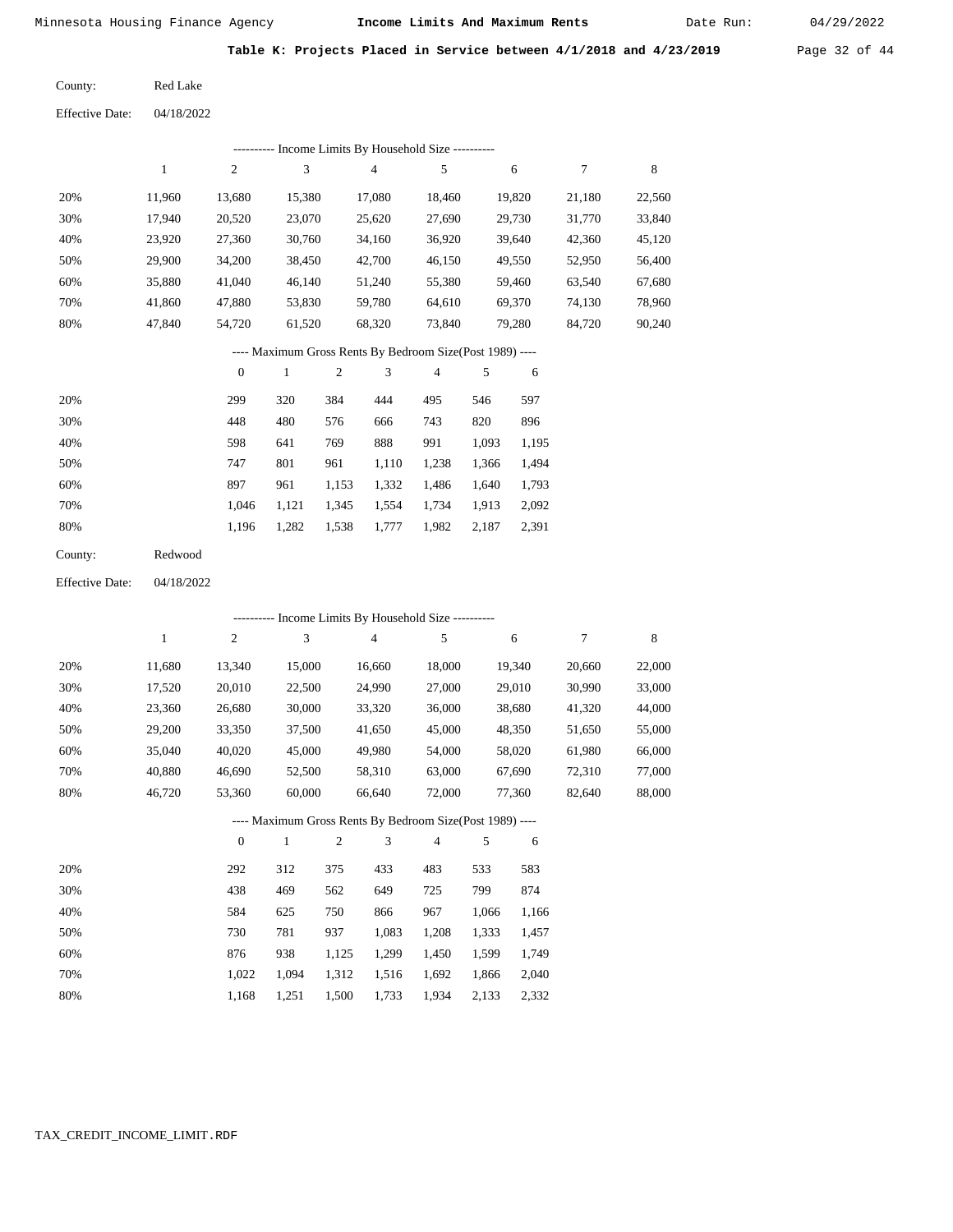**Table K: Projects Placed in Service between 4/1/2018 and 4/23/2019**

County: Red Lake

Effective Date: 04/18/2022

---------- Income Limits By Household Size ----------

| | 1 | 2 | 3 | 4 | 5 | 6 | 7 | 8 |
|---|---|---|---|---|---|---|---|---|
| 20% | 11,960 | 13,680 | 15,380 | 17,080 | 18,460 | 19,820 | 21,180 | 22,560 |
| 30% | 17,940 | 20,520 | 23,070 | 25,620 | 27,690 | 29,730 | 31,770 | 33,840 |
| 40% | 23,920 | 27,360 | 30,760 | 34,160 | 36,920 | 39,640 | 42,360 | 45,120 |
| 50% | 29,900 | 34,200 | 38,450 | 42,700 | 46,150 | 49,550 | 52,950 | 56,400 |
| 60% | 35,880 | 41,040 | 46,140 | 51,240 | 55,380 | 59,460 | 63,540 | 67,680 |
| 70% | 41,860 | 47,880 | 53,830 | 59,780 | 64,610 | 69,370 | 74,130 | 78,960 |
| 80% | 47,840 | 54,720 | 61,520 | 68,320 | 73,840 | 79,280 | 84,720 | 90,240 |

---- Maximum Gross Rents By Bedroom Size(Post 1989) ----

| | 0 | 1 | 2 | 3 | 4 | 5 | 6 |
|---|---|---|---|---|---|---|---|
| 20% | 299 | 320 | 384 | 444 | 495 | 546 | 597 |
| 30% | 448 | 480 | 576 | 666 | 743 | 820 | 896 |
| 40% | 598 | 641 | 769 | 888 | 991 | 1,093 | 1,195 |
| 50% | 747 | 801 | 961 | 1,110 | 1,238 | 1,366 | 1,494 |
| 60% | 897 | 961 | 1,153 | 1,332 | 1,486 | 1,640 | 1,793 |
| 70% | 1,046 | 1,121 | 1,345 | 1,554 | 1,734 | 1,913 | 2,092 |
| 80% | 1,196 | 1,282 | 1,538 | 1,777 | 1,982 | 2,187 | 2,391 |

County: Redwood

Effective Date: 04/18/2022

---------- Income Limits By Household Size ----------

| | 1 | 2 | 3 | 4 | 5 | 6 | 7 | 8 |
|---|---|---|---|---|---|---|---|---|
| 20% | 11,680 | 13,340 | 15,000 | 16,660 | 18,000 | 19,340 | 20,660 | 22,000 |
| 30% | 17,520 | 20,010 | 22,500 | 24,990 | 27,000 | 29,010 | 30,990 | 33,000 |
| 40% | 23,360 | 26,680 | 30,000 | 33,320 | 36,000 | 38,680 | 41,320 | 44,000 |
| 50% | 29,200 | 33,350 | 37,500 | 41,650 | 45,000 | 48,350 | 51,650 | 55,000 |
| 60% | 35,040 | 40,020 | 45,000 | 49,980 | 54,000 | 58,020 | 61,980 | 66,000 |
| 70% | 40,880 | 46,690 | 52,500 | 58,310 | 63,000 | 67,690 | 72,310 | 77,000 |
| 80% | 46,720 | 53,360 | 60,000 | 66,640 | 72,000 | 77,360 | 82,640 | 88,000 |

---- Maximum Gross Rents By Bedroom Size(Post 1989) ----

| | 0 | 1 | 2 | 3 | 4 | 5 | 6 |
|---|---|---|---|---|---|---|---|
| 20% | 292 | 312 | 375 | 433 | 483 | 533 | 583 |
| 30% | 438 | 469 | 562 | 649 | 725 | 799 | 874 |
| 40% | 584 | 625 | 750 | 866 | 967 | 1,066 | 1,166 |
| 50% | 730 | 781 | 937 | 1,083 | 1,208 | 1,333 | 1,457 |
| 60% | 876 | 938 | 1,125 | 1,299 | 1,450 | 1,599 | 1,749 |
| 70% | 1,022 | 1,094 | 1,312 | 1,516 | 1,692 | 1,866 | 2,040 |
| 80% | 1,168 | 1,251 | 1,500 | 1,733 | 1,934 | 2,133 | 2,332 |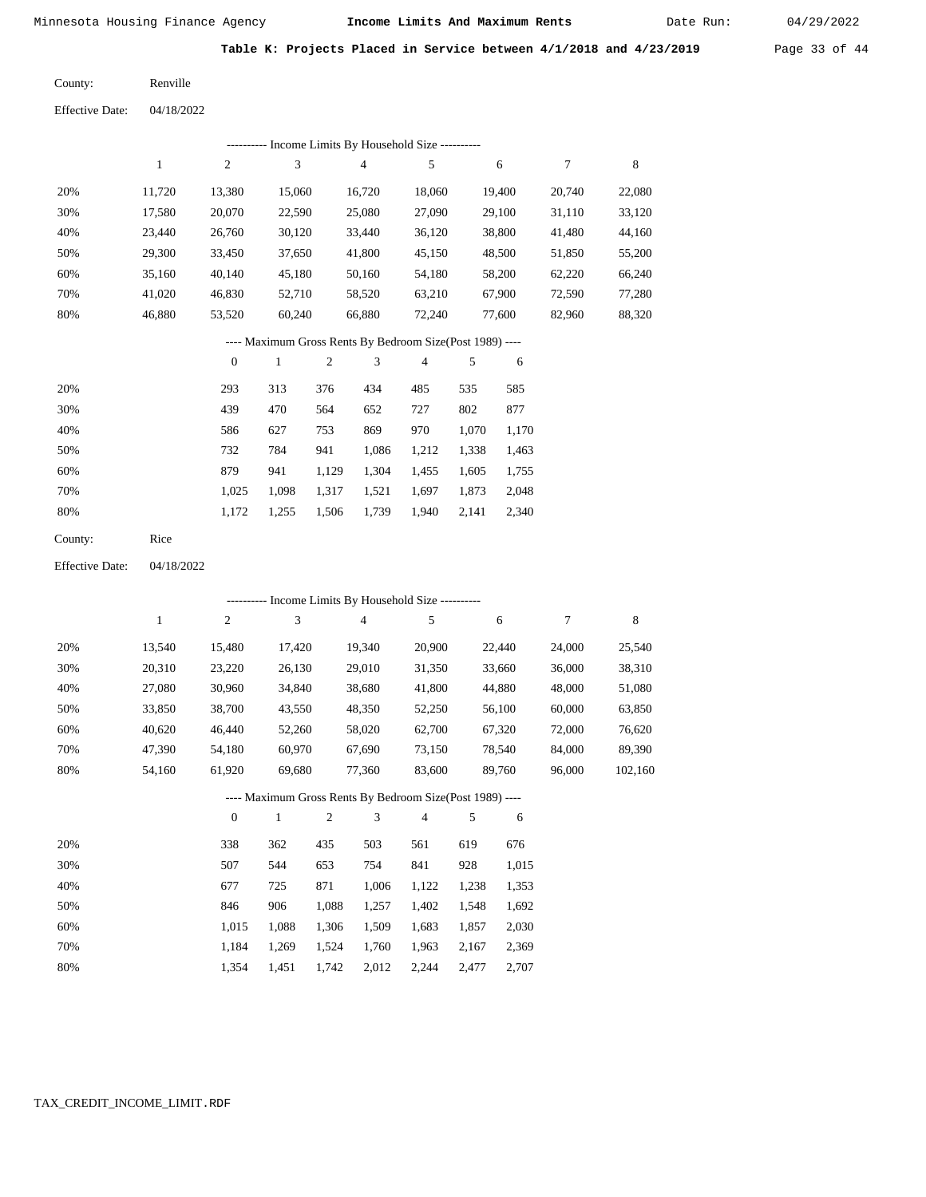Minnesota Housing Finance Agency **Income Limits And Maximum Rents** Date Run: 04/29/2022

**Table K: Projects Placed in Service between 4/1/2018 and 4/23/2019**

County: Renville

Effective Date: 04/18/2022

---------- Income Limits By Household Size ----------

| | 1 | 2 | 3 | 4 | 5 | 6 | 7 | 8 |
|---|---|---|---|---|---|---|---|---|
| 20% | 11,720 | 13,380 | 15,060 | 16,720 | 18,060 | 19,400 | 20,740 | 22,080 |
| 30% | 17,580 | 20,070 | 22,590 | 25,080 | 27,090 | 29,100 | 31,110 | 33,120 |
| 40% | 23,440 | 26,760 | 30,120 | 33,440 | 36,120 | 38,800 | 41,480 | 44,160 |
| 50% | 29,300 | 33,450 | 37,650 | 41,800 | 45,150 | 48,500 | 51,850 | 55,200 |
| 60% | 35,160 | 40,140 | 45,180 | 50,160 | 54,180 | 58,200 | 62,220 | 66,240 |
| 70% | 41,020 | 46,830 | 52,710 | 58,520 | 63,210 | 67,900 | 72,590 | 77,280 |
| 80% | 46,880 | 53,520 | 60,240 | 66,880 | 72,240 | 77,600 | 82,960 | 88,320 |

---- Maximum Gross Rents By Bedroom Size(Post 1989) ----

| | 0 | 1 | 2 | 3 | 4 | 5 | 6 |
|---|---|---|---|---|---|---|---|
| 20% | 293 | 313 | 376 | 434 | 485 | 535 | 585 |
| 30% | 439 | 470 | 564 | 652 | 727 | 802 | 877 |
| 40% | 586 | 627 | 753 | 869 | 970 | 1,070 | 1,170 |
| 50% | 732 | 784 | 941 | 1,086 | 1,212 | 1,338 | 1,463 |
| 60% | 879 | 941 | 1,129 | 1,304 | 1,455 | 1,605 | 1,755 |
| 70% | 1,025 | 1,098 | 1,317 | 1,521 | 1,697 | 1,873 | 2,048 |
| 80% | 1,172 | 1,255 | 1,506 | 1,739 | 1,940 | 2,141 | 2,340 |

County: Rice

Effective Date: 04/18/2022

---------- Income Limits By Household Size ----------

| | 1 | 2 | 3 | 4 | 5 | 6 | 7 | 8 |
|---|---|---|---|---|---|---|---|---|
| 20% | 13,540 | 15,480 | 17,420 | 19,340 | 20,900 | 22,440 | 24,000 | 25,540 |
| 30% | 20,310 | 23,220 | 26,130 | 29,010 | 31,350 | 33,660 | 36,000 | 38,310 |
| 40% | 27,080 | 30,960 | 34,840 | 38,680 | 41,800 | 44,880 | 48,000 | 51,080 |
| 50% | 33,850 | 38,700 | 43,550 | 48,350 | 52,250 | 56,100 | 60,000 | 63,850 |
| 60% | 40,620 | 46,440 | 52,260 | 58,020 | 62,700 | 67,320 | 72,000 | 76,620 |
| 70% | 47,390 | 54,180 | 60,970 | 67,690 | 73,150 | 78,540 | 84,000 | 89,390 |
| 80% | 54,160 | 61,920 | 69,680 | 77,360 | 83,600 | 89,760 | 96,000 | 102,160 |

---- Maximum Gross Rents By Bedroom Size(Post 1989) ----

| | 0 | 1 | 2 | 3 | 4 | 5 | 6 |
|---|---|---|---|---|---|---|---|
| 20% | 338 | 362 | 435 | 503 | 561 | 619 | 676 |
| 30% | 507 | 544 | 653 | 754 | 841 | 928 | 1,015 |
| 40% | 677 | 725 | 871 | 1,006 | 1,122 | 1,238 | 1,353 |
| 50% | 846 | 906 | 1,088 | 1,257 | 1,402 | 1,548 | 1,692 |
| 60% | 1,015 | 1,088 | 1,306 | 1,509 | 1,683 | 1,857 | 2,030 |
| 70% | 1,184 | 1,269 | 1,524 | 1,760 | 1,963 | 2,167 | 2,369 |
| 80% | 1,354 | 1,451 | 1,742 | 2,012 | 2,244 | 2,477 | 2,707 |

TAX_CREDIT_INCOME_LIMIT.RDF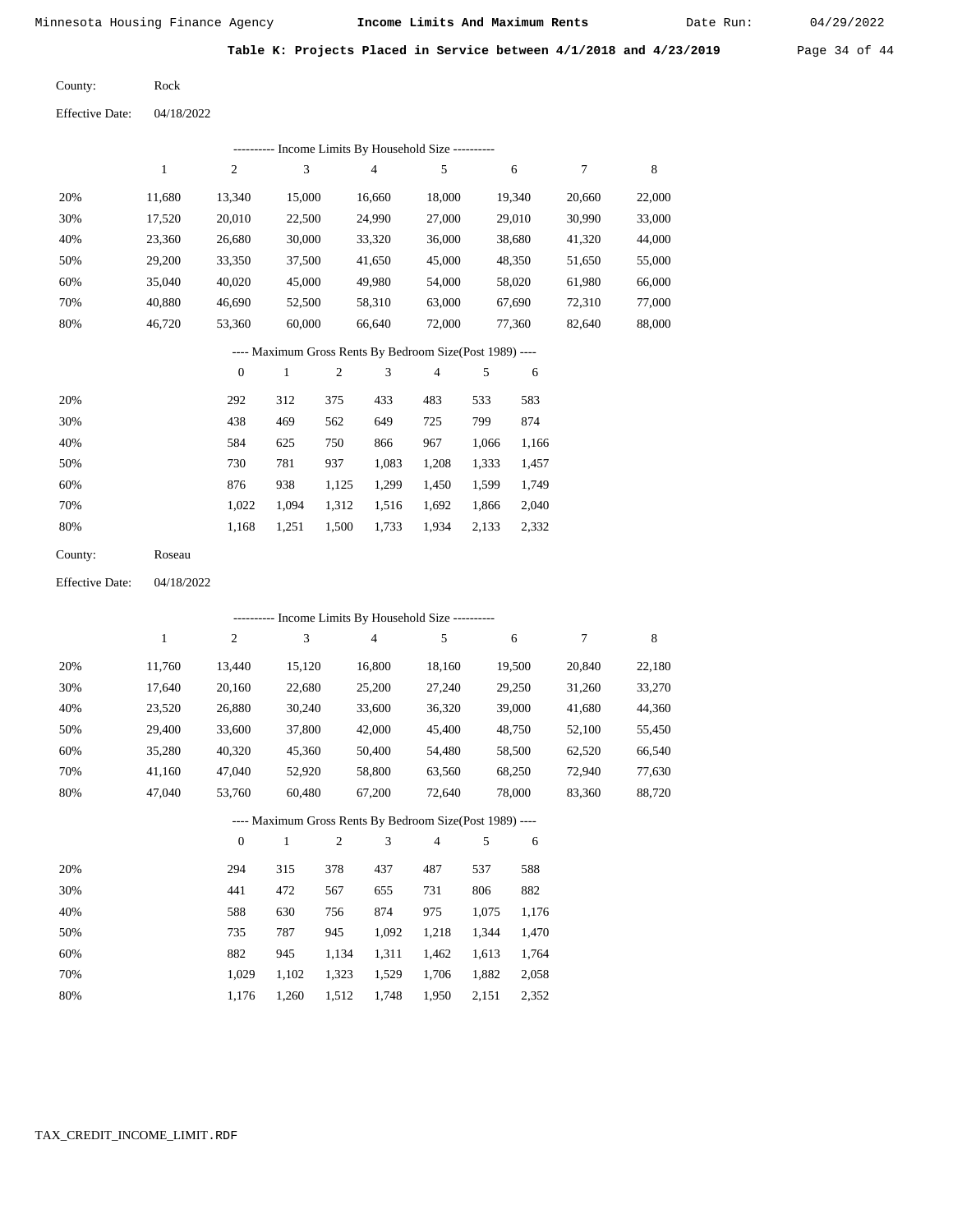**Table K: Projects Placed in Service between 4/1/2018 and 4/23/2019**

County: Rock

Effective Date: 04/18/2022

---------- Income Limits By Household Size ----------

| | 1 | 2 | 3 | 4 | 5 | 6 | 7 | 8 |
|---|---|---|---|---|---|---|---|---|
| 20% | 11,680 | 13,340 | 15,000 | 16,660 | 18,000 | 19,340 | 20,660 | 22,000 |
| 30% | 17,520 | 20,010 | 22,500 | 24,990 | 27,000 | 29,010 | 30,990 | 33,000 |
| 40% | 23,360 | 26,680 | 30,000 | 33,320 | 36,000 | 38,680 | 41,320 | 44,000 |
| 50% | 29,200 | 33,350 | 37,500 | 41,650 | 45,000 | 48,350 | 51,650 | 55,000 |
| 60% | 35,040 | 40,020 | 45,000 | 49,980 | 54,000 | 58,020 | 61,980 | 66,000 |
| 70% | 40,880 | 46,690 | 52,500 | 58,310 | 63,000 | 67,690 | 72,310 | 77,000 |
| 80% | 46,720 | 53,360 | 60,000 | 66,640 | 72,000 | 77,360 | 82,640 | 88,000 |

---- Maximum Gross Rents By Bedroom Size(Post 1989) ----

| | 0 | 1 | 2 | 3 | 4 | 5 | 6 |
|---|---|---|---|---|---|---|---|
| 20% | 292 | 312 | 375 | 433 | 483 | 533 | 583 |
| 30% | 438 | 469 | 562 | 649 | 725 | 799 | 874 |
| 40% | 584 | 625 | 750 | 866 | 967 | 1,066 | 1,166 |
| 50% | 730 | 781 | 937 | 1,083 | 1,208 | 1,333 | 1,457 |
| 60% | 876 | 938 | 1,125 | 1,299 | 1,450 | 1,599 | 1,749 |
| 70% | 1,022 | 1,094 | 1,312 | 1,516 | 1,692 | 1,866 | 2,040 |
| 80% | 1,168 | 1,251 | 1,500 | 1,733 | 1,934 | 2,133 | 2,332 |

County: Roseau

Effective Date: 04/18/2022

---------- Income Limits By Household Size ----------

| | 1 | 2 | 3 | 4 | 5 | 6 | 7 | 8 |
|---|---|---|---|---|---|---|---|---|
| 20% | 11,760 | 13,440 | 15,120 | 16,800 | 18,160 | 19,500 | 20,840 | 22,180 |
| 30% | 17,640 | 20,160 | 22,680 | 25,200 | 27,240 | 29,250 | 31,260 | 33,270 |
| 40% | 23,520 | 26,880 | 30,240 | 33,600 | 36,320 | 39,000 | 41,680 | 44,360 |
| 50% | 29,400 | 33,600 | 37,800 | 42,000 | 45,400 | 48,750 | 52,100 | 55,450 |
| 60% | 35,280 | 40,320 | 45,360 | 50,400 | 54,480 | 58,500 | 62,520 | 66,540 |
| 70% | 41,160 | 47,040 | 52,920 | 58,800 | 63,560 | 68,250 | 72,940 | 77,630 |
| 80% | 47,040 | 53,760 | 60,480 | 67,200 | 72,640 | 78,000 | 83,360 | 88,720 |

---- Maximum Gross Rents By Bedroom Size(Post 1989) ----

| | 0 | 1 | 2 | 3 | 4 | 5 | 6 |
|---|---|---|---|---|---|---|---|
| 20% | 294 | 315 | 378 | 437 | 487 | 537 | 588 |
| 30% | 441 | 472 | 567 | 655 | 731 | 806 | 882 |
| 40% | 588 | 630 | 756 | 874 | 975 | 1,075 | 1,176 |
| 50% | 735 | 787 | 945 | 1,092 | 1,218 | 1,344 | 1,470 |
| 60% | 882 | 945 | 1,134 | 1,311 | 1,462 | 1,613 | 1,764 |
| 70% | 1,029 | 1,102 | 1,323 | 1,529 | 1,706 | 1,882 | 2,058 |
| 80% | 1,176 | 1,260 | 1,512 | 1,748 | 1,950 | 2,151 | 2,352 |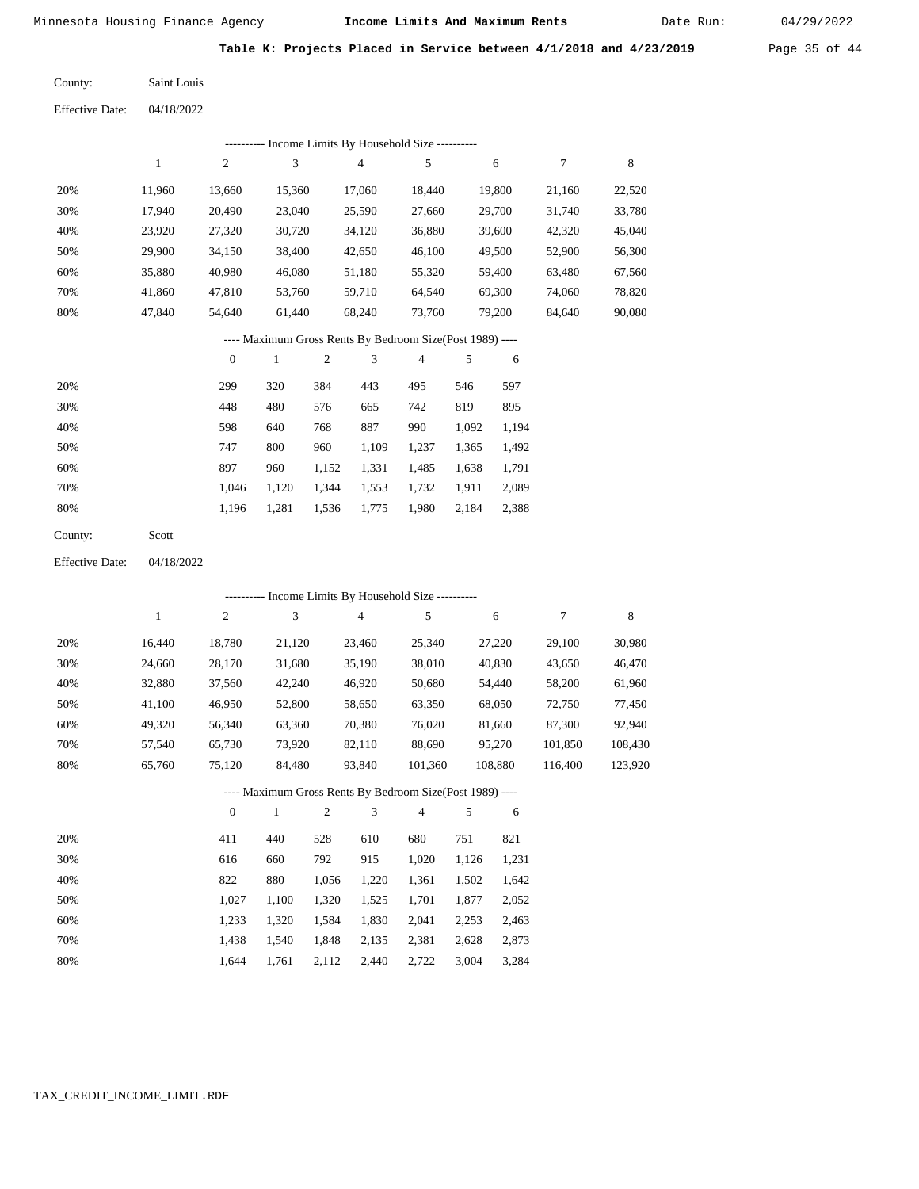**Table K: Projects Placed in Service between 4/1/2018 and 4/23/2019**

County: Saint Louis

Effective Date: 04/18/2022

---------- Income Limits By Household Size ----------

| | 1 | 2 | 3 | 4 | 5 | 6 | 7 | 8 |
|---|---|---|---|---|---|---|---|---|
| 20% | 11,960 | 13,660 | 15,360 | 17,060 | 18,440 | 19,800 | 21,160 | 22,520 |
| 30% | 17,940 | 20,490 | 23,040 | 25,590 | 27,660 | 29,700 | 31,740 | 33,780 |
| 40% | 23,920 | 27,320 | 30,720 | 34,120 | 36,880 | 39,600 | 42,320 | 45,040 |
| 50% | 29,900 | 34,150 | 38,400 | 42,650 | 46,100 | 49,500 | 52,900 | 56,300 |
| 60% | 35,880 | 40,980 | 46,080 | 51,180 | 55,320 | 59,400 | 63,480 | 67,560 |
| 70% | 41,860 | 47,810 | 53,760 | 59,710 | 64,540 | 69,300 | 74,060 | 78,820 |
| 80% | 47,840 | 54,640 | 61,440 | 68,240 | 73,760 | 79,200 | 84,640 | 90,080 |

---- Maximum Gross Rents By Bedroom Size(Post 1989) ----

| | 0 | 1 | 2 | 3 | 4 | 5 | 6 |
|---|---|---|---|---|---|---|---|
| 20% | 299 | 320 | 384 | 443 | 495 | 546 | 597 |
| 30% | 448 | 480 | 576 | 665 | 742 | 819 | 895 |
| 40% | 598 | 640 | 768 | 887 | 990 | 1,092 | 1,194 |
| 50% | 747 | 800 | 960 | 1,109 | 1,237 | 1,365 | 1,492 |
| 60% | 897 | 960 | 1,152 | 1,331 | 1,485 | 1,638 | 1,791 |
| 70% | 1,046 | 1,120 | 1,344 | 1,553 | 1,732 | 1,911 | 2,089 |
| 80% | 1,196 | 1,281 | 1,536 | 1,775 | 1,980 | 2,184 | 2,388 |

County: Scott

Effective Date: 04/18/2022

---------- Income Limits By Household Size ----------

| | 1 | 2 | 3 | 4 | 5 | 6 | 7 | 8 |
|---|---|---|---|---|---|---|---|---|
| 20% | 16,440 | 18,780 | 21,120 | 23,460 | 25,340 | 27,220 | 29,100 | 30,980 |
| 30% | 24,660 | 28,170 | 31,680 | 35,190 | 38,010 | 40,830 | 43,650 | 46,470 |
| 40% | 32,880 | 37,560 | 42,240 | 46,920 | 50,680 | 54,440 | 58,200 | 61,960 |
| 50% | 41,100 | 46,950 | 52,800 | 58,650 | 63,350 | 68,050 | 72,750 | 77,450 |
| 60% | 49,320 | 56,340 | 63,360 | 70,380 | 76,020 | 81,660 | 87,300 | 92,940 |
| 70% | 57,540 | 65,730 | 73,920 | 82,110 | 88,690 | 95,270 | 101,850 | 108,430 |
| 80% | 65,760 | 75,120 | 84,480 | 93,840 | 101,360 | 108,880 | 116,400 | 123,920 |

---- Maximum Gross Rents By Bedroom Size(Post 1989) ----

| | 0 | 1 | 2 | 3 | 4 | 5 | 6 |
|---|---|---|---|---|---|---|---|
| 20% | 411 | 440 | 528 | 610 | 680 | 751 | 821 |
| 30% | 616 | 660 | 792 | 915 | 1,020 | 1,126 | 1,231 |
| 40% | 822 | 880 | 1,056 | 1,220 | 1,361 | 1,502 | 1,642 |
| 50% | 1,027 | 1,100 | 1,320 | 1,525 | 1,701 | 1,877 | 2,052 |
| 60% | 1,233 | 1,320 | 1,584 | 1,830 | 2,041 | 2,253 | 2,463 |
| 70% | 1,438 | 1,540 | 1,848 | 2,135 | 2,381 | 2,628 | 2,873 |
| 80% | 1,644 | 1,761 | 2,112 | 2,440 | 2,722 | 3,004 | 3,284 |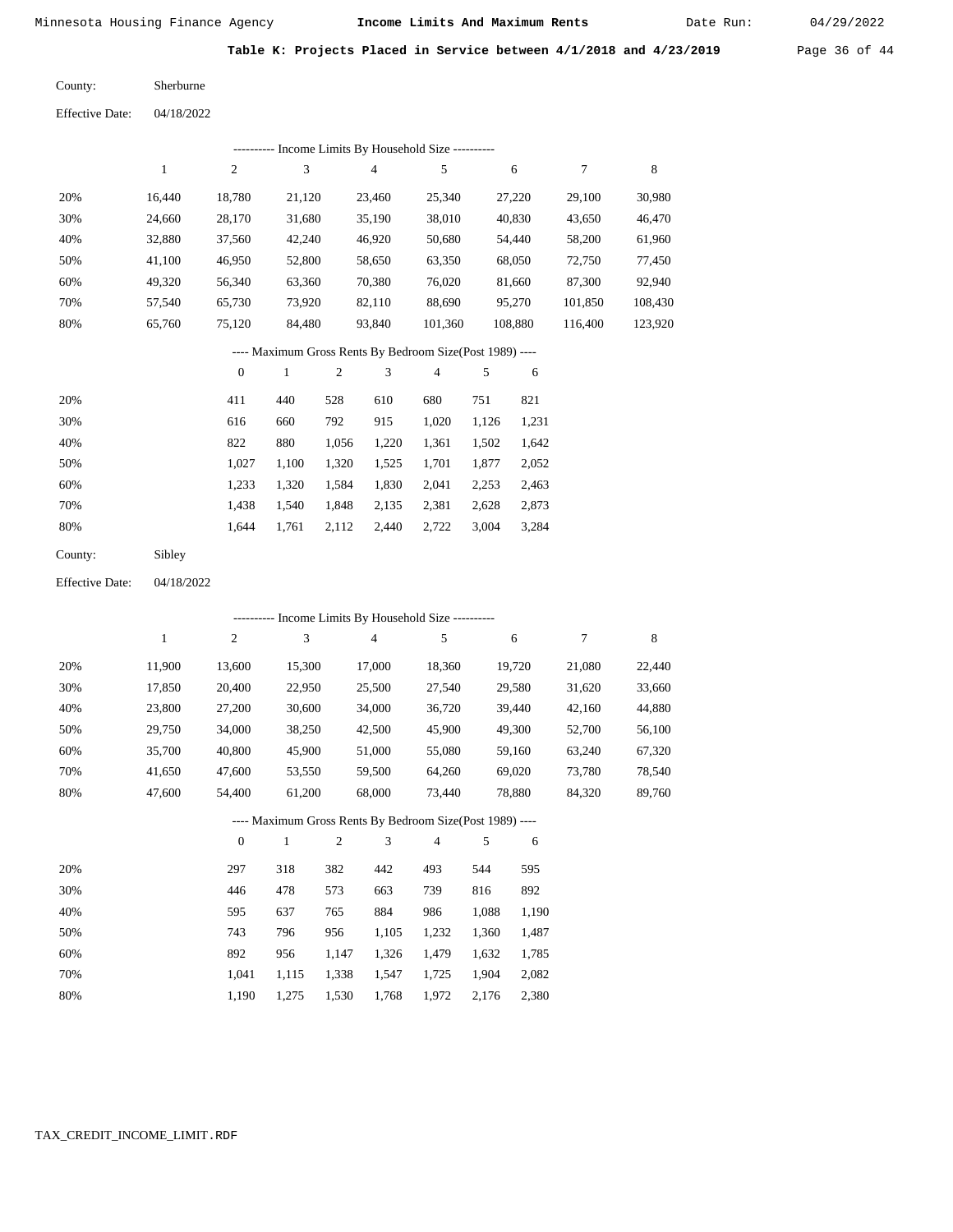Minnesota Housing Finance Agency **Income Limits And Maximum Rents** Date Run: 04/29/2022

**Table K: Projects Placed in Service between 4/1/2018 and 4/23/2019**

County: Sherburne

Effective Date: 04/18/2022

---------- Income Limits By Household Size ----------

| | 1 | 2 | 3 | 4 | 5 | 6 | 7 | 8 |
|---|---|---|---|---|---|---|---|---|
| 20% | 16,440 | 18,780 | 21,120 | 23,460 | 25,340 | 27,220 | 29,100 | 30,980 |
| 30% | 24,660 | 28,170 | 31,680 | 35,190 | 38,010 | 40,830 | 43,650 | 46,470 |
| 40% | 32,880 | 37,560 | 42,240 | 46,920 | 50,680 | 54,440 | 58,200 | 61,960 |
| 50% | 41,100 | 46,950 | 52,800 | 58,650 | 63,350 | 68,050 | 72,750 | 77,450 |
| 60% | 49,320 | 56,340 | 63,360 | 70,380 | 76,020 | 81,660 | 87,300 | 92,940 |
| 70% | 57,540 | 65,730 | 73,920 | 82,110 | 88,690 | 95,270 | 101,850 | 108,430 |
| 80% | 65,760 | 75,120 | 84,480 | 93,840 | 101,360 | 108,880 | 116,400 | 123,920 |

---- Maximum Gross Rents By Bedroom Size(Post 1989) ----

| | 0 | 1 | 2 | 3 | 4 | 5 | 6 |
|---|---|---|---|---|---|---|---|
| 20% | 411 | 440 | 528 | 610 | 680 | 751 | 821 |
| 30% | 616 | 660 | 792 | 915 | 1,020 | 1,126 | 1,231 |
| 40% | 822 | 880 | 1,056 | 1,220 | 1,361 | 1,502 | 1,642 |
| 50% | 1,027 | 1,100 | 1,320 | 1,525 | 1,701 | 1,877 | 2,052 |
| 60% | 1,233 | 1,320 | 1,584 | 1,830 | 2,041 | 2,253 | 2,463 |
| 70% | 1,438 | 1,540 | 1,848 | 2,135 | 2,381 | 2,628 | 2,873 |
| 80% | 1,644 | 1,761 | 2,112 | 2,440 | 2,722 | 3,004 | 3,284 |

County: Sibley

Effective Date: 04/18/2022

---------- Income Limits By Household Size ----------

| | 1 | 2 | 3 | 4 | 5 | 6 | 7 | 8 |
|---|---|---|---|---|---|---|---|---|
| 20% | 11,900 | 13,600 | 15,300 | 17,000 | 18,360 | 19,720 | 21,080 | 22,440 |
| 30% | 17,850 | 20,400 | 22,950 | 25,500 | 27,540 | 29,580 | 31,620 | 33,660 |
| 40% | 23,800 | 27,200 | 30,600 | 34,000 | 36,720 | 39,440 | 42,160 | 44,880 |
| 50% | 29,750 | 34,000 | 38,250 | 42,500 | 45,900 | 49,300 | 52,700 | 56,100 |
| 60% | 35,700 | 40,800 | 45,900 | 51,000 | 55,080 | 59,160 | 63,240 | 67,320 |
| 70% | 41,650 | 47,600 | 53,550 | 59,500 | 64,260 | 69,020 | 73,780 | 78,540 |
| 80% | 47,600 | 54,400 | 61,200 | 68,000 | 73,440 | 78,880 | 84,320 | 89,760 |

---- Maximum Gross Rents By Bedroom Size(Post 1989) ----

| | 0 | 1 | 2 | 3 | 4 | 5 | 6 |
|---|---|---|---|---|---|---|---|
| 20% | 297 | 318 | 382 | 442 | 493 | 544 | 595 |
| 30% | 446 | 478 | 573 | 663 | 739 | 816 | 892 |
| 40% | 595 | 637 | 765 | 884 | 986 | 1,088 | 1,190 |
| 50% | 743 | 796 | 956 | 1,105 | 1,232 | 1,360 | 1,487 |
| 60% | 892 | 956 | 1,147 | 1,326 | 1,479 | 1,632 | 1,785 |
| 70% | 1,041 | 1,115 | 1,338 | 1,547 | 1,725 | 1,904 | 2,082 |
| 80% | 1,190 | 1,275 | 1,530 | 1,768 | 1,972 | 2,176 | 2,380 |

TAX_CREDIT_INCOME_LIMIT.RDF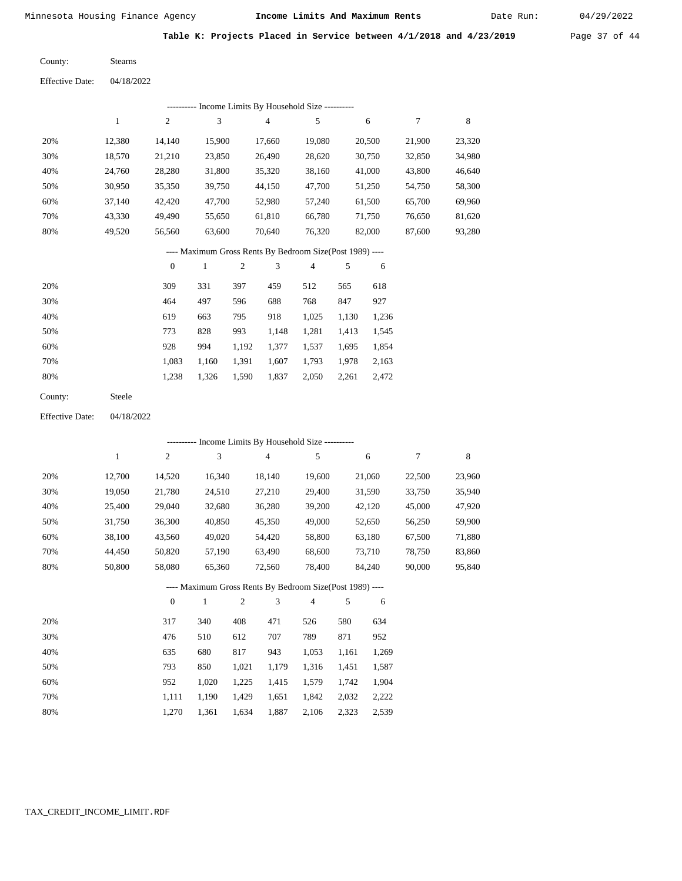Minnesota Housing Finance Agency — **Income Limits And Maximum Rents** — Date Run: 04/29/2022

**Table K: Projects Placed in Service between 4/1/2018 and 4/23/2019**

County: Stearns

Effective Date: 04/18/2022

---------- Income Limits By Household Size ----------

| | 1 | 2 | 3 | 4 | 5 | 6 | 7 | 8 |
|---|---|---|---|---|---|---|---|---|
| 20% | 12,380 | 14,140 | 15,900 | 17,660 | 19,080 | 20,500 | 21,900 | 23,320 |
| 30% | 18,570 | 21,210 | 23,850 | 26,490 | 28,620 | 30,750 | 32,850 | 34,980 |
| 40% | 24,760 | 28,280 | 31,800 | 35,320 | 38,160 | 41,000 | 43,800 | 46,640 |
| 50% | 30,950 | 35,350 | 39,750 | 44,150 | 47,700 | 51,250 | 54,750 | 58,300 |
| 60% | 37,140 | 42,420 | 47,700 | 52,980 | 57,240 | 61,500 | 65,700 | 69,960 |
| 70% | 43,330 | 49,490 | 55,650 | 61,810 | 66,780 | 71,750 | 76,650 | 81,620 |
| 80% | 49,520 | 56,560 | 63,600 | 70,640 | 76,320 | 82,000 | 87,600 | 93,280 |

---- Maximum Gross Rents By Bedroom Size(Post 1989) ----

| | 0 | 1 | 2 | 3 | 4 | 5 | 6 |
|---|---|---|---|---|---|---|---|
| 20% | 309 | 331 | 397 | 459 | 512 | 565 | 618 |
| 30% | 464 | 497 | 596 | 688 | 768 | 847 | 927 |
| 40% | 619 | 663 | 795 | 918 | 1,025 | 1,130 | 1,236 |
| 50% | 773 | 828 | 993 | 1,148 | 1,281 | 1,413 | 1,545 |
| 60% | 928 | 994 | 1,192 | 1,377 | 1,537 | 1,695 | 1,854 |
| 70% | 1,083 | 1,160 | 1,391 | 1,607 | 1,793 | 1,978 | 2,163 |
| 80% | 1,238 | 1,326 | 1,590 | 1,837 | 2,050 | 2,261 | 2,472 |

County: Steele

Effective Date: 04/18/2022

---------- Income Limits By Household Size ----------

| | 1 | 2 | 3 | 4 | 5 | 6 | 7 | 8 |
|---|---|---|---|---|---|---|---|---|
| 20% | 12,700 | 14,520 | 16,340 | 18,140 | 19,600 | 21,060 | 22,500 | 23,960 |
| 30% | 19,050 | 21,780 | 24,510 | 27,210 | 29,400 | 31,590 | 33,750 | 35,940 |
| 40% | 25,400 | 29,040 | 32,680 | 36,280 | 39,200 | 42,120 | 45,000 | 47,920 |
| 50% | 31,750 | 36,300 | 40,850 | 45,350 | 49,000 | 52,650 | 56,250 | 59,900 |
| 60% | 38,100 | 43,560 | 49,020 | 54,420 | 58,800 | 63,180 | 67,500 | 71,880 |
| 70% | 44,450 | 50,820 | 57,190 | 63,490 | 68,600 | 73,710 | 78,750 | 83,860 |
| 80% | 50,800 | 58,080 | 65,360 | 72,560 | 78,400 | 84,240 | 90,000 | 95,840 |

---- Maximum Gross Rents By Bedroom Size(Post 1989) ----

| | 0 | 1 | 2 | 3 | 4 | 5 | 6 |
|---|---|---|---|---|---|---|---|
| 20% | 317 | 340 | 408 | 471 | 526 | 580 | 634 |
| 30% | 476 | 510 | 612 | 707 | 789 | 871 | 952 |
| 40% | 635 | 680 | 817 | 943 | 1,053 | 1,161 | 1,269 |
| 50% | 793 | 850 | 1,021 | 1,179 | 1,316 | 1,451 | 1,587 |
| 60% | 952 | 1,020 | 1,225 | 1,415 | 1,579 | 1,742 | 1,904 |
| 70% | 1,111 | 1,190 | 1,429 | 1,651 | 1,842 | 2,032 | 2,222 |
| 80% | 1,270 | 1,361 | 1,634 | 1,887 | 2,106 | 2,323 | 2,539 |

TAX_CREDIT_INCOME_LIMIT.RDF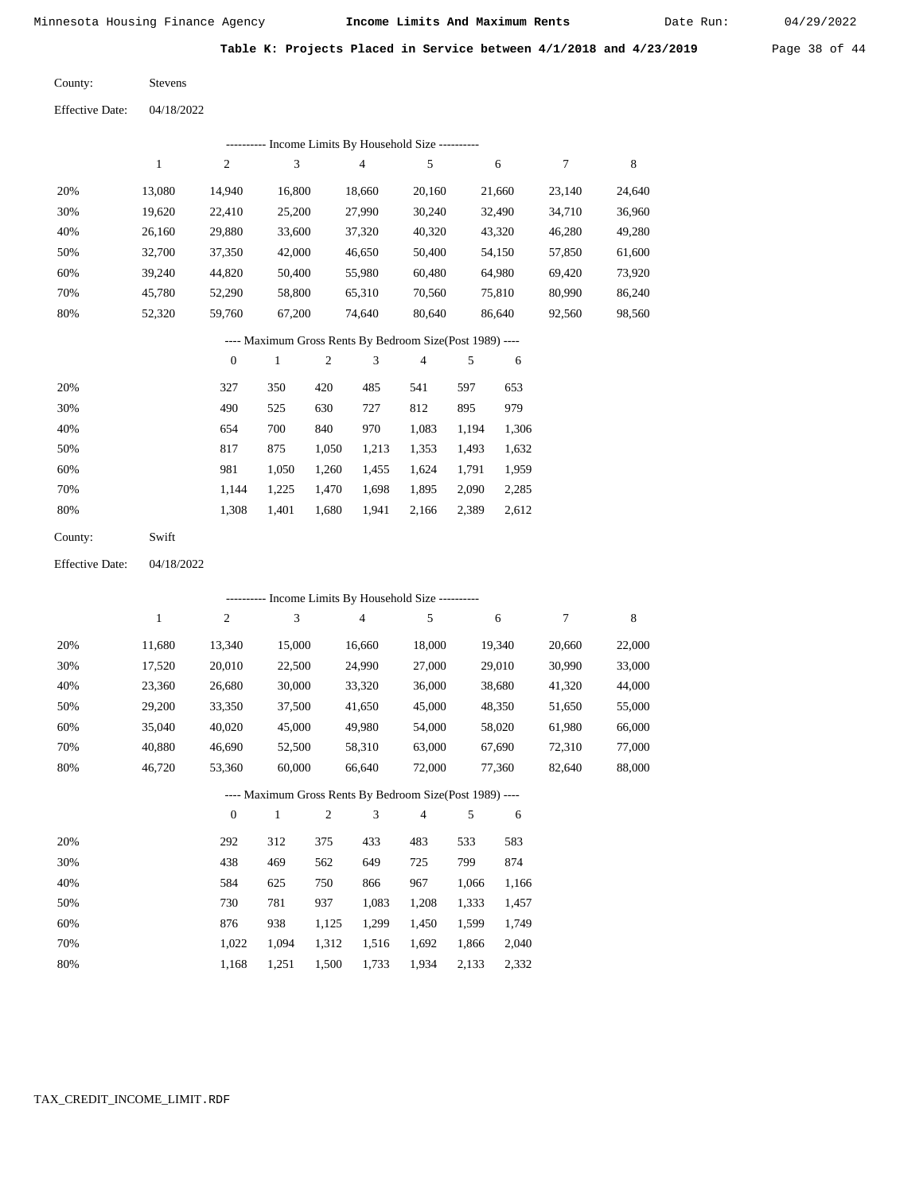Minnesota Housing Finance Agency **Income Limits And Maximum Rents** Date Run: 04/29/2022

**Table K: Projects Placed in Service between 4/1/2018 and 4/23/2019**

County: Stevens

Effective Date: 04/18/2022

---------- Income Limits By Household Size ----------

| | 1 | 2 | 3 | 4 | 5 | 6 | 7 | 8 |
|---|---|---|---|---|---|---|---|---|
| 20% | 13,080 | 14,940 | 16,800 | 18,660 | 20,160 | 21,660 | 23,140 | 24,640 |
| 30% | 19,620 | 22,410 | 25,200 | 27,990 | 30,240 | 32,490 | 34,710 | 36,960 |
| 40% | 26,160 | 29,880 | 33,600 | 37,320 | 40,320 | 43,320 | 46,280 | 49,280 |
| 50% | 32,700 | 37,350 | 42,000 | 46,650 | 50,400 | 54,150 | 57,850 | 61,600 |
| 60% | 39,240 | 44,820 | 50,400 | 55,980 | 60,480 | 64,980 | 69,420 | 73,920 |
| 70% | 45,780 | 52,290 | 58,800 | 65,310 | 70,560 | 75,810 | 80,990 | 86,240 |
| 80% | 52,320 | 59,760 | 67,200 | 74,640 | 80,640 | 86,640 | 92,560 | 98,560 |

---- Maximum Gross Rents By Bedroom Size(Post 1989) ----

| | 0 | 1 | 2 | 3 | 4 | 5 | 6 |
|---|---|---|---|---|---|---|---|
| 20% | 327 | 350 | 420 | 485 | 541 | 597 | 653 |
| 30% | 490 | 525 | 630 | 727 | 812 | 895 | 979 |
| 40% | 654 | 700 | 840 | 970 | 1,083 | 1,194 | 1,306 |
| 50% | 817 | 875 | 1,050 | 1,213 | 1,353 | 1,493 | 1,632 |
| 60% | 981 | 1,050 | 1,260 | 1,455 | 1,624 | 1,791 | 1,959 |
| 70% | 1,144 | 1,225 | 1,470 | 1,698 | 1,895 | 2,090 | 2,285 |
| 80% | 1,308 | 1,401 | 1,680 | 1,941 | 2,166 | 2,389 | 2,612 |

County: Swift

Effective Date: 04/18/2022

---------- Income Limits By Household Size ----------

| | 1 | 2 | 3 | 4 | 5 | 6 | 7 | 8 |
|---|---|---|---|---|---|---|---|---|
| 20% | 11,680 | 13,340 | 15,000 | 16,660 | 18,000 | 19,340 | 20,660 | 22,000 |
| 30% | 17,520 | 20,010 | 22,500 | 24,990 | 27,000 | 29,010 | 30,990 | 33,000 |
| 40% | 23,360 | 26,680 | 30,000 | 33,320 | 36,000 | 38,680 | 41,320 | 44,000 |
| 50% | 29,200 | 33,350 | 37,500 | 41,650 | 45,000 | 48,350 | 51,650 | 55,000 |
| 60% | 35,040 | 40,020 | 45,000 | 49,980 | 54,000 | 58,020 | 61,980 | 66,000 |
| 70% | 40,880 | 46,690 | 52,500 | 58,310 | 63,000 | 67,690 | 72,310 | 77,000 |
| 80% | 46,720 | 53,360 | 60,000 | 66,640 | 72,000 | 77,360 | 82,640 | 88,000 |

---- Maximum Gross Rents By Bedroom Size(Post 1989) ----

| | 0 | 1 | 2 | 3 | 4 | 5 | 6 |
|---|---|---|---|---|---|---|---|
| 20% | 292 | 312 | 375 | 433 | 483 | 533 | 583 |
| 30% | 438 | 469 | 562 | 649 | 725 | 799 | 874 |
| 40% | 584 | 625 | 750 | 866 | 967 | 1,066 | 1,166 |
| 50% | 730 | 781 | 937 | 1,083 | 1,208 | 1,333 | 1,457 |
| 60% | 876 | 938 | 1,125 | 1,299 | 1,450 | 1,599 | 1,749 |
| 70% | 1,022 | 1,094 | 1,312 | 1,516 | 1,692 | 1,866 | 2,040 |
| 80% | 1,168 | 1,251 | 1,500 | 1,733 | 1,934 | 2,133 | 2,332 |

TAX_CREDIT_INCOME_LIMIT.RDF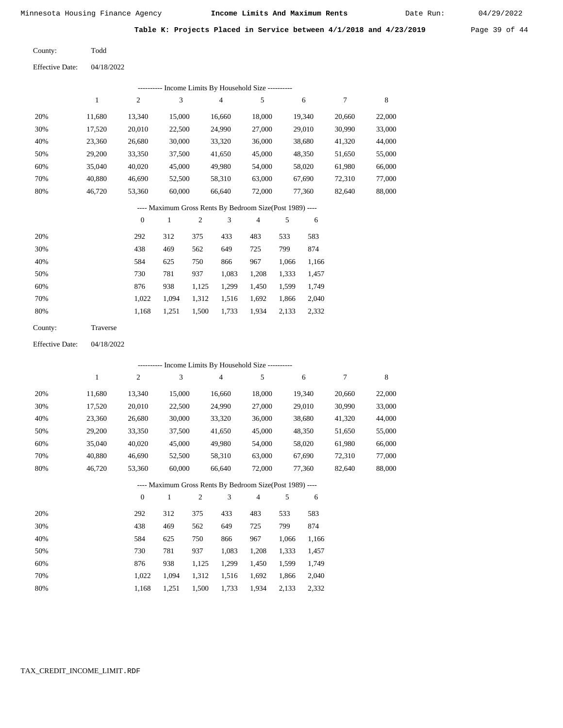Minnesota Housing Finance Agency **Income Limits And Maximum Rents** Date Run: 04/29/2022

**Table K: Projects Placed in Service between 4/1/2018 and 4/23/2019**

County: Todd

Effective Date: 04/18/2022

---------- Income Limits By Household Size ----------

| | 1 | 2 | 3 | 4 | 5 | 6 | 7 | 8 |
|---|---|---|---|---|---|---|---|---|
| 20% | 11,680 | 13,340 | 15,000 | 16,660 | 18,000 | 19,340 | 20,660 | 22,000 |
| 30% | 17,520 | 20,010 | 22,500 | 24,990 | 27,000 | 29,010 | 30,990 | 33,000 |
| 40% | 23,360 | 26,680 | 30,000 | 33,320 | 36,000 | 38,680 | 41,320 | 44,000 |
| 50% | 29,200 | 33,350 | 37,500 | 41,650 | 45,000 | 48,350 | 51,650 | 55,000 |
| 60% | 35,040 | 40,020 | 45,000 | 49,980 | 54,000 | 58,020 | 61,980 | 66,000 |
| 70% | 40,880 | 46,690 | 52,500 | 58,310 | 63,000 | 67,690 | 72,310 | 77,000 |
| 80% | 46,720 | 53,360 | 60,000 | 66,640 | 72,000 | 77,360 | 82,640 | 88,000 |

---- Maximum Gross Rents By Bedroom Size(Post 1989) ----

| | 0 | 1 | 2 | 3 | 4 | 5 | 6 |
|---|---|---|---|---|---|---|---|
| 20% | 292 | 312 | 375 | 433 | 483 | 533 | 583 |
| 30% | 438 | 469 | 562 | 649 | 725 | 799 | 874 |
| 40% | 584 | 625 | 750 | 866 | 967 | 1,066 | 1,166 |
| 50% | 730 | 781 | 937 | 1,083 | 1,208 | 1,333 | 1,457 |
| 60% | 876 | 938 | 1,125 | 1,299 | 1,450 | 1,599 | 1,749 |
| 70% | 1,022 | 1,094 | 1,312 | 1,516 | 1,692 | 1,866 | 2,040 |
| 80% | 1,168 | 1,251 | 1,500 | 1,733 | 1,934 | 2,133 | 2,332 |

County: Traverse

Effective Date: 04/18/2022

---------- Income Limits By Household Size ----------

| | 1 | 2 | 3 | 4 | 5 | 6 | 7 | 8 |
|---|---|---|---|---|---|---|---|---|
| 20% | 11,680 | 13,340 | 15,000 | 16,660 | 18,000 | 19,340 | 20,660 | 22,000 |
| 30% | 17,520 | 20,010 | 22,500 | 24,990 | 27,000 | 29,010 | 30,990 | 33,000 |
| 40% | 23,360 | 26,680 | 30,000 | 33,320 | 36,000 | 38,680 | 41,320 | 44,000 |
| 50% | 29,200 | 33,350 | 37,500 | 41,650 | 45,000 | 48,350 | 51,650 | 55,000 |
| 60% | 35,040 | 40,020 | 45,000 | 49,980 | 54,000 | 58,020 | 61,980 | 66,000 |
| 70% | 40,880 | 46,690 | 52,500 | 58,310 | 63,000 | 67,690 | 72,310 | 77,000 |
| 80% | 46,720 | 53,360 | 60,000 | 66,640 | 72,000 | 77,360 | 82,640 | 88,000 |

---- Maximum Gross Rents By Bedroom Size(Post 1989) ----

| | 0 | 1 | 2 | 3 | 4 | 5 | 6 |
|---|---|---|---|---|---|---|---|
| 20% | 292 | 312 | 375 | 433 | 483 | 533 | 583 |
| 30% | 438 | 469 | 562 | 649 | 725 | 799 | 874 |
| 40% | 584 | 625 | 750 | 866 | 967 | 1,066 | 1,166 |
| 50% | 730 | 781 | 937 | 1,083 | 1,208 | 1,333 | 1,457 |
| 60% | 876 | 938 | 1,125 | 1,299 | 1,450 | 1,599 | 1,749 |
| 70% | 1,022 | 1,094 | 1,312 | 1,516 | 1,692 | 1,866 | 2,040 |
| 80% | 1,168 | 1,251 | 1,500 | 1,733 | 1,934 | 2,133 | 2,332 |

TAX_CREDIT_INCOME_LIMIT.RDF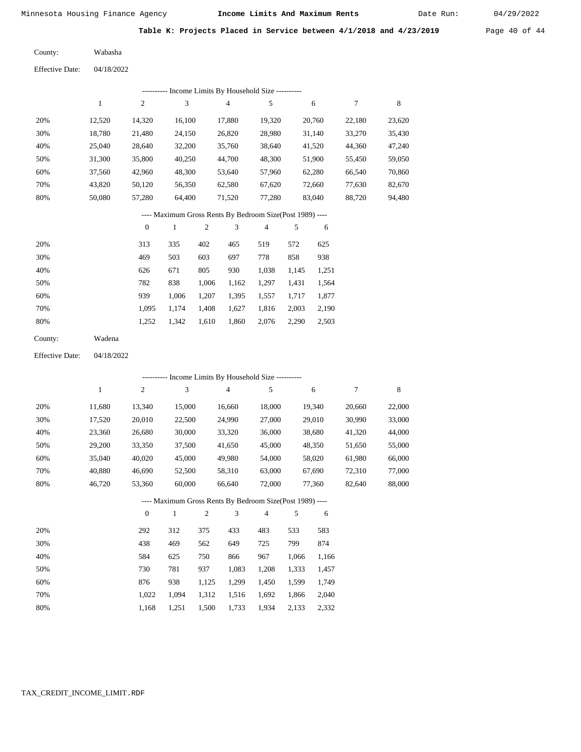Minnesota Housing Finance Agency **Income Limits And Maximum Rents** Date Run: 04/29/2022

**Table K: Projects Placed in Service between 4/1/2018 and 4/23/2019**

County: Wabasha

Effective Date: 04/18/2022

---------- Income Limits By Household Size ----------

| | 1 | 2 | 3 | 4 | 5 | 6 | 7 | 8 |
|---|---|---|---|---|---|---|---|---|
| 20% | 12,520 | 14,320 | 16,100 | 17,880 | 19,320 | 20,760 | 22,180 | 23,620 |
| 30% | 18,780 | 21,480 | 24,150 | 26,820 | 28,980 | 31,140 | 33,270 | 35,430 |
| 40% | 25,040 | 28,640 | 32,200 | 35,760 | 38,640 | 41,520 | 44,360 | 47,240 |
| 50% | 31,300 | 35,800 | 40,250 | 44,700 | 48,300 | 51,900 | 55,450 | 59,050 |
| 60% | 37,560 | 42,960 | 48,300 | 53,640 | 57,960 | 62,280 | 66,540 | 70,860 |
| 70% | 43,820 | 50,120 | 56,350 | 62,580 | 67,620 | 72,660 | 77,630 | 82,670 |
| 80% | 50,080 | 57,280 | 64,400 | 71,520 | 77,280 | 83,040 | 88,720 | 94,480 |

---- Maximum Gross Rents By Bedroom Size(Post 1989) ----

| | 0 | 1 | 2 | 3 | 4 | 5 | 6 |
|---|---|---|---|---|---|---|---|
| 20% | 313 | 335 | 402 | 465 | 519 | 572 | 625 |
| 30% | 469 | 503 | 603 | 697 | 778 | 858 | 938 |
| 40% | 626 | 671 | 805 | 930 | 1,038 | 1,145 | 1,251 |
| 50% | 782 | 838 | 1,006 | 1,162 | 1,297 | 1,431 | 1,564 |
| 60% | 939 | 1,006 | 1,207 | 1,395 | 1,557 | 1,717 | 1,877 |
| 70% | 1,095 | 1,174 | 1,408 | 1,627 | 1,816 | 2,003 | 2,190 |
| 80% | 1,252 | 1,342 | 1,610 | 1,860 | 2,076 | 2,290 | 2,503 |

County: Wadena

Effective Date: 04/18/2022

---------- Income Limits By Household Size ----------

| | 1 | 2 | 3 | 4 | 5 | 6 | 7 | 8 |
|---|---|---|---|---|---|---|---|---|
| 20% | 11,680 | 13,340 | 15,000 | 16,660 | 18,000 | 19,340 | 20,660 | 22,000 |
| 30% | 17,520 | 20,010 | 22,500 | 24,990 | 27,000 | 29,010 | 30,990 | 33,000 |
| 40% | 23,360 | 26,680 | 30,000 | 33,320 | 36,000 | 38,680 | 41,320 | 44,000 |
| 50% | 29,200 | 33,350 | 37,500 | 41,650 | 45,000 | 48,350 | 51,650 | 55,000 |
| 60% | 35,040 | 40,020 | 45,000 | 49,980 | 54,000 | 58,020 | 61,980 | 66,000 |
| 70% | 40,880 | 46,690 | 52,500 | 58,310 | 63,000 | 67,690 | 72,310 | 77,000 |
| 80% | 46,720 | 53,360 | 60,000 | 66,640 | 72,000 | 77,360 | 82,640 | 88,000 |

---- Maximum Gross Rents By Bedroom Size(Post 1989) ----

| | 0 | 1 | 2 | 3 | 4 | 5 | 6 |
|---|---|---|---|---|---|---|---|
| 20% | 292 | 312 | 375 | 433 | 483 | 533 | 583 |
| 30% | 438 | 469 | 562 | 649 | 725 | 799 | 874 |
| 40% | 584 | 625 | 750 | 866 | 967 | 1,066 | 1,166 |
| 50% | 730 | 781 | 937 | 1,083 | 1,208 | 1,333 | 1,457 |
| 60% | 876 | 938 | 1,125 | 1,299 | 1,450 | 1,599 | 1,749 |
| 70% | 1,022 | 1,094 | 1,312 | 1,516 | 1,692 | 1,866 | 2,040 |
| 80% | 1,168 | 1,251 | 1,500 | 1,733 | 1,934 | 2,133 | 2,332 |

TAX_CREDIT_INCOME_LIMIT.RDF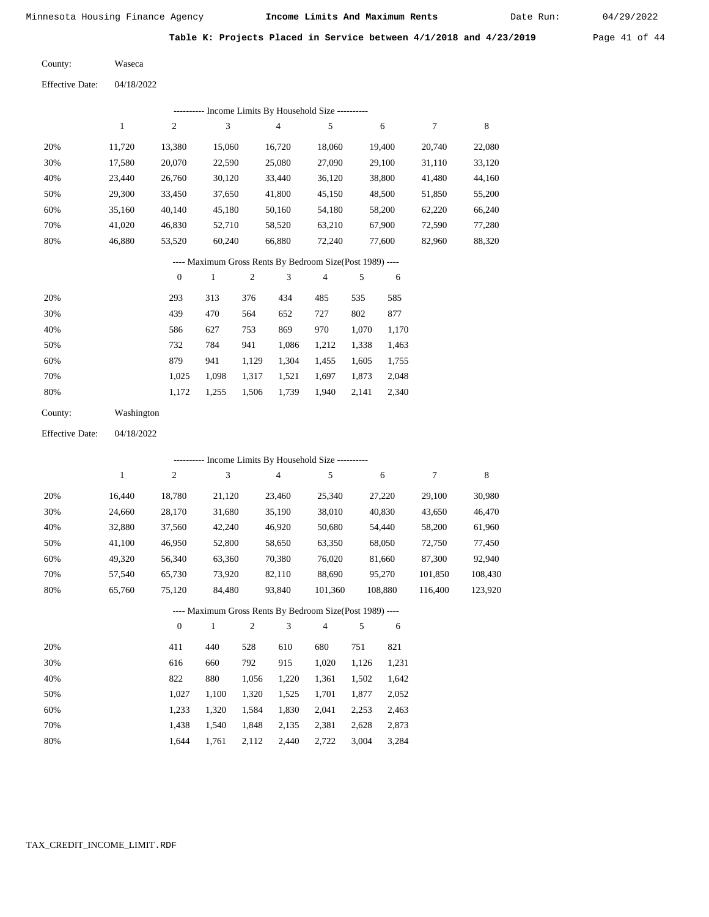**Table K: Projects Placed in Service between 4/1/2018 and 4/23/2019**

County: Waseca

Effective Date: 04/18/2022

---------- Income Limits By Household Size ----------

| | 1 | 2 | 3 | 4 | 5 | 6 | 7 | 8 |
|---|---|---|---|---|---|---|---|---|
| 20% | 11,720 | 13,380 | 15,060 | 16,720 | 18,060 | 19,400 | 20,740 | 22,080 |
| 30% | 17,580 | 20,070 | 22,590 | 25,080 | 27,090 | 29,100 | 31,110 | 33,120 |
| 40% | 23,440 | 26,760 | 30,120 | 33,440 | 36,120 | 38,800 | 41,480 | 44,160 |
| 50% | 29,300 | 33,450 | 37,650 | 41,800 | 45,150 | 48,500 | 51,850 | 55,200 |
| 60% | 35,160 | 40,140 | 45,180 | 50,160 | 54,180 | 58,200 | 62,220 | 66,240 |
| 70% | 41,020 | 46,830 | 52,710 | 58,520 | 63,210 | 67,900 | 72,590 | 77,280 |
| 80% | 46,880 | 53,520 | 60,240 | 66,880 | 72,240 | 77,600 | 82,960 | 88,320 |

---- Maximum Gross Rents By Bedroom Size(Post 1989) ----

| | 0 | 1 | 2 | 3 | 4 | 5 | 6 |
|---|---|---|---|---|---|---|---|
| 20% | 293 | 313 | 376 | 434 | 485 | 535 | 585 |
| 30% | 439 | 470 | 564 | 652 | 727 | 802 | 877 |
| 40% | 586 | 627 | 753 | 869 | 970 | 1,070 | 1,170 |
| 50% | 732 | 784 | 941 | 1,086 | 1,212 | 1,338 | 1,463 |
| 60% | 879 | 941 | 1,129 | 1,304 | 1,455 | 1,605 | 1,755 |
| 70% | 1,025 | 1,098 | 1,317 | 1,521 | 1,697 | 1,873 | 2,048 |
| 80% | 1,172 | 1,255 | 1,506 | 1,739 | 1,940 | 2,141 | 2,340 |

County: Washington

Effective Date: 04/18/2022

---------- Income Limits By Household Size ----------

| | 1 | 2 | 3 | 4 | 5 | 6 | 7 | 8 |
|---|---|---|---|---|---|---|---|---|
| 20% | 16,440 | 18,780 | 21,120 | 23,460 | 25,340 | 27,220 | 29,100 | 30,980 |
| 30% | 24,660 | 28,170 | 31,680 | 35,190 | 38,010 | 40,830 | 43,650 | 46,470 |
| 40% | 32,880 | 37,560 | 42,240 | 46,920 | 50,680 | 54,440 | 58,200 | 61,960 |
| 50% | 41,100 | 46,950 | 52,800 | 58,650 | 63,350 | 68,050 | 72,750 | 77,450 |
| 60% | 49,320 | 56,340 | 63,360 | 70,380 | 76,020 | 81,660 | 87,300 | 92,940 |
| 70% | 57,540 | 65,730 | 73,920 | 82,110 | 88,690 | 95,270 | 101,850 | 108,430 |
| 80% | 65,760 | 75,120 | 84,480 | 93,840 | 101,360 | 108,880 | 116,400 | 123,920 |

---- Maximum Gross Rents By Bedroom Size(Post 1989) ----

| | 0 | 1 | 2 | 3 | 4 | 5 | 6 |
|---|---|---|---|---|---|---|---|
| 20% | 411 | 440 | 528 | 610 | 680 | 751 | 821 |
| 30% | 616 | 660 | 792 | 915 | 1,020 | 1,126 | 1,231 |
| 40% | 822 | 880 | 1,056 | 1,220 | 1,361 | 1,502 | 1,642 |
| 50% | 1,027 | 1,100 | 1,320 | 1,525 | 1,701 | 1,877 | 2,052 |
| 60% | 1,233 | 1,320 | 1,584 | 1,830 | 2,041 | 2,253 | 2,463 |
| 70% | 1,438 | 1,540 | 1,848 | 2,135 | 2,381 | 2,628 | 2,873 |
| 80% | 1,644 | 1,761 | 2,112 | 2,440 | 2,722 | 3,004 | 3,284 |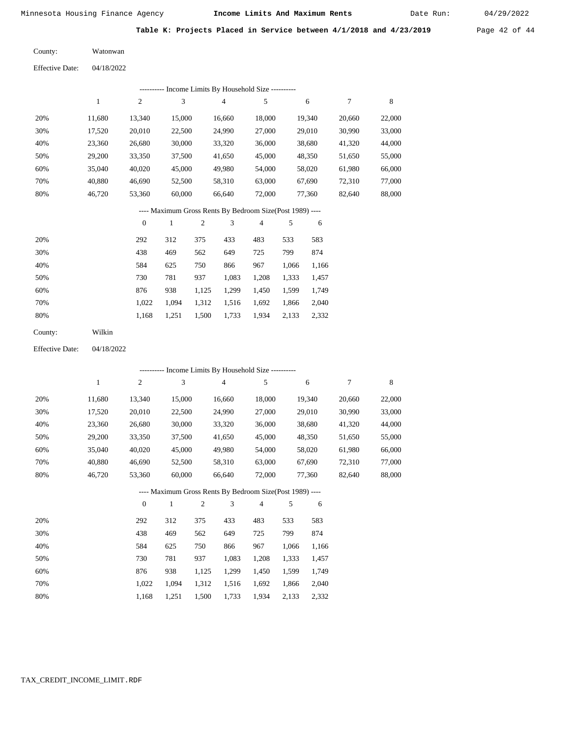**Table K: Projects Placed in Service between 4/1/2018 and 4/23/2019**

County: Watonwan

Effective Date: 04/18/2022

---------- Income Limits By Household Size ----------

| | 1 | 2 | 3 | 4 | 5 | 6 | 7 | 8 |
|---|---|---|---|---|---|---|---|---|
| 20% | 11,680 | 13,340 | 15,000 | 16,660 | 18,000 | 19,340 | 20,660 | 22,000 |
| 30% | 17,520 | 20,010 | 22,500 | 24,990 | 27,000 | 29,010 | 30,990 | 33,000 |
| 40% | 23,360 | 26,680 | 30,000 | 33,320 | 36,000 | 38,680 | 41,320 | 44,000 |
| 50% | 29,200 | 33,350 | 37,500 | 41,650 | 45,000 | 48,350 | 51,650 | 55,000 |
| 60% | 35,040 | 40,020 | 45,000 | 49,980 | 54,000 | 58,020 | 61,980 | 66,000 |
| 70% | 40,880 | 46,690 | 52,500 | 58,310 | 63,000 | 67,690 | 72,310 | 77,000 |
| 80% | 46,720 | 53,360 | 60,000 | 66,640 | 72,000 | 77,360 | 82,640 | 88,000 |

---- Maximum Gross Rents By Bedroom Size(Post 1989) ----

| | 0 | 1 | 2 | 3 | 4 | 5 | 6 |
|---|---|---|---|---|---|---|---|
| 20% | 292 | 312 | 375 | 433 | 483 | 533 | 583 |
| 30% | 438 | 469 | 562 | 649 | 725 | 799 | 874 |
| 40% | 584 | 625 | 750 | 866 | 967 | 1,066 | 1,166 |
| 50% | 730 | 781 | 937 | 1,083 | 1,208 | 1,333 | 1,457 |
| 60% | 876 | 938 | 1,125 | 1,299 | 1,450 | 1,599 | 1,749 |
| 70% | 1,022 | 1,094 | 1,312 | 1,516 | 1,692 | 1,866 | 2,040 |
| 80% | 1,168 | 1,251 | 1,500 | 1,733 | 1,934 | 2,133 | 2,332 |

County: Wilkin

Effective Date: 04/18/2022

---------- Income Limits By Household Size ----------

| | 1 | 2 | 3 | 4 | 5 | 6 | 7 | 8 |
|---|---|---|---|---|---|---|---|---|
| 20% | 11,680 | 13,340 | 15,000 | 16,660 | 18,000 | 19,340 | 20,660 | 22,000 |
| 30% | 17,520 | 20,010 | 22,500 | 24,990 | 27,000 | 29,010 | 30,990 | 33,000 |
| 40% | 23,360 | 26,680 | 30,000 | 33,320 | 36,000 | 38,680 | 41,320 | 44,000 |
| 50% | 29,200 | 33,350 | 37,500 | 41,650 | 45,000 | 48,350 | 51,650 | 55,000 |
| 60% | 35,040 | 40,020 | 45,000 | 49,980 | 54,000 | 58,020 | 61,980 | 66,000 |
| 70% | 40,880 | 46,690 | 52,500 | 58,310 | 63,000 | 67,690 | 72,310 | 77,000 |
| 80% | 46,720 | 53,360 | 60,000 | 66,640 | 72,000 | 77,360 | 82,640 | 88,000 |

---- Maximum Gross Rents By Bedroom Size(Post 1989) ----

| | 0 | 1 | 2 | 3 | 4 | 5 | 6 |
|---|---|---|---|---|---|---|---|
| 20% | 292 | 312 | 375 | 433 | 483 | 533 | 583 |
| 30% | 438 | 469 | 562 | 649 | 725 | 799 | 874 |
| 40% | 584 | 625 | 750 | 866 | 967 | 1,066 | 1,166 |
| 50% | 730 | 781 | 937 | 1,083 | 1,208 | 1,333 | 1,457 |
| 60% | 876 | 938 | 1,125 | 1,299 | 1,450 | 1,599 | 1,749 |
| 70% | 1,022 | 1,094 | 1,312 | 1,516 | 1,692 | 1,866 | 2,040 |
| 80% | 1,168 | 1,251 | 1,500 | 1,733 | 1,934 | 2,133 | 2,332 |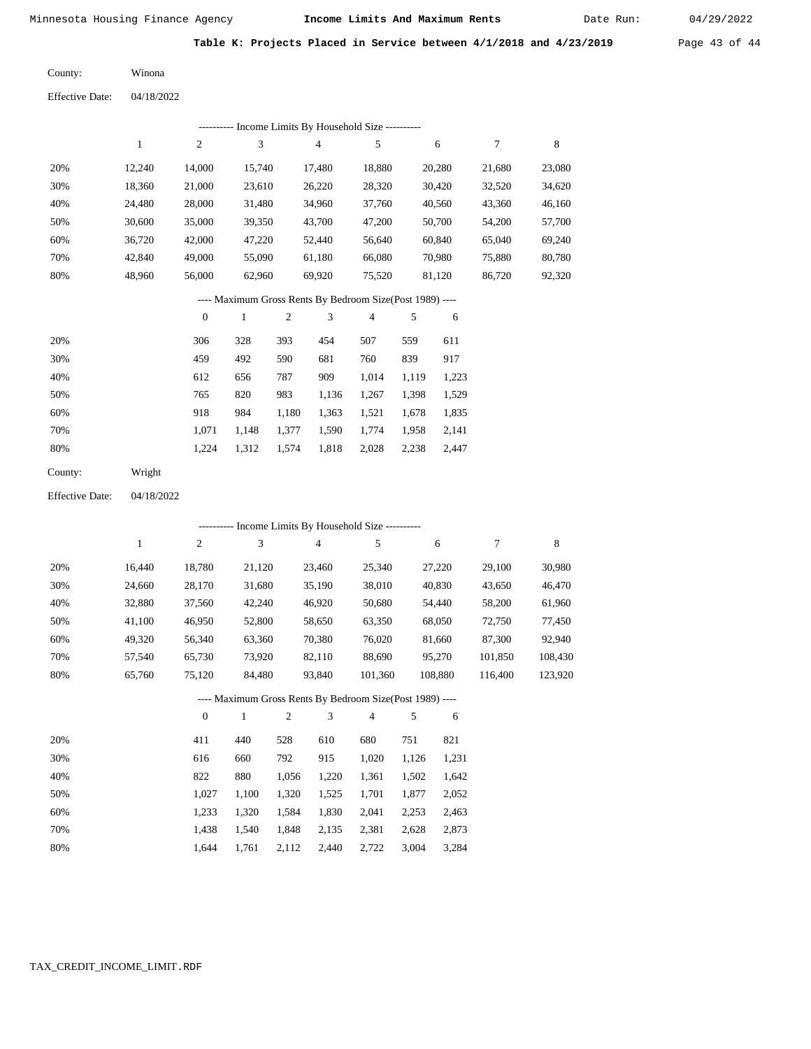Minnesota Housing Finance Agency **Income Limits And Maximum Rents** Date Run: 04/29/2022

**Table K: Projects Placed in Service between 4/1/2018 and 4/23/2019**

County: Winona

Effective Date: 04/18/2022

---------- Income Limits By Household Size ----------

| | 1 | 2 | 3 | 4 | 5 | 6 | 7 | 8 |
|---|---|---|---|---|---|---|---|---|
| 20% | 12,240 | 14,000 | 15,740 | 17,480 | 18,880 | 20,280 | 21,680 | 23,080 |
| 30% | 18,360 | 21,000 | 23,610 | 26,220 | 28,320 | 30,420 | 32,520 | 34,620 |
| 40% | 24,480 | 28,000 | 31,480 | 34,960 | 37,760 | 40,560 | 43,360 | 46,160 |
| 50% | 30,600 | 35,000 | 39,350 | 43,700 | 47,200 | 50,700 | 54,200 | 57,700 |
| 60% | 36,720 | 42,000 | 47,220 | 52,440 | 56,640 | 60,840 | 65,040 | 69,240 |
| 70% | 42,840 | 49,000 | 55,090 | 61,180 | 66,080 | 70,980 | 75,880 | 80,780 |
| 80% | 48,960 | 56,000 | 62,960 | 69,920 | 75,520 | 81,120 | 86,720 | 92,320 |

---- Maximum Gross Rents By Bedroom Size(Post 1989) ----

| | 0 | 1 | 2 | 3 | 4 | 5 | 6 |
|---|---|---|---|---|---|---|---|
| 20% | 306 | 328 | 393 | 454 | 507 | 559 | 611 |
| 30% | 459 | 492 | 590 | 681 | 760 | 839 | 917 |
| 40% | 612 | 656 | 787 | 909 | 1,014 | 1,119 | 1,223 |
| 50% | 765 | 820 | 983 | 1,136 | 1,267 | 1,398 | 1,529 |
| 60% | 918 | 984 | 1,180 | 1,363 | 1,521 | 1,678 | 1,835 |
| 70% | 1,071 | 1,148 | 1,377 | 1,590 | 1,774 | 1,958 | 2,141 |
| 80% | 1,224 | 1,312 | 1,574 | 1,818 | 2,028 | 2,238 | 2,447 |

County: Wright

Effective Date: 04/18/2022

---------- Income Limits By Household Size ----------

| | 1 | 2 | 3 | 4 | 5 | 6 | 7 | 8 |
|---|---|---|---|---|---|---|---|---|
| 20% | 16,440 | 18,780 | 21,120 | 23,460 | 25,340 | 27,220 | 29,100 | 30,980 |
| 30% | 24,660 | 28,170 | 31,680 | 35,190 | 38,010 | 40,830 | 43,650 | 46,470 |
| 40% | 32,880 | 37,560 | 42,240 | 46,920 | 50,680 | 54,440 | 58,200 | 61,960 |
| 50% | 41,100 | 46,950 | 52,800 | 58,650 | 63,350 | 68,050 | 72,750 | 77,450 |
| 60% | 49,320 | 56,340 | 63,360 | 70,380 | 76,020 | 81,660 | 87,300 | 92,940 |
| 70% | 57,540 | 65,730 | 73,920 | 82,110 | 88,690 | 95,270 | 101,850 | 108,430 |
| 80% | 65,760 | 75,120 | 84,480 | 93,840 | 101,360 | 108,880 | 116,400 | 123,920 |

---- Maximum Gross Rents By Bedroom Size(Post 1989) ----

| | 0 | 1 | 2 | 3 | 4 | 5 | 6 |
|---|---|---|---|---|---|---|---|
| 20% | 411 | 440 | 528 | 610 | 680 | 751 | 821 |
| 30% | 616 | 660 | 792 | 915 | 1,020 | 1,126 | 1,231 |
| 40% | 822 | 880 | 1,056 | 1,220 | 1,361 | 1,502 | 1,642 |
| 50% | 1,027 | 1,100 | 1,320 | 1,525 | 1,701 | 1,877 | 2,052 |
| 60% | 1,233 | 1,320 | 1,584 | 1,830 | 2,041 | 2,253 | 2,463 |
| 70% | 1,438 | 1,540 | 1,848 | 2,135 | 2,381 | 2,628 | 2,873 |
| 80% | 1,644 | 1,761 | 2,112 | 2,440 | 2,722 | 3,004 | 3,284 |

TAX_CREDIT_INCOME_LIMIT.RDF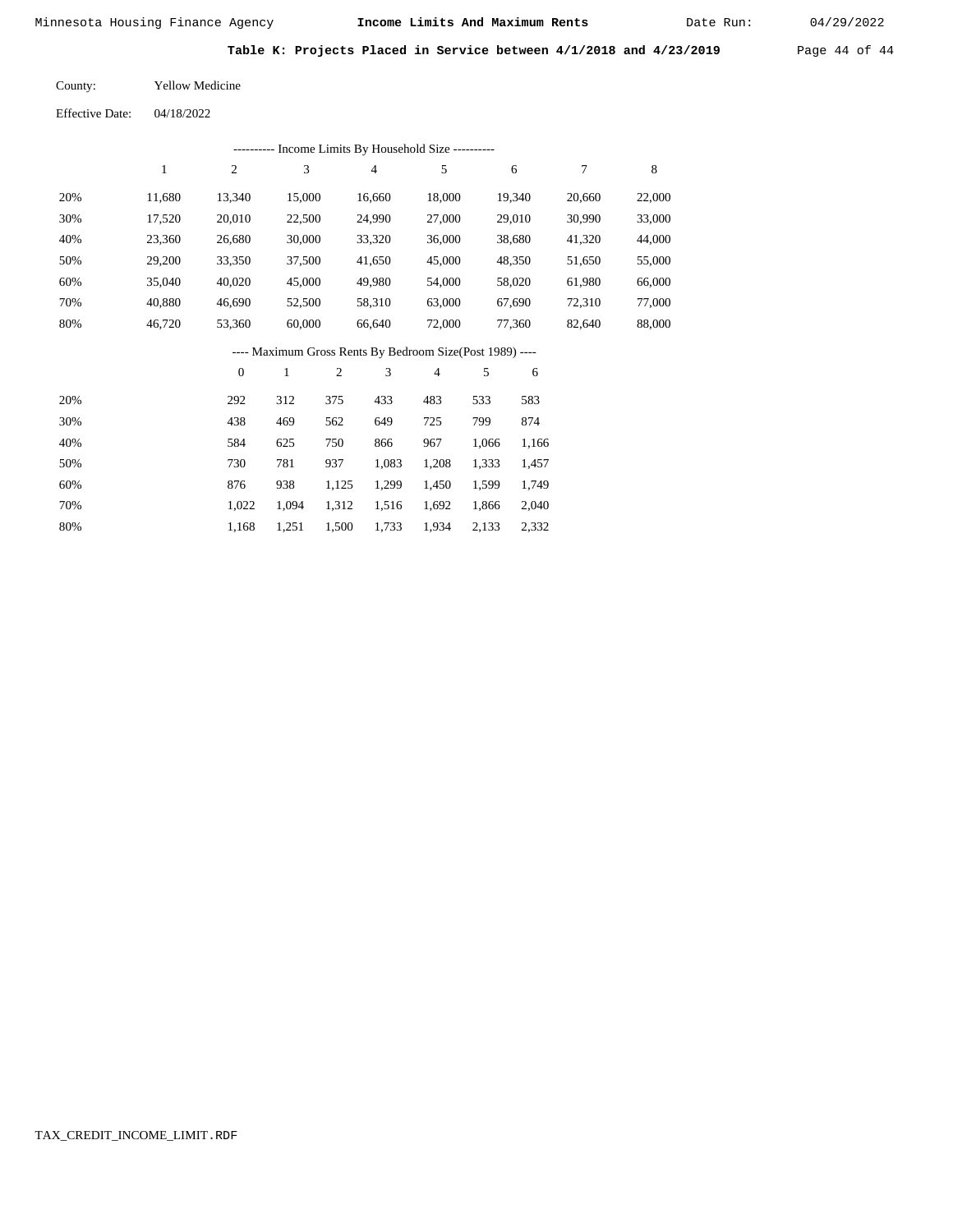**Table K: Projects Placed in Service between 4/1/2018 and 4/23/2019**

County: Yellow Medicine

Effective Date: 04/18/2022

---------- Income Limits By Household Size ----------

| | 1 | 2 | 3 | 4 | 5 | 6 | 7 | 8 |
|---|---|---|---|---|---|---|---|---|
| 20% | 11,680 | 13,340 | 15,000 | 16,660 | 18,000 | 19,340 | 20,660 | 22,000 |
| 30% | 17,520 | 20,010 | 22,500 | 24,990 | 27,000 | 29,010 | 30,990 | 33,000 |
| 40% | 23,360 | 26,680 | 30,000 | 33,320 | 36,000 | 38,680 | 41,320 | 44,000 |
| 50% | 29,200 | 33,350 | 37,500 | 41,650 | 45,000 | 48,350 | 51,650 | 55,000 |
| 60% | 35,040 | 40,020 | 45,000 | 49,980 | 54,000 | 58,020 | 61,980 | 66,000 |
| 70% | 40,880 | 46,690 | 52,500 | 58,310 | 63,000 | 67,690 | 72,310 | 77,000 |
| 80% | 46,720 | 53,360 | 60,000 | 66,640 | 72,000 | 77,360 | 82,640 | 88,000 |

---- Maximum Gross Rents By Bedroom Size(Post 1989) ----

| | 0 | 1 | 2 | 3 | 4 | 5 | 6 |
|---|---|---|---|---|---|---|---|
| 20% | 292 | 312 | 375 | 433 | 483 | 533 | 583 |
| 30% | 438 | 469 | 562 | 649 | 725 | 799 | 874 |
| 40% | 584 | 625 | 750 | 866 | 967 | 1,066 | 1,166 |
| 50% | 730 | 781 | 937 | 1,083 | 1,208 | 1,333 | 1,457 |
| 60% | 876 | 938 | 1,125 | 1,299 | 1,450 | 1,599 | 1,749 |
| 70% | 1,022 | 1,094 | 1,312 | 1,516 | 1,692 | 1,866 | 2,040 |
| 80% | 1,168 | 1,251 | 1,500 | 1,733 | 1,934 | 2,133 | 2,332 |